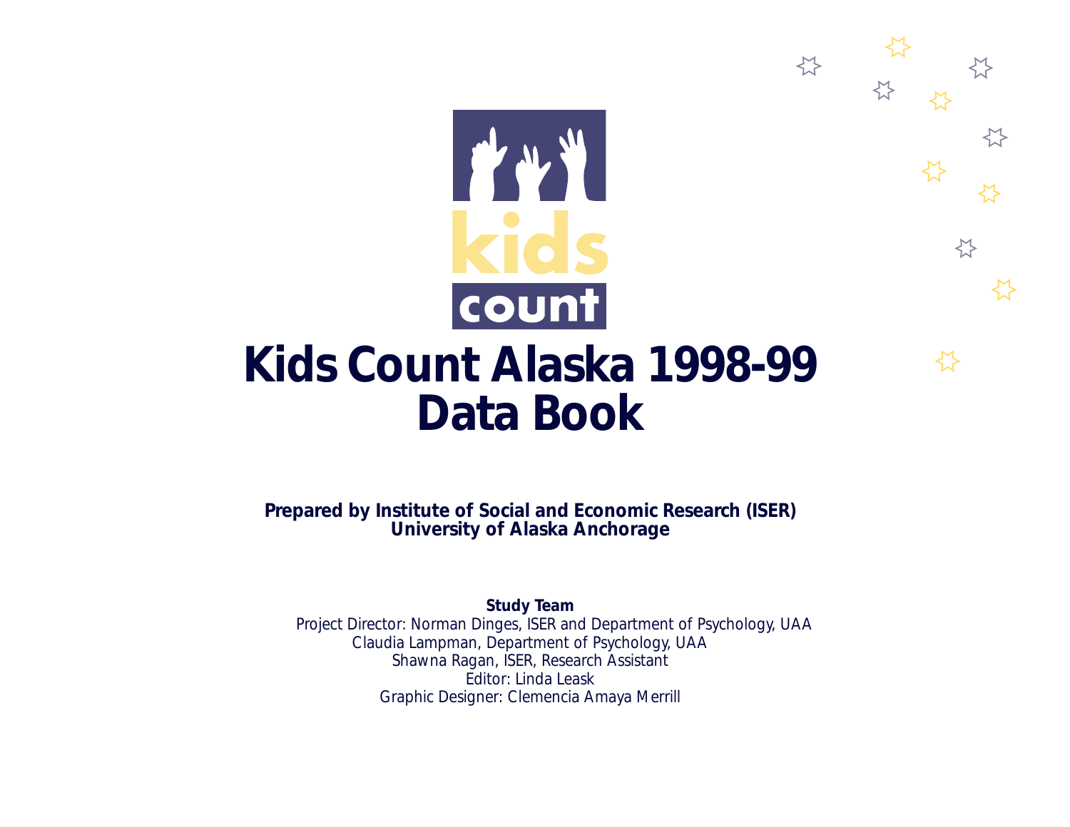kids count

# Kids Count Alaska 1998-99 Data Book

**Prepared by Institute of Social and Economic Research (ISER)**
**University of Alaska Anchorage**

**Study Team**

Project Director: Norman Dinges, ISER and Department of Psychology, UAA
Claudia Lampman, Department of Psychology, UAA
Shawna Ragan, ISER, Research Assistant
Editor: Linda Leask
Graphic Designer: Clemencia Amaya Merrill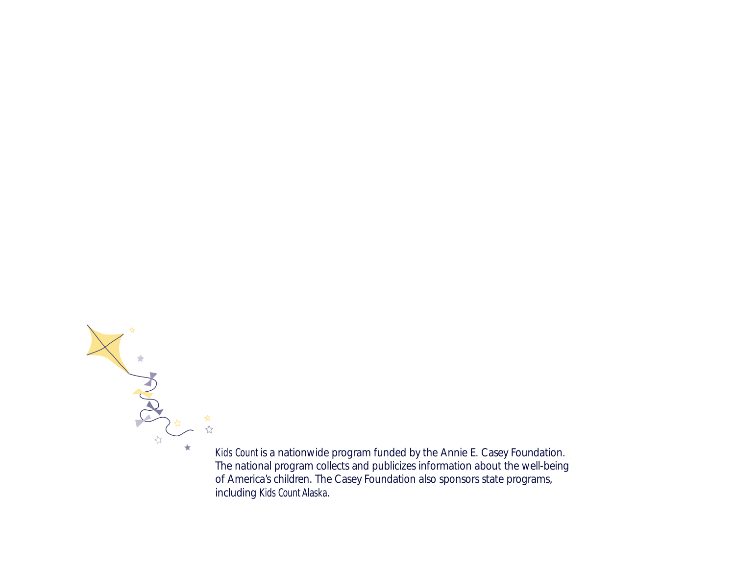*Kids Count* is a nationwide program funded by the Annie E. Casey Foundation. The national program collects and publicizes information about the well-being of America's children. The Casey Foundation also sponsors state programs, including *Kids Count Alaska*.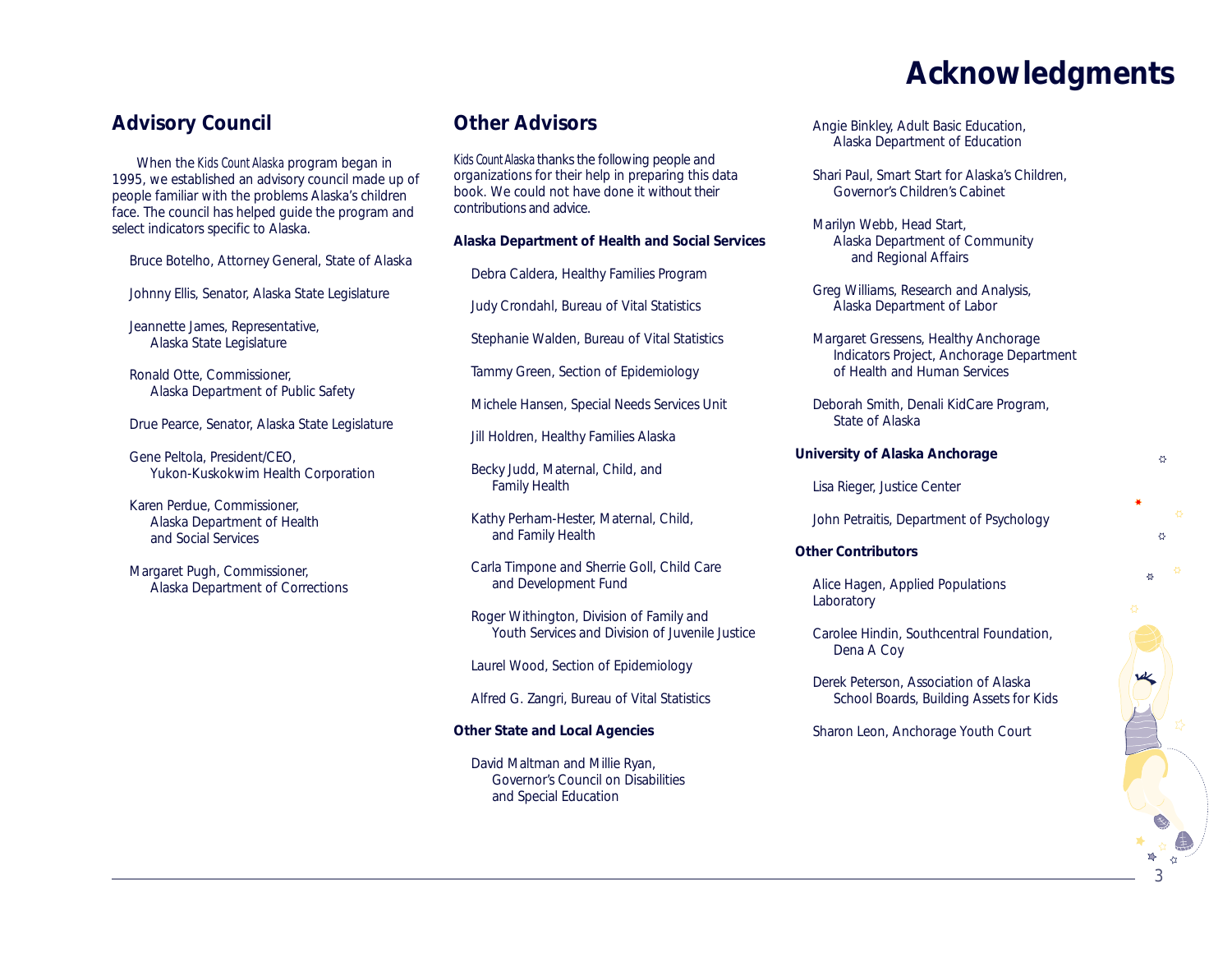# Acknowledgments

## Advisory Council

When the *Kids Count Alaska* program began in 1995, we established an advisory council made up of people familiar with the problems Alaska's children face. The council has helped guide the program and select indicators specific to Alaska.

Bruce Botelho, Attorney General, State of Alaska

Johnny Ellis, Senator, Alaska State Legislature

Jeannette James, Representative, Alaska State Legislature

Ronald Otte, Commissioner, Alaska Department of Public Safety

Drue Pearce, Senator, Alaska State Legislature

Gene Peltola, President/CEO, Yukon-Kuskokwim Health Corporation

Karen Perdue, Commissioner, Alaska Department of Health and Social Services

Margaret Pugh, Commissioner, Alaska Department of Corrections

## Other Advisors

*Kids Count Alaska* thanks the following people and organizations for their help in preparing this data book. We could not have done it without their contributions and advice.

**Alaska Department of Health and Social Services**

Debra Caldera, Healthy Families Program

Judy Crondahl, Bureau of Vital Statistics

Stephanie Walden, Bureau of Vital Statistics

Tammy Green, Section of Epidemiology

Michele Hansen, Special Needs Services Unit

Jill Holdren, Healthy Families Alaska

Becky Judd, Maternal, Child, and Family Health

Kathy Perham-Hester, Maternal, Child, and Family Health

Carla Timpone and Sherrie Goll, Child Care and Development Fund

Roger Withington, Division of Family and Youth Services and Division of Juvenile Justice

Laurel Wood, Section of Epidemiology

Alfred G. Zangri, Bureau of Vital Statistics

**Other State and Local Agencies**

David Maltman and Millie Ryan, Governor's Council on Disabilities and Special Education

Angie Binkley, Adult Basic Education, Alaska Department of Education

Shari Paul, Smart Start for Alaska's Children, Governor's Children's Cabinet

Marilyn Webb, Head Start, Alaska Department of Community and Regional Affairs

Greg Williams, Research and Analysis, Alaska Department of Labor

Margaret Gressens, Healthy Anchorage Indicators Project, Anchorage Department of Health and Human Services

Deborah Smith, Denali KidCare Program, State of Alaska

**University of Alaska Anchorage**

Lisa Rieger, Justice Center

John Petraitis, Department of Psychology

**Other Contributors**

Alice Hagen, Applied Populations Laboratory

Carolee Hindin, Southcentral Foundation, Dena A Coy

Derek Peterson, Association of Alaska School Boards, Building Assets for Kids

Sharon Leon, Anchorage Youth Court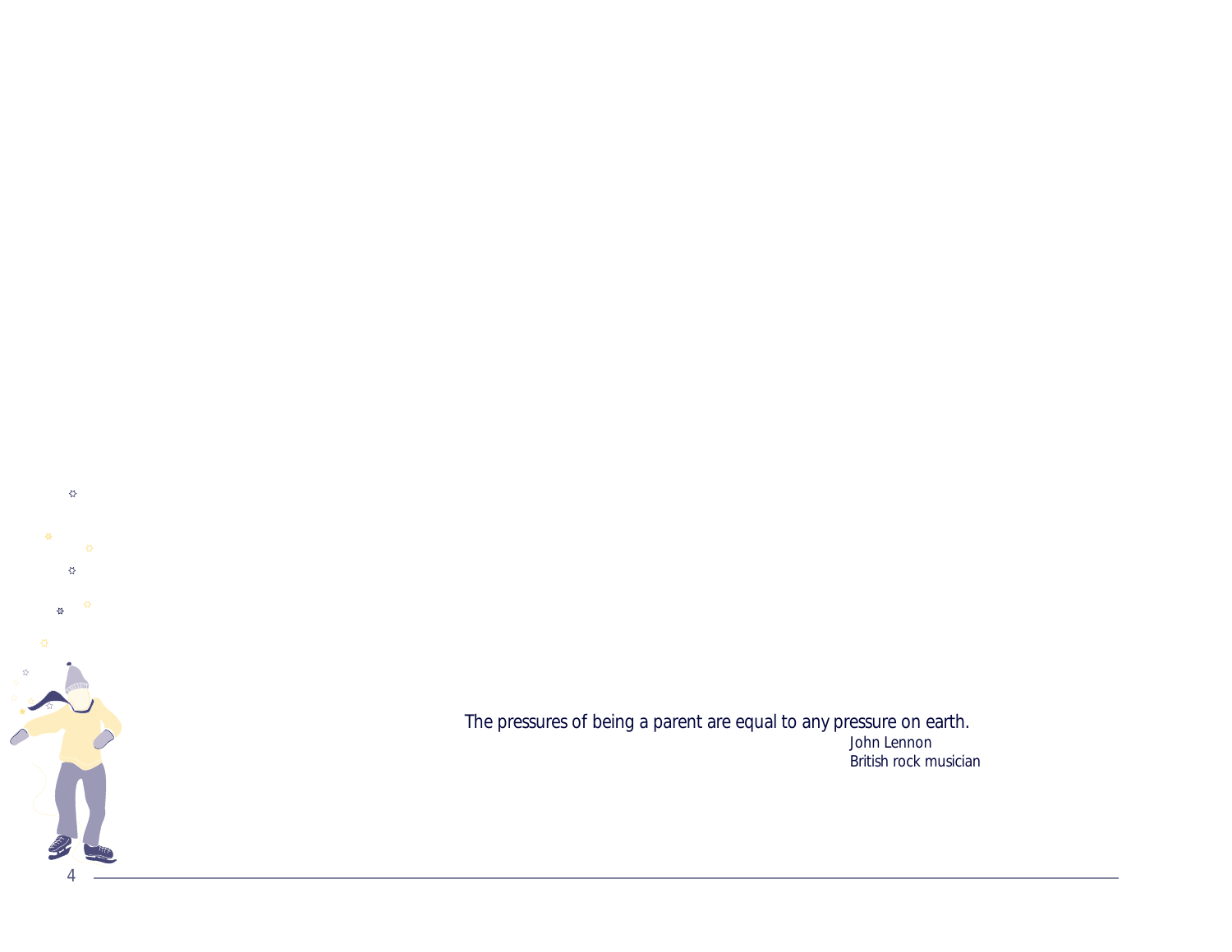The pressures of being a parent are equal to any pressure on earth.

John Lennon
British rock musician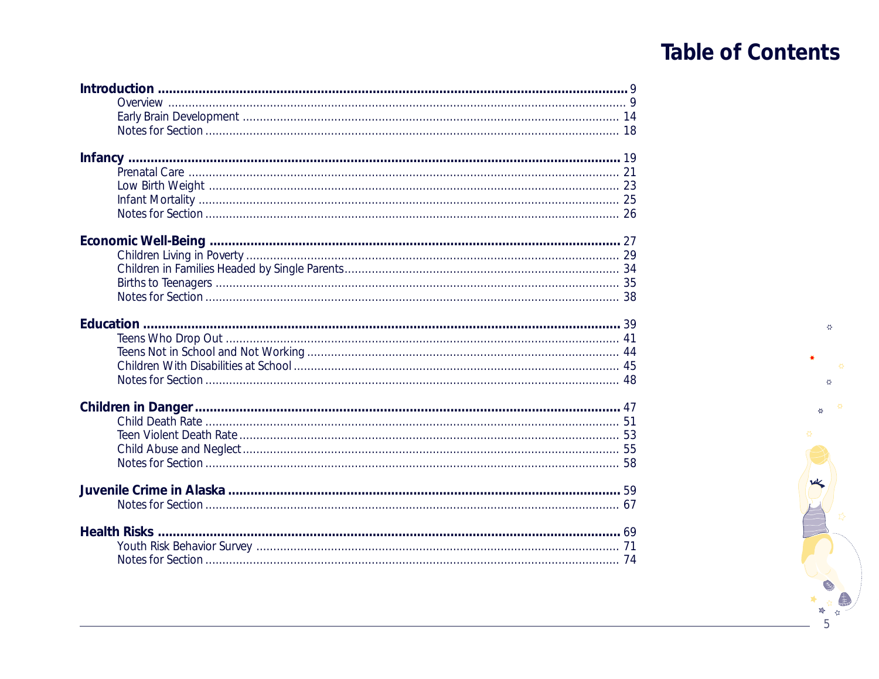# Table of Contents

**Introduction** ........................................................ 9
- Overview ........................................................ 9
- Early Brain Development ........................................................ 14
- Notes for Section ........................................................ 18

**Infancy** ........................................................ 19
- Prenatal Care ........................................................ 21
- Low Birth Weight ........................................................ 23
- Infant Mortality ........................................................ 25
- Notes for Section ........................................................ 26

**Economic Well-Being** ........................................................ 27
- Children Living in Poverty ........................................................ 29
- Children in Families Headed by Single Parents ........................................................ 34
- Births to Teenagers ........................................................ 35
- Notes for Section ........................................................ 38

**Education** ........................................................ 39
- Teens Who Drop Out ........................................................ 41
- Teens Not in School and Not Working ........................................................ 44
- Children With Disabilities at School ........................................................ 45
- Notes for Section ........................................................ 48

**Children in Danger** ........................................................ 47
- Child Death Rate ........................................................ 51
- Teen Violent Death Rate ........................................................ 53
- Child Abuse and Neglect ........................................................ 55
- Notes for Section ........................................................ 58

**Juvenile Crime in Alaska** ........................................................ 59
- Notes for Section ........................................................ 67

**Health Risks** ........................................................ 69
- Youth Risk Behavior Survey ........................................................ 71
- Notes for Section ........................................................ 74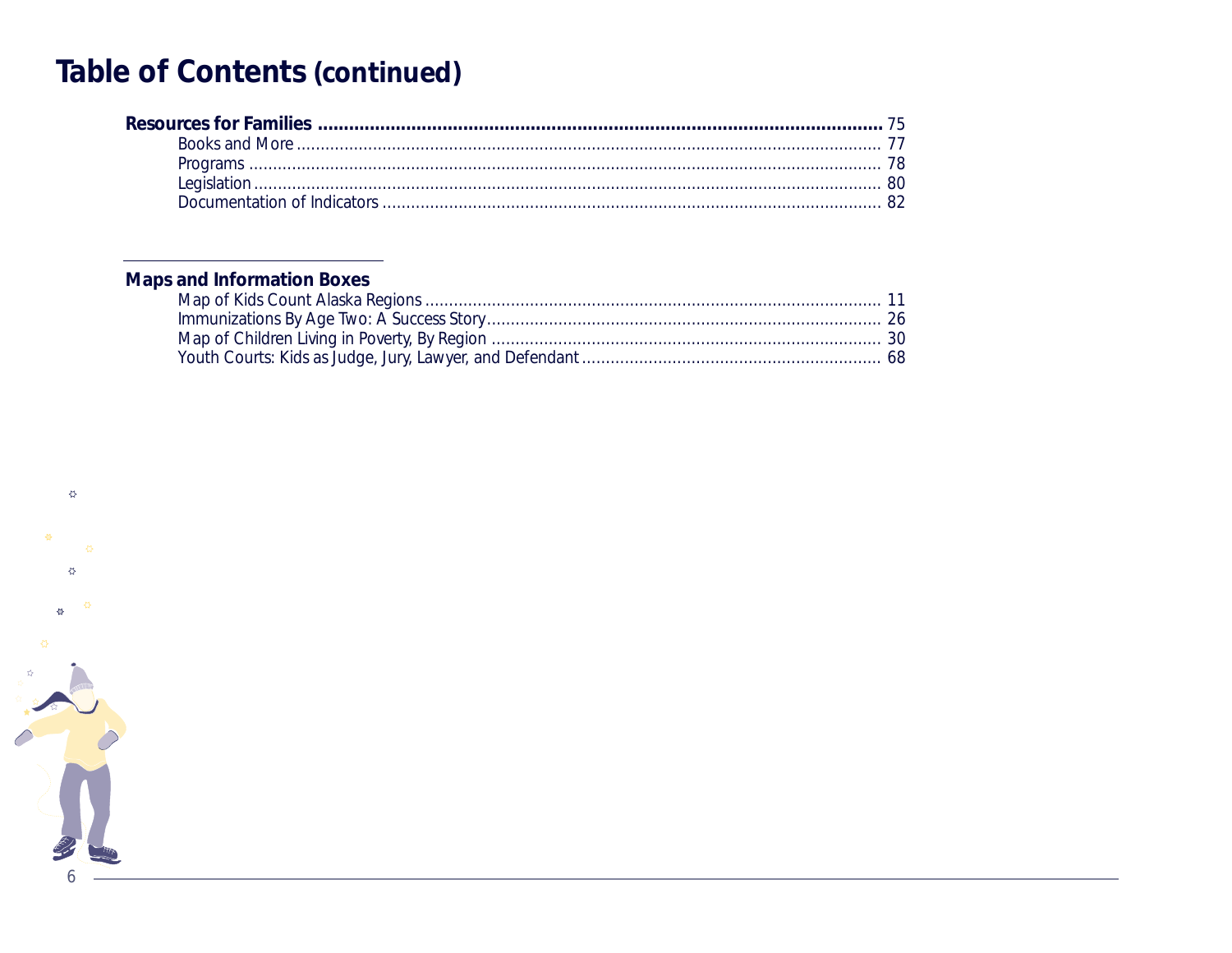# Table of Contents (continued)

**Resources for Families** .......... 75
- Books and More .......... 77
- Programs .......... 78
- Legislation .......... 80
- Documentation of Indicators .......... 82

## Maps and Information Boxes

- Map of Kids Count Alaska Regions .......... 11
- Immunizations By Age Two: A Success Story .......... 26
- Map of Children Living in Poverty, By Region .......... 30
- Youth Courts: Kids as Judge, Jury, Lawyer, and Defendant .......... 68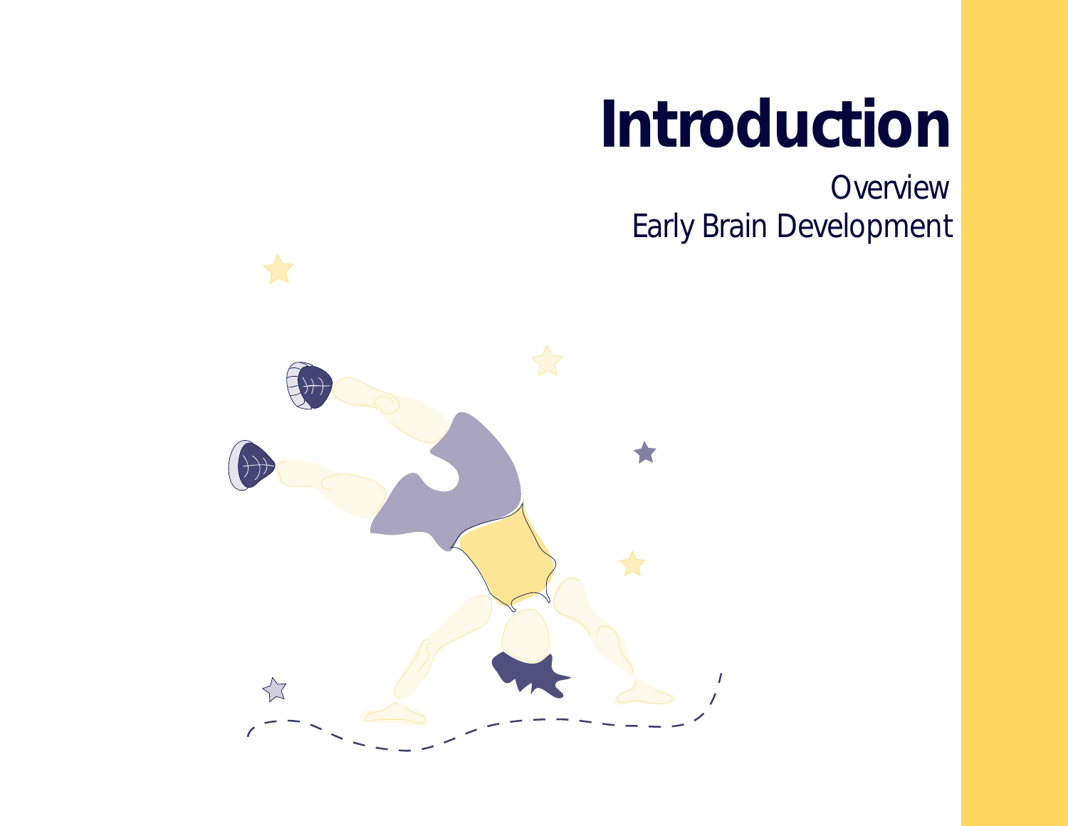# Introduction

Overview
Early Brain Development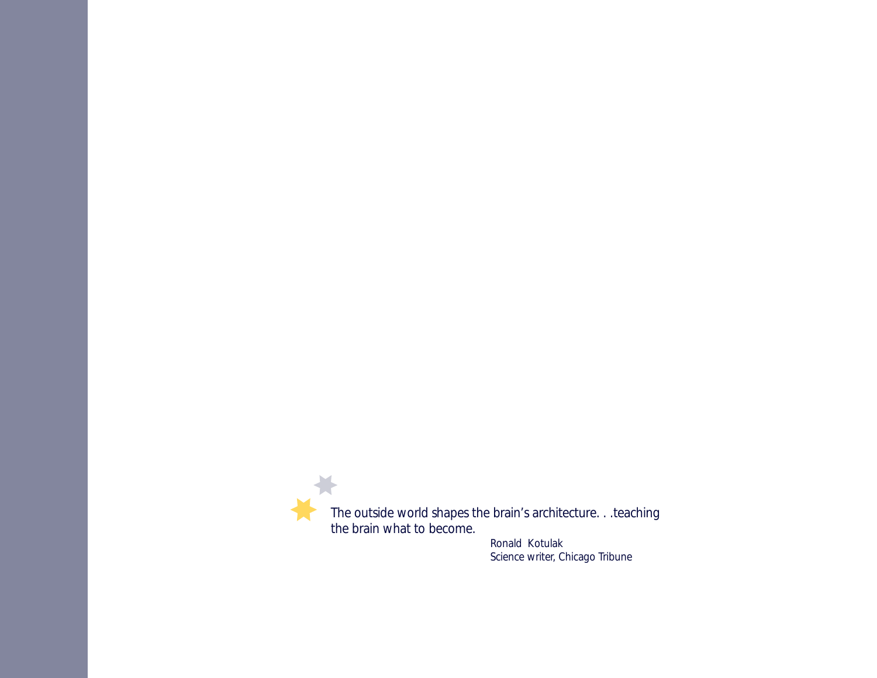*The outside world shapes the brain's architecture. . .teaching the brain what to become.*

Ronald Kotulak
Science writer, Chicago Tribune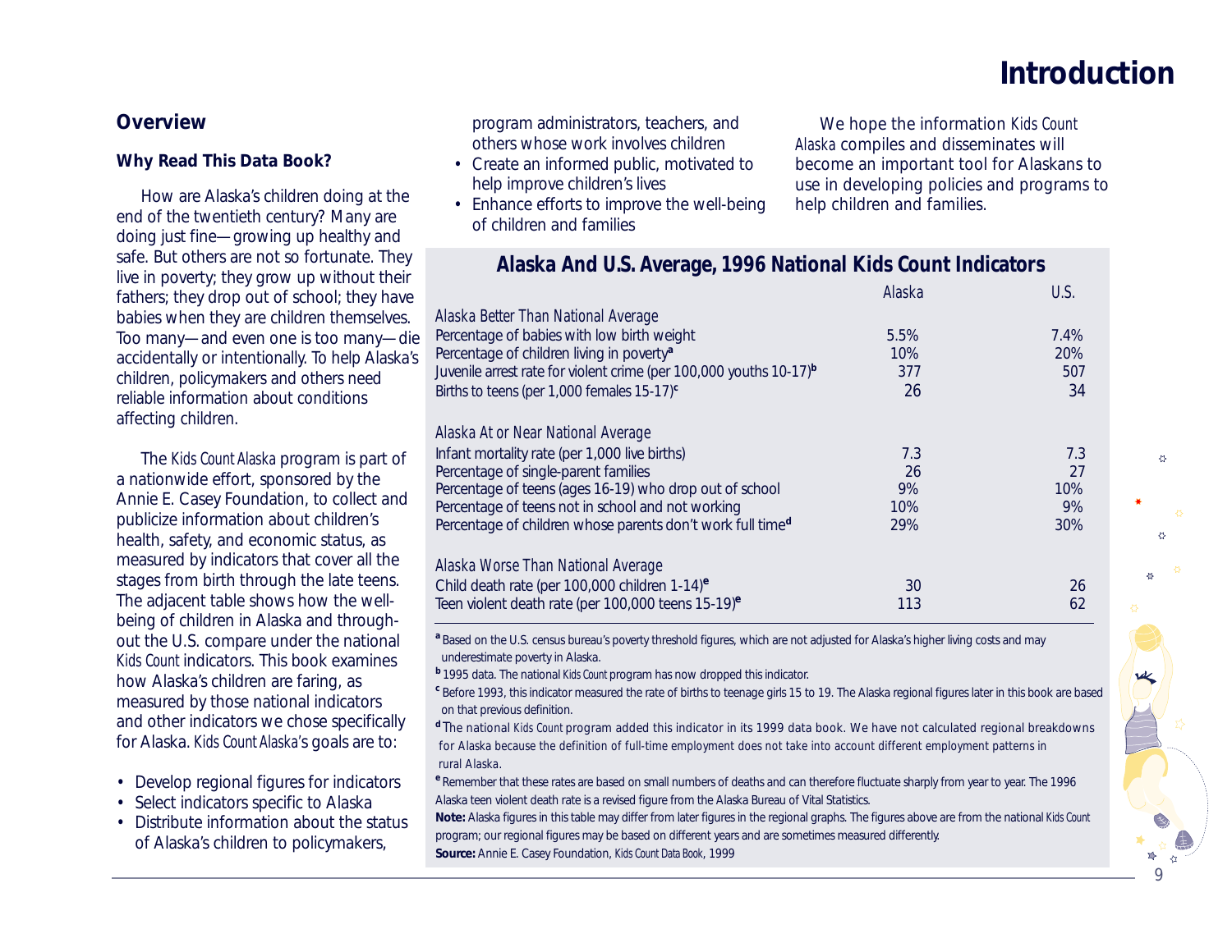# Introduction

## Overview

### Why Read This Data Book?

How are Alaska's children doing at the end of the twentieth century? Many are doing just fine—growing up healthy and safe. But others are not so fortunate. They live in poverty; they grow up without their fathers; they drop out of school; they have babies when they are children themselves. Too many—and even one is too many—die accidentally or intentionally. To help Alaska's children, policymakers and others need reliable information about conditions affecting children.

The *Kids Count Alaska* program is part of a nationwide effort, sponsored by the Annie E. Casey Foundation, to collect and publicize information about children's health, safety, and economic status, as measured by indicators that cover all the stages from birth through the late teens. The adjacent table shows how the well-being of children in Alaska and throughout the U.S. compare under the national *Kids Count* indicators. This book examines how Alaska's children are faring, as measured by those national indicators and other indicators we chose specifically for Alaska. *Kids Count Alaska*'s goals are to:

- Develop regional figures for indicators
- Select indicators specific to Alaska
- Distribute information about the status of Alaska's children to policymakers, program administrators, teachers, and others whose work involves children
- Create an informed public, motivated to help improve children's lives
- Enhance efforts to improve the well-being of children and families

We hope the information *Kids Count Alaska* compiles and disseminates will become an important tool for Alaskans to use in developing policies and programs to help children and families.

**Alaska And U.S. Average, 1996 National Kids Count Indicators**

| | Alaska | U.S. |
|---|---|---|
| *Alaska Better Than National Average* | | |
| Percentage of babies with low birth weight | 5.5% | 7.4% |
| Percentage of children living in poverty[a] | 10% | 20% |
| Juvenile arrest rate for violent crime (per 100,000 youths 10-17)[b] | 377 | 507 |
| Births to teens (per 1,000 females 15-17)[c] | 26 | 34 |
| *Alaska At or Near National Average* | | |
| Infant mortality rate (per 1,000 live births) | 7.3 | 7.3 |
| Percentage of single-parent families | 26 | 27 |
| Percentage of teens (ages 16-19) who drop out of school | 9% | 10% |
| Percentage of teens not in school and not working | 10% | 9% |
| Percentage of children whose parents don't work full time[d] | 29% | 30% |
| *Alaska Worse Than National Average* | | |
| Child death rate (per 100,000 children 1-14)[e] | 30 | 26 |
| Teen violent death rate (per 100,000 teens 15-19)[e] | 113 | 62 |

[a] Based on the U.S. census bureau's poverty threshold figures, which are not adjusted for Alaska's higher living costs and may underestimate poverty in Alaska.

[b] 1995 data. The national *Kids Count* program has now dropped this indicator.

[c] Before 1993, this indicator measured the rate of births to teenage girls 15 to 19. The Alaska regional figures later in this book are based on that previous definition.

[d] The national *Kids Count* program added this indicator in its 1999 data book. We have not calculated regional breakdowns for Alaska because the definition of full-time employment does not take into account different employment patterns in rural Alaska.

[e] Remember that these rates are based on small numbers of deaths and can therefore fluctuate sharply from year to year. The 1996 Alaska teen violent death rate is a revised figure from the Alaska Bureau of Vital Statistics.

**Note:** Alaska figures in this table may differ from later figures in the regional graphs. The figures above are from the national *Kids Count* program; our regional figures may be based on different years and are sometimes measured differently.

**Source:** Annie E. Casey Foundation, *Kids Count Data Book*, 1999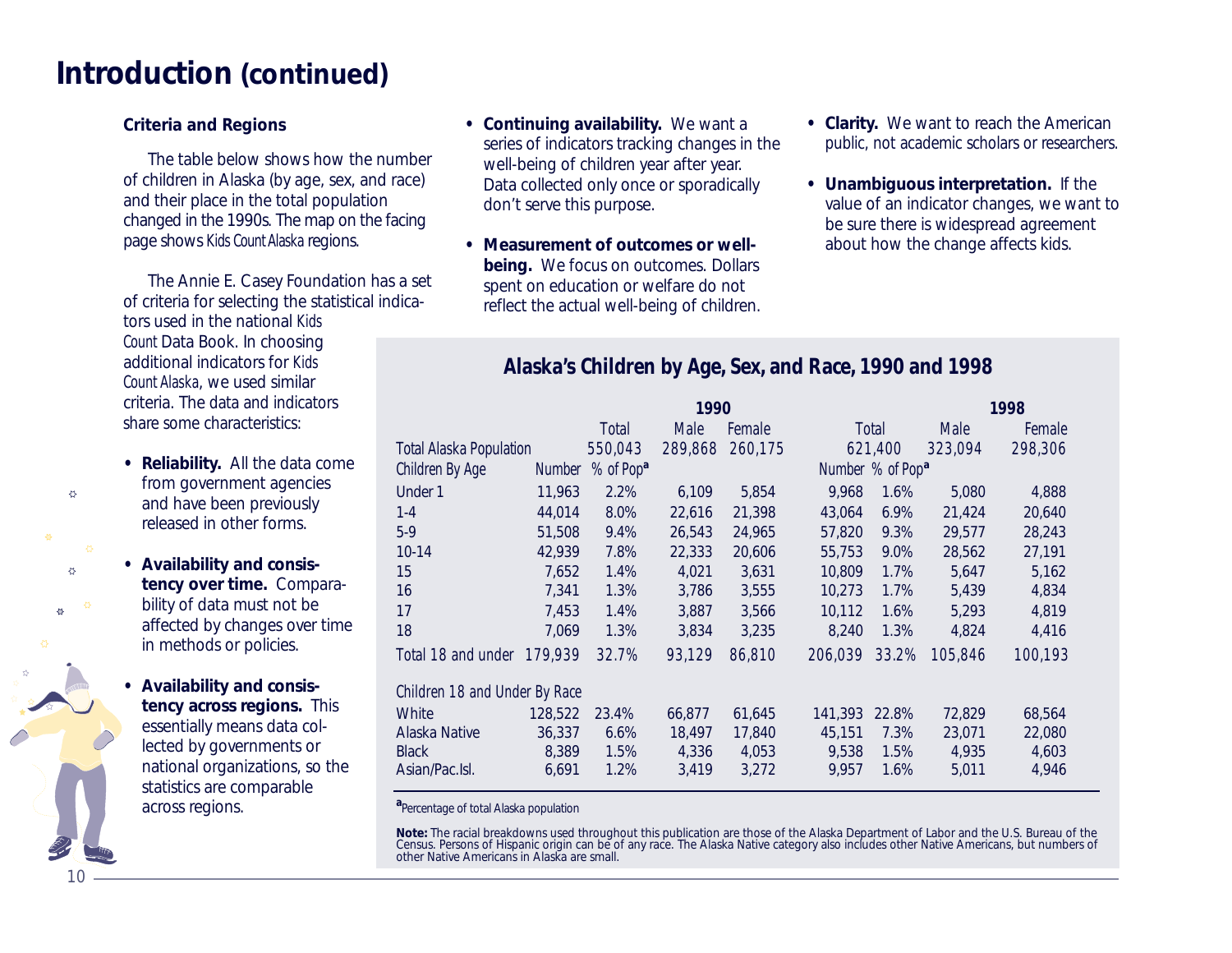# Introduction (continued)

**Criteria and Regions**

The table below shows how the number of children in Alaska (by age, sex, and race) and their place in the total population changed in the 1990s. The map on the facing page shows *Kids Count Alaska* regions.

The Annie E. Casey Foundation has a set of criteria for selecting the statistical indicators used in the national *Kids Count* Data Book. In choosing additional indicators for *Kids Count Alaska*, we used similar criteria. The data and indicators share some characteristics:

- **Reliability.** All the data come from government agencies and have been previously released in other forms.
- **Availability and consistency over time.** Comparability of data must not be affected by changes over time in methods or policies.
- **Availability and consistency across regions.** This essentially means data collected by governments or national organizations, so the statistics are comparable across regions.
- **Continuing availability.** We want a series of indicators tracking changes in the well-being of children year after year. Data collected only once or sporadically don't serve this purpose.
- **Measurement of outcomes or well-being.** We focus on outcomes. Dollars spent on education or welfare do not reflect the actual well-being of children.
- **Clarity.** We want to reach the American public, not academic scholars or researchers.
- **Unambiguous interpretation.** If the value of an indicator changes, we want to be sure there is widespread agreement about how the change affects kids.

## Alaska's Children by Age, Sex, and Race, 1990 and 1998

| | 1990 | | | | 1998 | | | |
|---|---|---|---|---|---|---|---|---|
| | Total | | Male | Female | Total | | Male | Female |
| Total Alaska Population | 550,043 | | 289,868 | 260,175 | 621,400 | | 323,094 | 298,306 |
| Children By Age | Number | % of Pop[a] | | | Number | % of Pop[a] | | |
| Under 1 | 11,963 | 2.2% | 6,109 | 5,854 | 9,968 | 1.6% | 5,080 | 4,888 |
| 1-4 | 44,014 | 8.0% | 22,616 | 21,398 | 43,064 | 6.9% | 21,424 | 20,640 |
| 5-9 | 51,508 | 9.4% | 26,543 | 24,965 | 57,820 | 9.3% | 29,577 | 28,243 |
| 10-14 | 42,939 | 7.8% | 22,333 | 20,606 | 55,753 | 9.0% | 28,562 | 27,191 |
| 15 | 7,652 | 1.4% | 4,021 | 3,631 | 10,809 | 1.7% | 5,647 | 5,162 |
| 16 | 7,341 | 1.3% | 3,786 | 3,555 | 10,273 | 1.7% | 5,439 | 4,834 |
| 17 | 7,453 | 1.4% | 3,887 | 3,566 | 10,112 | 1.6% | 5,293 | 4,819 |
| 18 | 7,069 | 1.3% | 3,834 | 3,235 | 8,240 | 1.3% | 4,824 | 4,416 |
| Total 18 and under | 179,939 | 32.7% | 93,129 | 86,810 | 206,039 | 33.2% | 105,846 | 100,193 |
| Children 18 and Under By Race | | | | | | | | |
| White | 128,522 | 23.4% | 66,877 | 61,645 | 141,393 | 22.8% | 72,829 | 68,564 |
| Alaska Native | 36,337 | 6.6% | 18,497 | 17,840 | 45,151 | 7.3% | 23,071 | 22,080 |
| Black | 8,389 | 1.5% | 4,336 | 4,053 | 9,538 | 1.5% | 4,935 | 4,603 |
| Asian/Pac.Isl. | 6,691 | 1.2% | 3,419 | 3,272 | 9,957 | 1.6% | 5,011 | 4,946 |

[a]Percentage of total Alaska population

**Note:** The racial breakdowns used throughout this publication are those of the Alaska Department of Labor and the U.S. Bureau of the Census. Persons of Hispanic origin can be of any race. The Alaska Native category also includes other Native Americans, but numbers of other Native Americans in Alaska are small.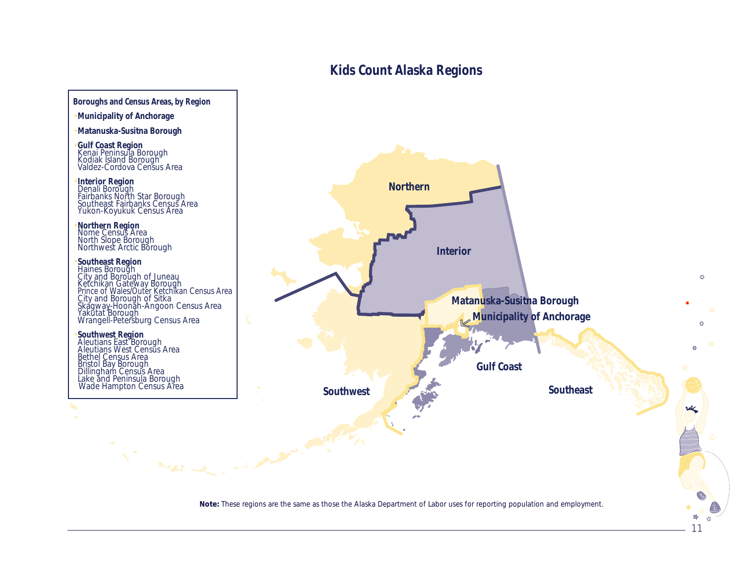# Kids Count Alaska Regions

**Boroughs and Census Areas, by Region**

- **Municipality of Anchorage**
- **Matanuska-Susitna Borough**
- **Gulf Coast Region**
  - Kenai Peninsula Borough
  - Kodiak Island Borough
  - Valdez-Cordova Census Area
- **Interior Region**
  - Denali Borough
  - Fairbanks North Star Borough
  - Southeast Fairbanks Census Area
  - Yukon-Koyukuk Census Area
- **Northern Region**
  - Nome Census Area
  - North Slope Borough
  - Northwest Arctic Borough
- **Southeast Region**
  - Haines Borough
  - City and Borough of Juneau
  - Ketchikan Gateway Borough
  - Prince of Wales/Outer Ketchikan Census Area
  - City and Borough of Sitka
  - Skagway-Hoonah-Angoon Census Area
  - Yakutat Borough
  - Wrangell-Petersburg Census Area
- **Southwest Region**
  - Aleutians East Borough
  - Aleutians West Census Area
  - Bethel Census Area
  - Bristol Bay Borough
  - Dillingham Census Area
  - Lake and Peninsula Borough
  - Wade Hampton Census Area

Northern

Interior

Matanuska-Susitna Borough

Municipality of Anchorage

Gulf Coast

Southwest

Southeast

**Note:** These regions are the same as those the Alaska Department of Labor uses for reporting population and employment.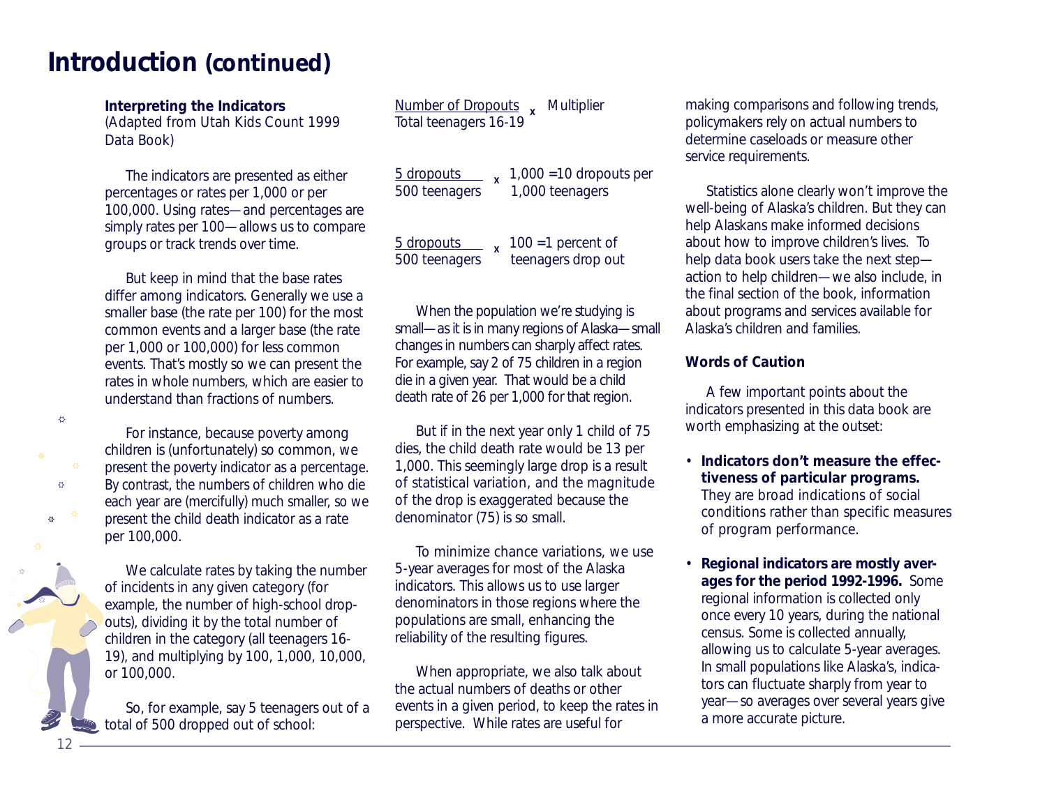# Introduction (continued)

**Interpreting the Indicators**
(Adapted from Utah Kids Count 1999 Data Book)

The indicators are presented as either percentages or rates per 1,000 or per 100,000. Using rates—and percentages are simply rates per 100—allows us to compare groups or track trends over time.

But keep in mind that the base rates differ among indicators. Generally we use a smaller base (the rate per 100) for the most common events and a larger base (the rate per 1,000 or 100,000) for less common events. That's mostly so we can present the rates in whole numbers, which are easier to understand than fractions of numbers.

For instance, because poverty among children is (unfortunately) so common, we present the poverty indicator as a percentage. By contrast, the numbers of children who die each year are (mercifully) much smaller, so we present the child death indicator as a rate per 100,000.

We calculate rates by taking the number of incidents in any given category (for example, the number of high-school drop-outs), dividing it by the total number of children in the category (all teenagers 16-19), and multiplying by 100, 1,000, 10,000, or 100,000.

So, for example, say 5 teenagers out of a total of 500 dropped out of school:

$$\frac{\text{Number of Dropouts}}{\text{Total teenagers 16-19}} \times \text{Multiplier}$$

$$\frac{\text{5 dropouts}}{\text{500 teenagers}} \times 1{,}000 = \text{10 dropouts per 1,000 teenagers}$$

$$\frac{\text{5 dropouts}}{\text{500 teenagers}} \times 100 = \text{1 percent of teenagers drop out}$$

When the population we're studying is small—as it is in many regions of Alaska—small changes in numbers can sharply affect rates. For example, say 2 of 75 children in a region die in a given year. That would be a child death rate of 26 per 1,000 for that region.

But if in the next year only 1 child of 75 dies, the child death rate would be 13 per 1,000. This seemingly large drop is a result of statistical variation, and the magnitude of the drop is exaggerated because the denominator (75) is so small.

To minimize chance variations, we use 5-year averages for most of the Alaska indicators. This allows us to use larger denominators in those regions where the populations are small, enhancing the reliability of the resulting figures.

When appropriate, we also talk about the actual numbers of deaths or other events in a given period, to keep the rates in perspective. While rates are useful for making comparisons and following trends, policymakers rely on actual numbers to determine caseloads or measure other service requirements.

Statistics alone clearly won't improve the well-being of Alaska's children. But they can help Alaskans make informed decisions about how to improve children's lives. To help data book users take the next step—action to help children—we also include, in the final section of the book, information about programs and services available for Alaska's children and families.

**Words of Caution**

A few important points about the indicators presented in this data book are worth emphasizing at the outset:

- **Indicators don't measure the effectiveness of particular programs.** They are broad indications of social conditions rather than specific measures of program performance.
- **Regional indicators are mostly averages for the period 1992-1996.** Some regional information is collected only once every 10 years, during the national census. Some is collected annually, allowing us to calculate 5-year averages. In small populations like Alaska's, indicators can fluctuate sharply from year to year—so averages over several years give a more accurate picture.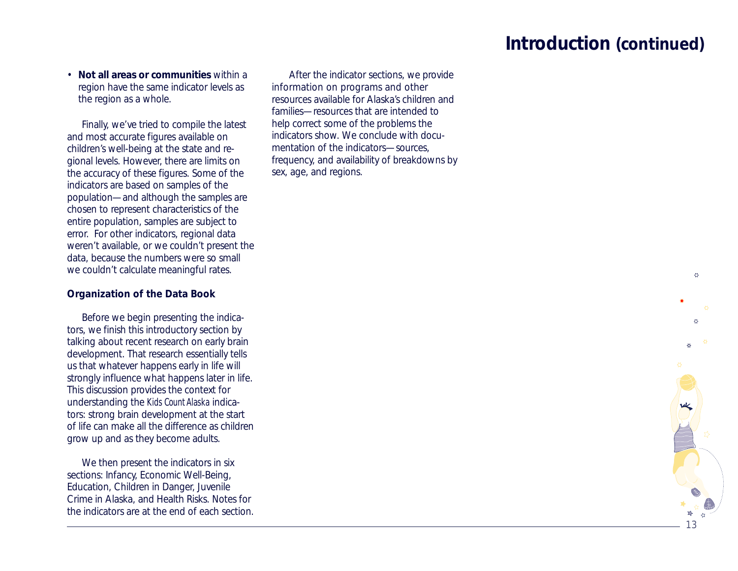# Introduction (continued)

- **Not all areas or communities** within a region have the same indicator levels as the region as a whole.

Finally, we've tried to compile the latest and most accurate figures available on children's well-being at the state and regional levels. However, there are limits on the accuracy of these figures. Some of the indicators are based on samples of the population—and although the samples are chosen to represent characteristics of the entire population, samples are subject to error. For other indicators, regional data weren't available, or we couldn't present the data, because the numbers were so small we couldn't calculate meaningful rates.

### Organization of the Data Book

Before we begin presenting the indicators, we finish this introductory section by talking about recent research on early brain development. That research essentially tells us that whatever happens early in life will strongly influence what happens later in life. This discussion provides the context for understanding the *Kids Count Alaska* indicators: strong brain development at the start of life can make all the difference as children grow up and as they become adults.

We then present the indicators in six sections: Infancy, Economic Well-Being, Education, Children in Danger, Juvenile Crime in Alaska, and Health Risks. Notes for the indicators are at the end of each section.

After the indicator sections, we provide information on programs and other resources available for Alaska's children and families—resources that are intended to help correct some of the problems the indicators show. We conclude with documentation of the indicators—sources, frequency, and availability of breakdowns by sex, age, and regions.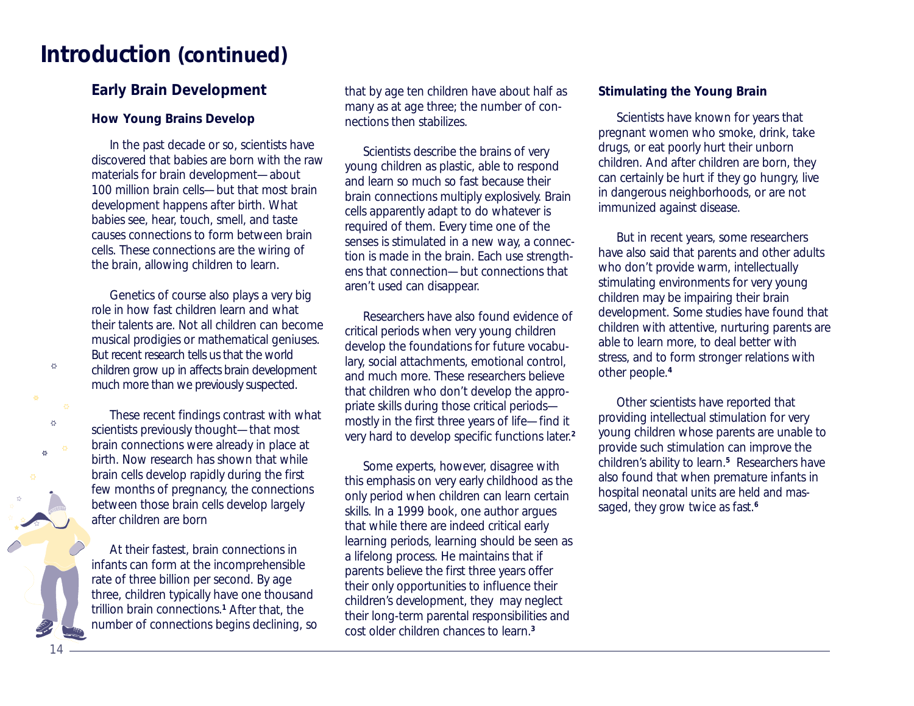# Introduction (continued)

## Early Brain Development

### How Young Brains Develop

In the past decade or so, scientists have discovered that babies are born with the raw materials for brain development—about 100 million brain cells—but that most brain development happens after birth. What babies see, hear, touch, smell, and taste causes connections to form between brain cells. These connections are the wiring of the brain, allowing children to learn.

Genetics of course also plays a very big role in how fast children learn and what their talents are. Not all children can become musical prodigies or mathematical geniuses. But recent research tells us that the world children grow up in affects brain development much more than we previously suspected.

These recent findings contrast with what scientists previously thought—that most brain connections were already in place at birth. Now research has shown that while brain cells develop rapidly during the first few months of pregnancy, the connections between those brain cells develop largely after children are born

At their fastest, brain connections in infants can form at the incomprehensible rate of three billion per second. By age three, children typically have one thousand trillion brain connections.[1] After that, the number of connections begins declining, so that by age ten children have about half as many as at age three; the number of connections then stabilizes.

Scientists describe the brains of very young children as plastic, able to respond and learn so much so fast because their brain connections multiply explosively. Brain cells apparently adapt to do whatever is required of them. Every time one of the senses is stimulated in a new way, a connection is made in the brain. Each use strengthens that connection—but connections that aren't used can disappear.

Researchers have also found evidence of critical periods when very young children develop the foundations for future vocabulary, social attachments, emotional control, and much more. These researchers believe that children who don't develop the appropriate skills during those critical periods—mostly in the first three years of life—find it very hard to develop specific functions later.[2]

Some experts, however, disagree with this emphasis on very early childhood as the only period when children can learn certain skills. In a 1999 book, one author argues that while there are indeed critical early learning periods, learning should be seen as a lifelong process. He maintains that if parents believe the first three years offer their only opportunities to influence their children's development, they may neglect their long-term parental responsibilities and cost older children chances to learn.[3]

### Stimulating the Young Brain

Scientists have known for years that pregnant women who smoke, drink, take drugs, or eat poorly hurt their unborn children. And after children are born, they can certainly be hurt if they go hungry, live in dangerous neighborhoods, or are not immunized against disease.

But in recent years, some researchers have also said that parents and other adults who don't provide warm, intellectually stimulating environments for very young children may be impairing their brain development. Some studies have found that children with attentive, nurturing parents are able to learn more, to deal better with stress, and to form stronger relations with other people.[4]

Other scientists have reported that providing intellectual stimulation for very young children whose parents are unable to provide such stimulation can improve the children's ability to learn.[5] Researchers have also found that when premature infants in hospital neonatal units are held and massaged, they grow twice as fast.[6]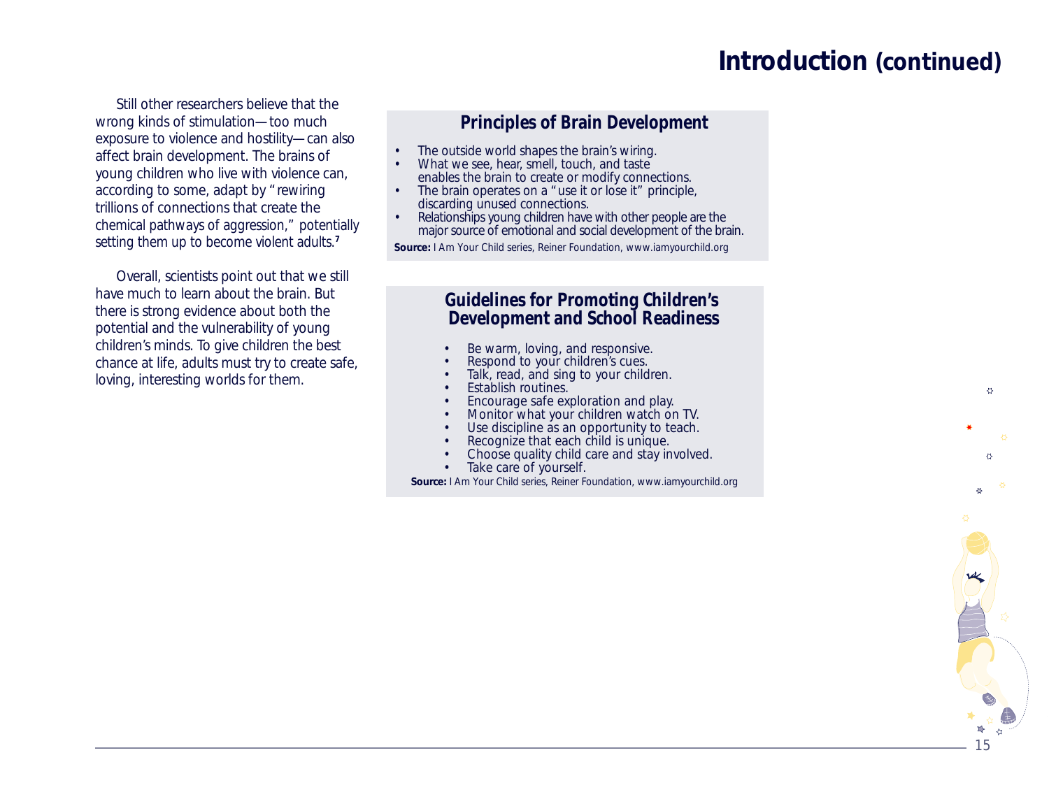# Introduction (continued)

Still other researchers believe that the wrong kinds of stimulation—too much exposure to violence and hostility—can also affect brain development. The brains of young children who live with violence can, according to some, adapt by "rewiring trillions of connections that create the chemical pathways of aggression," potentially setting them up to become violent adults.[7]

Overall, scientists point out that we still have much to learn about the brain. But there is strong evidence about both the potential and the vulnerability of young children's minds. To give children the best chance at life, adults must try to create safe, loving, interesting worlds for them.

## Principles of Brain Development

- The outside world shapes the brain's wiring.
- What we see, hear, smell, touch, and taste enables the brain to create or modify connections.
- The brain operates on a "use it or lose it" principle, discarding unused connections.
- Relationships young children have with other people are the major source of emotional and social development of the brain.

**Source:** I Am Your Child series, Reiner Foundation, www.iamyourchild.org

## Guidelines for Promoting Children's Development and School Readiness

- Be warm, loving, and responsive.
- Respond to your children's cues.
- Talk, read, and sing to your children.
- Establish routines.
- Encourage safe exploration and play.
- Monitor what your children watch on TV.
- Use discipline as an opportunity to teach.
- Recognize that each child is unique.
- Choose quality child care and stay involved.
- Take care of yourself.

**Source:** I Am Your Child series, Reiner Foundation, www.iamyourchild.org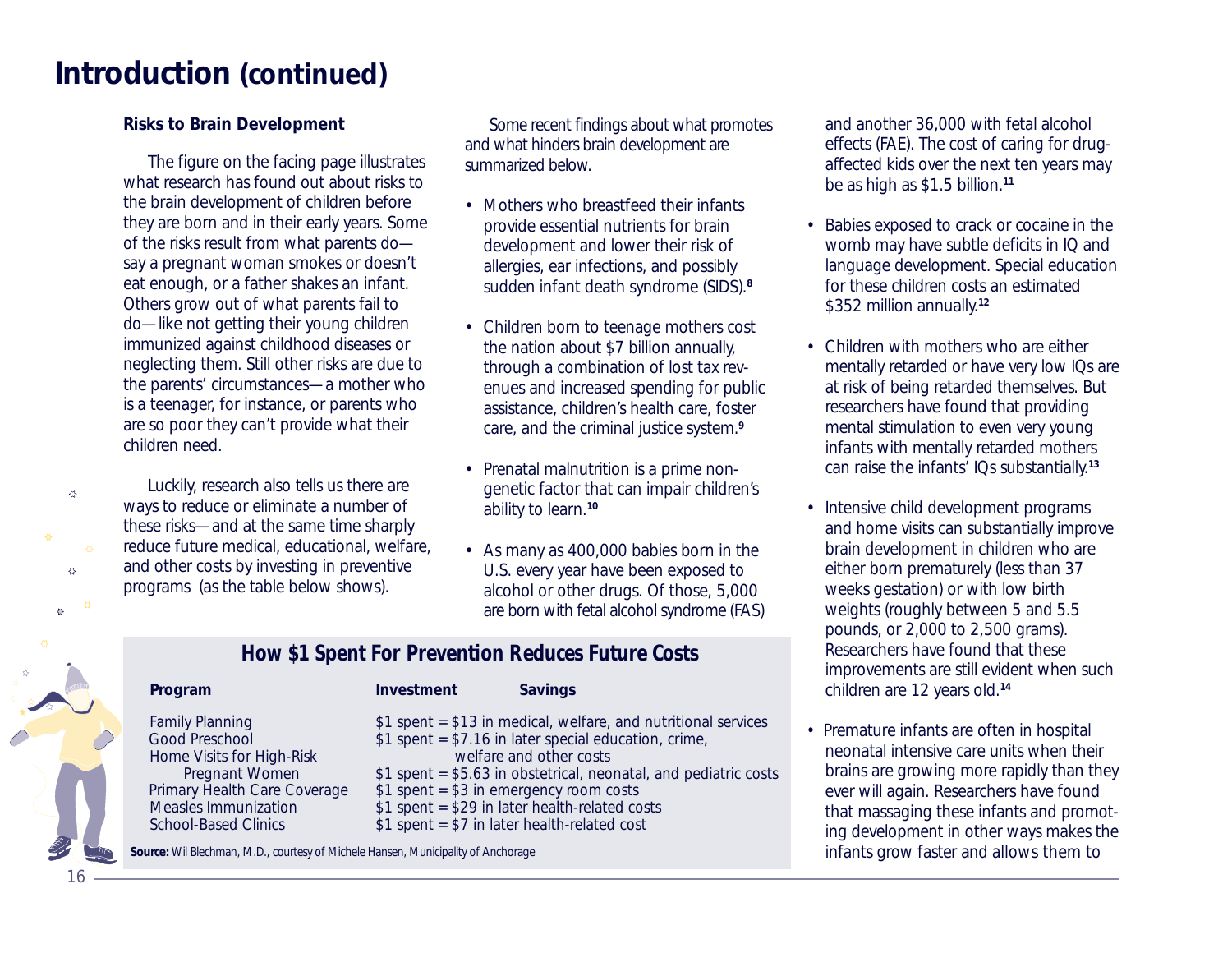# Introduction (continued)

### Risks to Brain Development

The figure on the facing page illustrates what research has found out about risks to the brain development of children before they are born and in their early years. Some of the risks result from what parents do—say a pregnant woman smokes or doesn't eat enough, or a father shakes an infant. Others grow out of what parents fail to do—like not getting their young children immunized against childhood diseases or neglecting them. Still other risks are due to the parents' circumstances—a mother who is a teenager, for instance, or parents who are so poor they can't provide what their children need.

Luckily, research also tells us there are ways to reduce or eliminate a number of these risks—and at the same time sharply reduce future medical, educational, welfare, and other costs by investing in preventive programs (as the table below shows).

Some recent findings about what promotes and what hinders brain development are summarized below.

- Mothers who breastfeed their infants provide essential nutrients for brain development and lower their risk of allergies, ear infections, and possibly sudden infant death syndrome (SIDS).[8]
- Children born to teenage mothers cost the nation about $7 billion annually, through a combination of lost tax revenues and increased spending for public assistance, children's health care, foster care, and the criminal justice system.[9]
- Prenatal malnutrition is a prime non-genetic factor that can impair children's ability to learn.[10]
- As many as 400,000 babies born in the U.S. every year have been exposed to alcohol or other drugs. Of those, 5,000 are born with fetal alcohol syndrome (FAS) and another 36,000 with fetal alcohol effects (FAE). The cost of caring for drug-affected kids over the next ten years may be as high as $1.5 billion.[11]
- Babies exposed to crack or cocaine in the womb may have subtle deficits in IQ and language development. Special education for these children costs an estimated $352 million annually.[12]
- Children with mothers who are either mentally retarded or have very low IQs are at risk of being retarded themselves. But researchers have found that providing mental stimulation to even very young infants with mentally retarded mothers can raise the infants' IQs substantially.[13]
- Intensive child development programs and home visits can substantially improve brain development in children who are either born prematurely (less than 37 weeks gestation) or with low birth weights (roughly between 5 and 5.5 pounds, or 2,000 to 2,500 grams). Researchers have found that these improvements are still evident when such children are 12 years old.[14]
- Premature infants are often in hospital neonatal intensive care units when their brains are growing more rapidly than they ever will again. Researchers have found that massaging these infants and promoting development in other ways makes the infants grow faster and allows them to

### How $1 Spent For Prevention Reduces Future Costs

| Program | Investment | Savings |
|---|---|---|
| Family Planning | $1 spent = | $13 in medical, welfare, and nutritional services |
| Good Preschool | $1 spent = | $7.16 in later special education, crime, welfare and other costs |
| Home Visits for High-Risk Pregnant Women | $1 spent = | $5.63 in obstetrical, neonatal, and pediatric costs |
| Primary Health Care Coverage | $1 spent = | $3 in emergency room costs |
| Measles Immunization | $1 spent = | $29 in later health-related costs |
| School-Based Clinics | $1 spent = | $7 in later health-related cost |

**Source:** Wil Blechman, M.D., courtesy of Michele Hansen, Municipality of Anchorage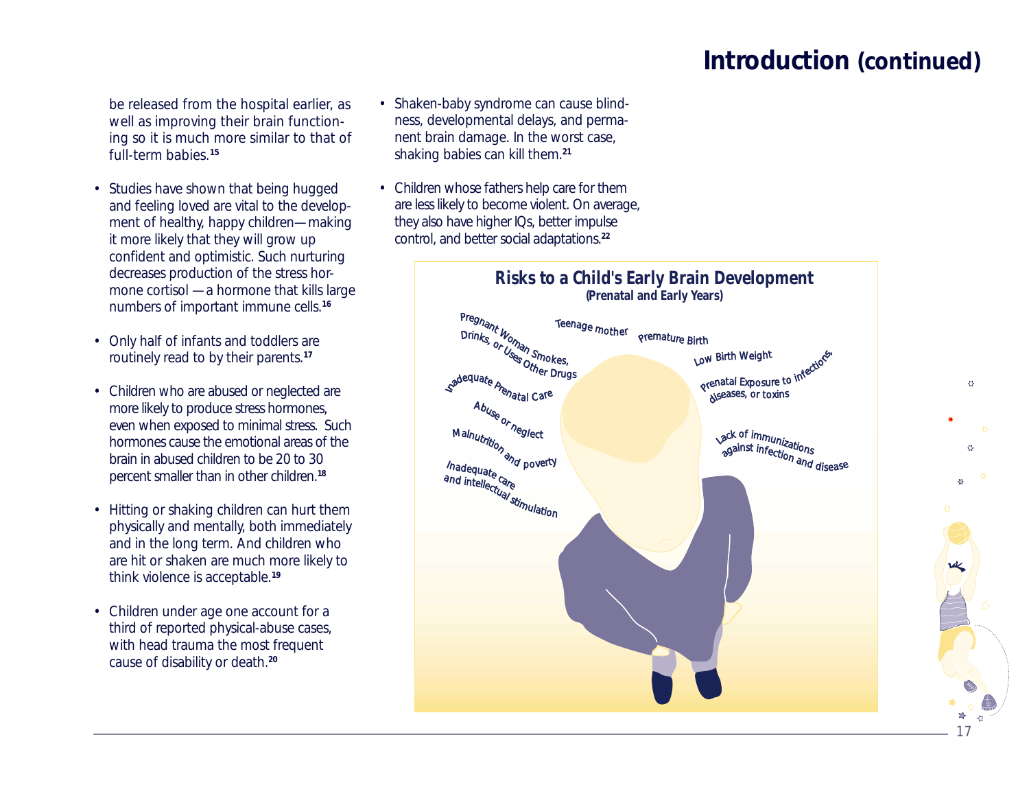## Introduction (continued)

be released from the hospital earlier, as well as improving their brain functioning so it is much more similar to that of full-term babies.[15]

- Studies have shown that being hugged and feeling loved are vital to the development of healthy, happy children—making it more likely that they will grow up confident and optimistic. Such nurturing decreases production of the stress hormone cortisol —a hormone that kills large numbers of important immune cells.[16]
- Only half of infants and toddlers are routinely read to by their parents.[17]
- Children who are abused or neglected are more likely to produce stress hormones, even when exposed to minimal stress. Such hormones cause the emotional areas of the brain in abused children to be 20 to 30 percent smaller than in other children.[18]
- Hitting or shaking children can hurt them physically and mentally, both immediately and in the long term. And children who are hit or shaken are much more likely to think violence is acceptable.[19]
- Children under age one account for a third of reported physical-abuse cases, with head trauma the most frequent cause of disability or death.[20]
- Shaken-baby syndrome can cause blindness, developmental delays, and permanent brain damage. In the worst case, shaking babies can kill them.[21]
- Children whose fathers help care for them are less likely to become violent. On average, they also have higher IQs, better impulse control, and better social adaptations.[22]

**Risks to a Child's Early Brain Development**
**(Prenatal and Early Years)**

- Pregnant Woman Smokes, Drinks, or Uses Other Drugs
- Teenage mother
- Premature Birth
- Low Birth Weight
- Prenatal Exposure to infections, diseases, or toxins
- Inadequate Prenatal Care
- Abuse or neglect
- Malnutrition and poverty
- Lack of immunizations against infection and disease
- Inadequate care and intellectual stimulation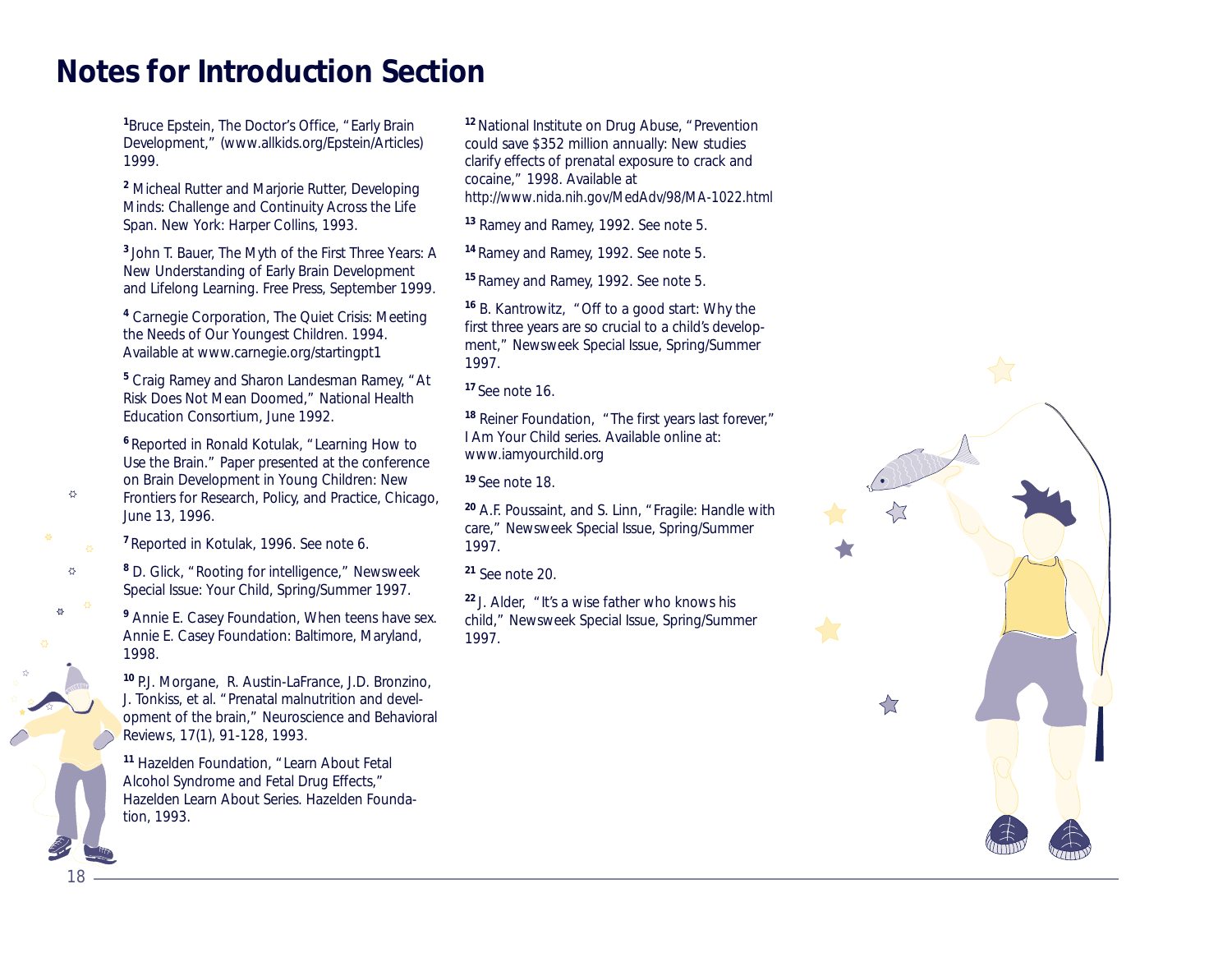# Notes for Introduction Section

[1] Bruce Epstein, The Doctor's Office, "Early Brain Development," (www.allkids.org/Epstein/Articles) 1999.

[2] Micheal Rutter and Marjorie Rutter, Developing Minds: Challenge and Continuity Across the Life Span. New York: Harper Collins, 1993.

[3] John T. Bauer, The Myth of the First Three Years: A New Understanding of Early Brain Development and Lifelong Learning. Free Press, September 1999.

[4] Carnegie Corporation, The Quiet Crisis: Meeting the Needs of Our Youngest Children. 1994. Available at www.carnegie.org/startingpt1

[5] Craig Ramey and Sharon Landesman Ramey, "At Risk Does Not Mean Doomed," National Health Education Consortium, June 1992.

[6] Reported in Ronald Kotulak, "Learning How to Use the Brain." Paper presented at the conference on Brain Development in Young Children: New Frontiers for Research, Policy, and Practice, Chicago, June 13, 1996.

[7] Reported in Kotulak, 1996. See note 6.

[8] D. Glick, "Rooting for intelligence," Newsweek Special Issue: Your Child, Spring/Summer 1997.

[9] Annie E. Casey Foundation, When teens have sex. Annie E. Casey Foundation: Baltimore, Maryland, 1998.

[10] P.J. Morgane, R. Austin-LaFrance, J.D. Bronzino, J. Tonkiss, et al. "Prenatal malnutrition and development of the brain," Neuroscience and Behavioral Reviews, 17(1), 91-128, 1993.

[11] Hazelden Foundation, "Learn About Fetal Alcohol Syndrome and Fetal Drug Effects," Hazelden Learn About Series. Hazelden Foundation, 1993.

[12] National Institute on Drug Abuse, "Prevention could save $352 million annually: New studies clarify effects of prenatal exposure to crack and cocaine," 1998. Available at http://www.nida.nih.gov/MedAdv/98/MA-1022.html

[13] Ramey and Ramey, 1992. See note 5.

[14] Ramey and Ramey, 1992. See note 5.

[15] Ramey and Ramey, 1992. See note 5.

[16] B. Kantrowitz, "Off to a good start: Why the first three years are so crucial to a child's development," Newsweek Special Issue, Spring/Summer 1997.

[17] See note 16.

[18] Reiner Foundation, "The first years last forever," I Am Your Child series. Available online at: www.iamyourchild.org

[19] See note 18.

[20] A.F. Poussaint, and S. Linn, "Fragile: Handle with care," Newsweek Special Issue, Spring/Summer 1997.

[21] See note 20.

[22] J. Alder, "It's a wise father who knows his child," Newsweek Special Issue, Spring/Summer 1997.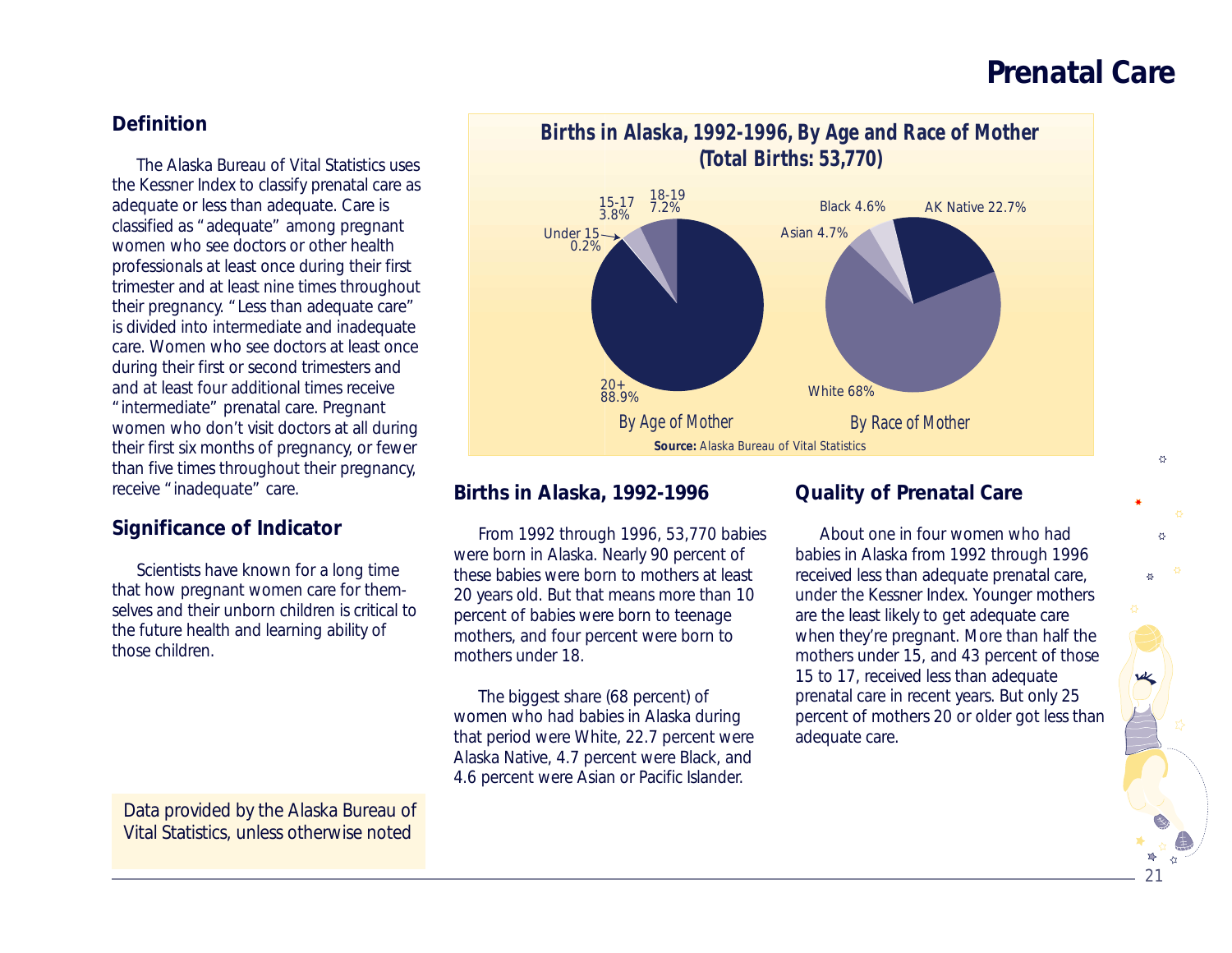# Prenatal Care

## Definition

The Alaska Bureau of Vital Statistics uses the Kessner Index to classify prenatal care as adequate or less than adequate. Care is classified as "adequate" among pregnant women who see doctors or other health professionals at least once during their first trimester and at least nine times throughout their pregnancy. "Less than adequate care" is divided into intermediate and inadequate care. Women who see doctors at least once during their first or second trimesters and and at least four additional times receive "intermediate" prenatal care. Pregnant women who don't visit doctors at all during their first six months of pregnancy, or fewer than five times throughout their pregnancy, receive "inadequate" care.

## Significance of Indicator

Scientists have known for a long time that how pregnant women care for themselves and their unborn children is critical to the future health and learning ability of those children.

Data provided by the Alaska Bureau of Vital Statistics, unless otherwise noted

**Births in Alaska, 1992-1996, By Age and Race of Mother (Total Births: 53,770)**

By Age of Mother: Under 15 0.2%; 15-17 3.8%; 18-19 7.2%; 20+ 88.9%

By Race of Mother: AK Native 22.7%; Black 4.6%; Asian 4.7%; White 68%

**Source:** Alaska Bureau of Vital Statistics

## Births in Alaska, 1992-1996

From 1992 through 1996, 53,770 babies were born in Alaska. Nearly 90 percent of these babies were born to mothers at least 20 years old. But that means more than 10 percent of babies were born to teenage mothers, and four percent were born to mothers under 18.

The biggest share (68 percent) of women who had babies in Alaska during that period were White, 22.7 percent were Alaska Native, 4.7 percent were Black, and 4.6 percent were Asian or Pacific Islander.

## Quality of Prenatal Care

About one in four women who had babies in Alaska from 1992 through 1996 received less than adequate prenatal care, under the Kessner Index. Younger mothers are the least likely to get adequate care when they're pregnant. More than half the mothers under 15, and 43 percent of those 15 to 17, received less than adequate prenatal care in recent years. But only 25 percent of mothers 20 or older got less than adequate care.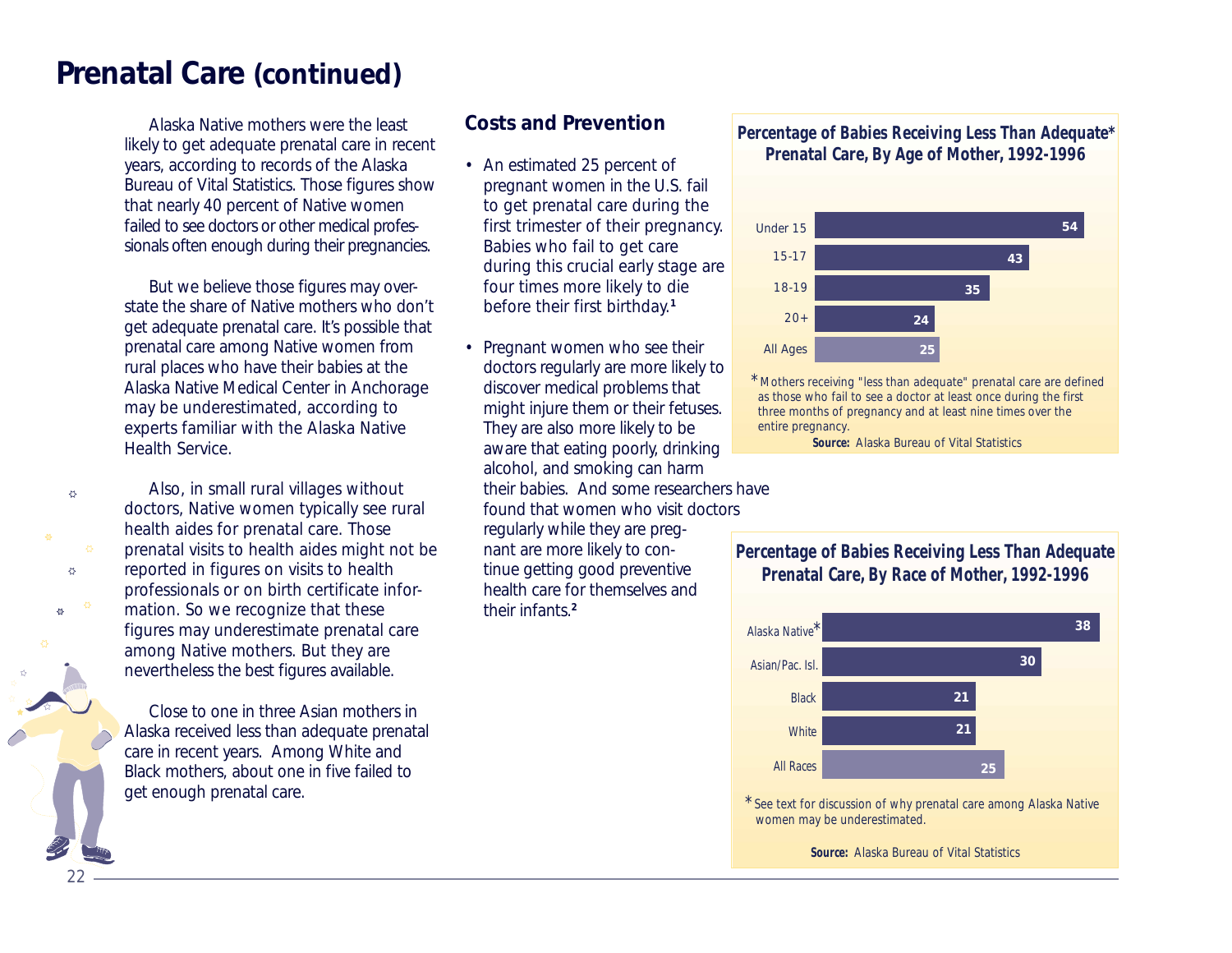# Prenatal Care (continued)

Alaska Native mothers were the least likely to get adequate prenatal care in recent years, according to records of the Alaska Bureau of Vital Statistics. Those figures show that nearly 40 percent of Native women failed to see doctors or other medical professionals often enough during their pregnancies.

But we believe those figures may overstate the share of Native mothers who don't get adequate prenatal care. It's possible that prenatal care among Native women from rural places who have their babies at the Alaska Native Medical Center in Anchorage may be underestimated, according to experts familiar with the Alaska Native Health Service.

Also, in small rural villages without doctors, Native women typically see rural health aides for prenatal care. Those prenatal visits to health aides might not be reported in figures on visits to health professionals or on birth certificate information. So we recognize that these figures may underestimate prenatal care among Native mothers. But they are nevertheless the best figures available.

Close to one in three Asian mothers in Alaska received less than adequate prenatal care in recent years. Among White and Black mothers, about one in five failed to get enough prenatal care.

## Costs and Prevention

- An estimated 25 percent of pregnant women in the U.S. fail to get prenatal care during the first trimester of their pregnancy. Babies who fail to get care during this crucial early stage are four times more likely to die before their first birthday.[1]
- Pregnant women who see their doctors regularly are more likely to discover medical problems that might injure them or their fetuses. They are also more likely to be aware that eating poorly, drinking alcohol, and smoking can harm their babies. And some researchers have found that women who visit doctors regularly while they are pregnant are more likely to continue getting good preventive health care for themselves and their infants.[2]

**Percentage of Babies Receiving Less Than Adequate* Prenatal Care, By Age of Mother, 1992-1996**

| Age of Mother | Percent |
|---|---|
| Under 15 | 54 |
| 15-17 | 43 |
| 18-19 | 35 |
| 20+ | 24 |
| All Ages | 25 |

*Mothers receiving "less than adequate" prenatal care are defined as those who fail to see a doctor at least once during the first three months of pregnancy and at least nine times over the entire pregnancy.

**Source:** Alaska Bureau of Vital Statistics

**Percentage of Babies Receiving Less Than Adequate Prenatal Care, By Race of Mother, 1992-1996**

| Race of Mother | Percent |
|---|---|
| Alaska Native* | 38 |
| Asian/Pac. Isl. | 30 |
| Black | 21 |
| White | 21 |
| All Races | 25 |

*See text for discussion of why prenatal care among Alaska Native women may be underestimated.

**Source:** Alaska Bureau of Vital Statistics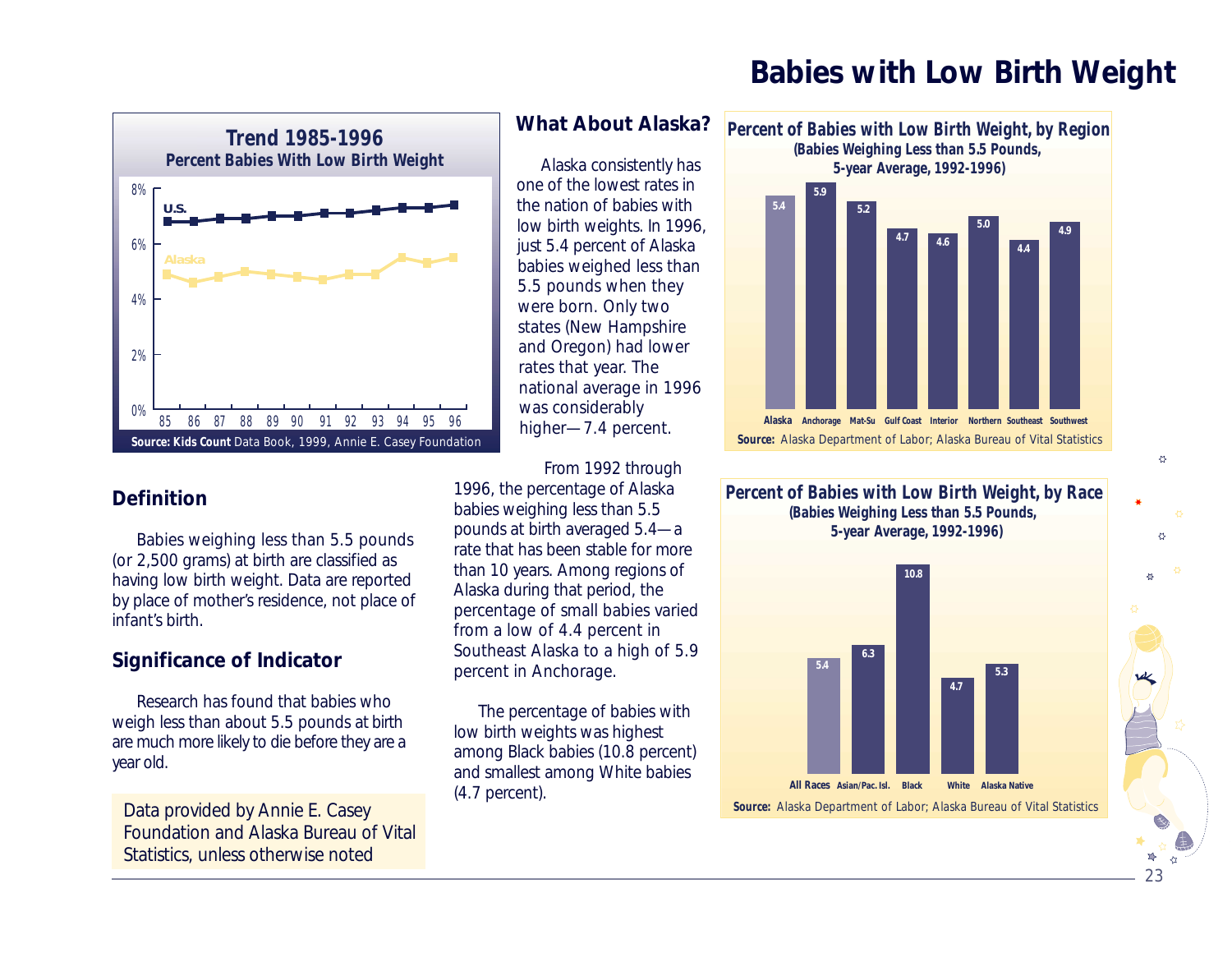# Babies with Low Birth Weight

**Trend 1985-1996**
**Percent Babies With Low Birth Weight**

| Year | U.S. | Alaska |
|---|---|---|
| 85 | | |
| 86 | | |
| 87 | | |
| 88 | | |
| 89 | | |
| 90 | | |
| 91 | | |
| 92 | | |
| 93 | | |
| 94 | | |
| 95 | | |
| 96 | | |

**Source: Kids Count** Data Book, 1999, Annie E. Casey Foundation

## Definition

Babies weighing less than 5.5 pounds (or 2,500 grams) at birth are classified as having low birth weight. Data are reported by place of mother's residence, not place of infant's birth.

## Significance of Indicator

Research has found that babies who weigh less than about 5.5 pounds at birth are much more likely to die before they are a year old.

Data provided by Annie E. Casey Foundation and Alaska Bureau of Vital Statistics, unless otherwise noted

## What About Alaska?

Alaska consistently has one of the lowest rates in the nation of babies with low birth weights. In 1996, just 5.4 percent of Alaska babies weighed less than 5.5 pounds when they were born. Only two states (New Hampshire and Oregon) had lower rates that year. The national average in 1996 was considerably higher—7.4 percent.

From 1992 through 1996, the percentage of Alaska babies weighing less than 5.5 pounds at birth averaged 5.4—a rate that has been stable for more than 10 years. Among regions of Alaska during that period, the percentage of small babies varied from a low of 4.4 percent in Southeast Alaska to a high of 5.9 percent in Anchorage.

The percentage of babies with low birth weights was highest among Black babies (10.8 percent) and smallest among White babies (4.7 percent).

**Percent of Babies with Low Birth Weight, by Region**
**(Babies Weighing Less than 5.5 Pounds, 5-year Average, 1992-1996)**

| Region | Percent |
|---|---|
| Alaska | 5.4 |
| Anchorage | 5.9 |
| Mat-Su | 5.2 |
| Gulf Coast | 4.7 |
| Interior | 4.6 |
| Northern | 5.0 |
| Southeast | 4.4 |
| Southwest | 4.9 |

**Source:** Alaska Department of Labor; Alaska Bureau of Vital Statistics

**Percent of Babies with Low Birth Weight, by Race**
**(Babies Weighing Less than 5.5 Pounds, 5-year Average, 1992-1996)**

| Race | Percent |
|---|---|
| All Races | 5.4 |
| Asian/Pac. Isl. | 6.3 |
| Black | 10.8 |
| White | 4.7 |
| Alaska Native | 5.3 |

**Source:** Alaska Department of Labor; Alaska Bureau of Vital Statistics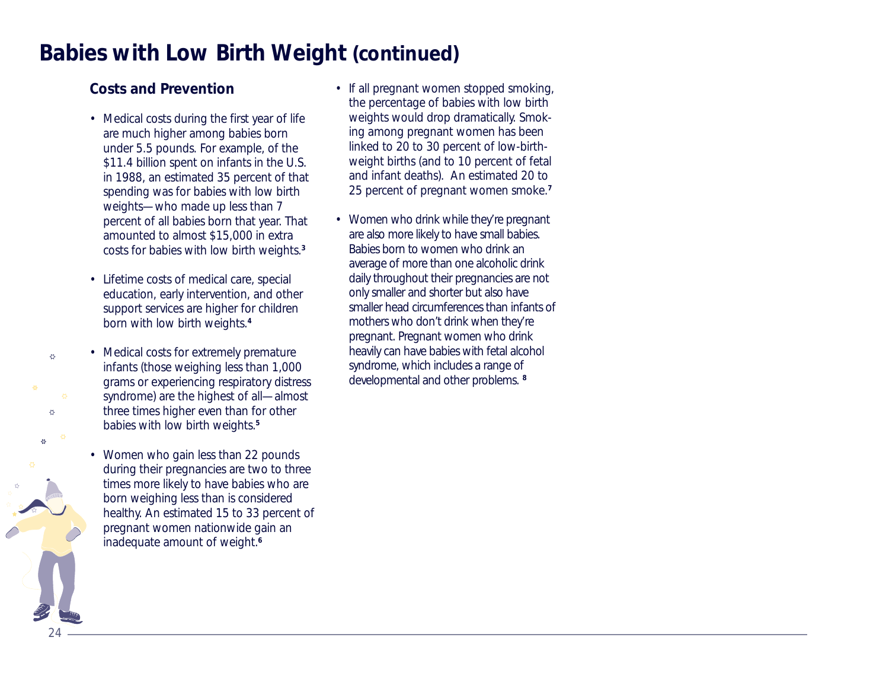# Babies with Low Birth Weight (continued)

## Costs and Prevention

- Medical costs during the first year of life are much higher among babies born under 5.5 pounds. For example, of the $11.4 billion spent on infants in the U.S. in 1988, an estimated 35 percent of that spending was for babies with low birth weights—who made up less than 7 percent of all babies born that year. That amounted to almost $15,000 in extra costs for babies with low birth weights.[3]

- Lifetime costs of medical care, special education, early intervention, and other support services are higher for children born with low birth weights.[4]

- Medical costs for extremely premature infants (those weighing less than 1,000 grams or experiencing respiratory distress syndrome) are the highest of all—almost three times higher even than for other babies with low birth weights.[5]

- Women who gain less than 22 pounds during their pregnancies are two to three times more likely to have babies who are born weighing less than is considered healthy. An estimated 15 to 33 percent of pregnant women nationwide gain an inadequate amount of weight.[6]

- If all pregnant women stopped smoking, the percentage of babies with low birth weights would drop dramatically. Smoking among pregnant women has been linked to 20 to 30 percent of low-birth-weight births (and to 10 percent of fetal and infant deaths). An estimated 20 to 25 percent of pregnant women smoke.[7]

- Women who drink while they're pregnant are also more likely to have small babies. Babies born to women who drink an average of more than one alcoholic drink daily throughout their pregnancies are not only smaller and shorter but also have smaller head circumferences than infants of mothers who don't drink when they're pregnant. Pregnant women who drink heavily can have babies with fetal alcohol syndrome, which includes a range of developmental and other problems.[8]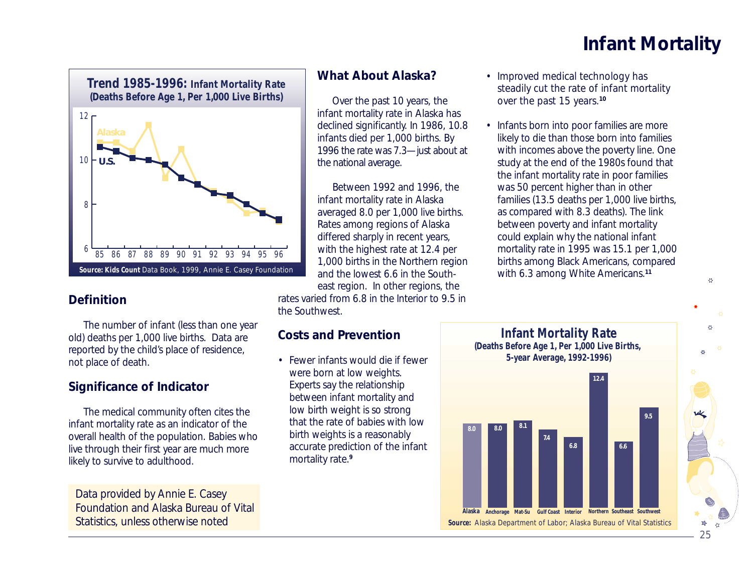# Infant Mortality

**Trend 1985-1996: Infant Mortality Rate (Deaths Before Age 1, Per 1,000 Live Births)**

Source: **Kids Count** Data Book, 1999, Annie E. Casey Foundation

## Definition

The number of infant (less than one year old) deaths per 1,000 live births. Data are reported by the child's place of residence, not place of death.

## Significance of Indicator

The medical community often cites the infant mortality rate as an indicator of the overall health of the population. Babies who live through their first year are much more likely to survive to adulthood.

Data provided by Annie E. Casey Foundation and Alaska Bureau of Vital Statistics, unless otherwise noted

## What About Alaska?

Over the past 10 years, the infant mortality rate in Alaska has declined significantly. In 1986, 10.8 infants died per 1,000 births. By 1996 the rate was 7.3—just about at the national average.

Between 1992 and 1996, the infant mortality rate in Alaska averaged 8.0 per 1,000 live births. Rates among regions of Alaska differed sharply in recent years, with the highest rate at 12.4 per 1,000 births in the Northern region and the lowest 6.6 in the Southeast region. In other regions, the rates varied from 6.8 in the Interior to 9.5 in the Southwest.

## Costs and Prevention

- Fewer infants would die if fewer were born at low weights. Experts say the relationship between infant mortality and low birth weight is so strong that the rate of babies with low birth weights is a reasonably accurate prediction of the infant mortality rate.[9]
- Improved medical technology has steadily cut the rate of infant mortality over the past 15 years.[10]
- Infants born into poor families are more likely to die than those born into families with incomes above the poverty line. One study at the end of the 1980s found that the infant mortality rate in poor families was 50 percent higher than in other families (13.5 deaths per 1,000 live births, as compared with 8.3 deaths). The link between poverty and infant mortality could explain why the national infant mortality rate in 1995 was 15.1 per 1,000 births among Black Americans, compared with 6.3 among White Americans.[11]

**Infant Mortality Rate (Deaths Before Age 1, Per 1,000 Live Births, 5-year Average, 1992-1996)**

| Alaska | Anchorage | Mat-Su | Gulf Coast | Interior | Northern | Southeast | Southwest |
|---|---|---|---|---|---|---|---|
| 8.0 | 8.0 | 8.1 | 7.4 | 6.8 | 12.4 | 6.6 | 9.5 |

**Source:** Alaska Department of Labor; Alaska Bureau of Vital Statistics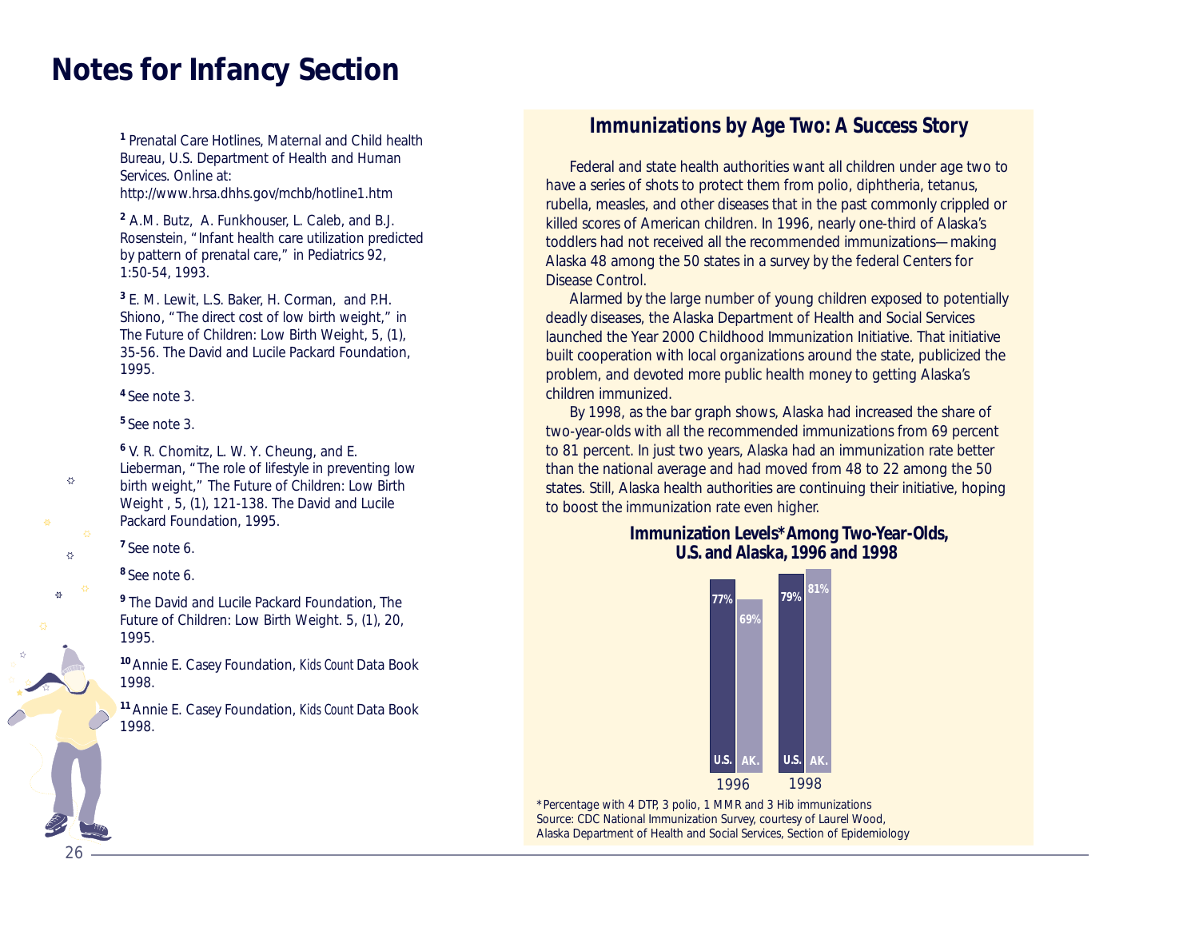# Notes for Infancy Section

[1] Prenatal Care Hotlines, Maternal and Child health Bureau, U.S. Department of Health and Human Services. Online at: http://www.hrsa.dhhs.gov/mchb/hotline1.htm

[2] A.M. Butz, A. Funkhouser, L. Caleb, and B.J. Rosenstein, "Infant health care utilization predicted by pattern of prenatal care," in Pediatrics 92, 1:50-54, 1993.

[3] E. M. Lewit, L.S. Baker, H. Corman, and P.H. Shiono, "The direct cost of low birth weight," in The Future of Children: Low Birth Weight, 5, (1), 35-56. The David and Lucile Packard Foundation, 1995.

[4] See note 3.

[5] See note 3.

[6] V. R. Chomitz, L. W. Y. Cheung, and E. Lieberman, "The role of lifestyle in preventing low birth weight," The Future of Children: Low Birth Weight , 5, (1), 121-138. The David and Lucile Packard Foundation, 1995.

[7] See note 6.

[8] See note 6.

[9] The David and Lucile Packard Foundation, The Future of Children: Low Birth Weight. 5, (1), 20, 1995.

[10] Annie E. Casey Foundation, *Kids Count* Data Book 1998.

[11] Annie E. Casey Foundation, *Kids Count* Data Book 1998.

## Immunizations by Age Two: A Success Story

Federal and state health authorities want all children under age two to have a series of shots to protect them from polio, diphtheria, tetanus, rubella, measles, and other diseases that in the past commonly crippled or killed scores of American children. In 1996, nearly one-third of Alaska's toddlers had not received all the recommended immunizations—making Alaska 48 among the 50 states in a survey by the federal Centers for Disease Control.

Alarmed by the large number of young children exposed to potentially deadly diseases, the Alaska Department of Health and Social Services launched the Year 2000 Childhood Immunization Initiative. That initiative built cooperation with local organizations around the state, publicized the problem, and devoted more public health money to getting Alaska's children immunized.

By 1998, as the bar graph shows, Alaska had increased the share of two-year-olds with all the recommended immunizations from 69 percent to 81 percent. In just two years, Alaska had an immunization rate better than the national average and had moved from 48 to 22 among the 50 states. Still, Alaska health authorities are continuing their initiative, hoping to boost the immunization rate even higher.

### Immunization Levels* Among Two-Year-Olds, U.S. and Alaska, 1996 and 1998

| Year | U.S. | AK. |
|---|---|---|
| 1996 | 77% | 69% |
| 1998 | 79% | 81% |

*Percentage with 4 DTP, 3 polio, 1 MMR and 3 Hib immunizations
Source: CDC National Immunization Survey, courtesy of Laurel Wood, Alaska Department of Health and Social Services, Section of Epidemiology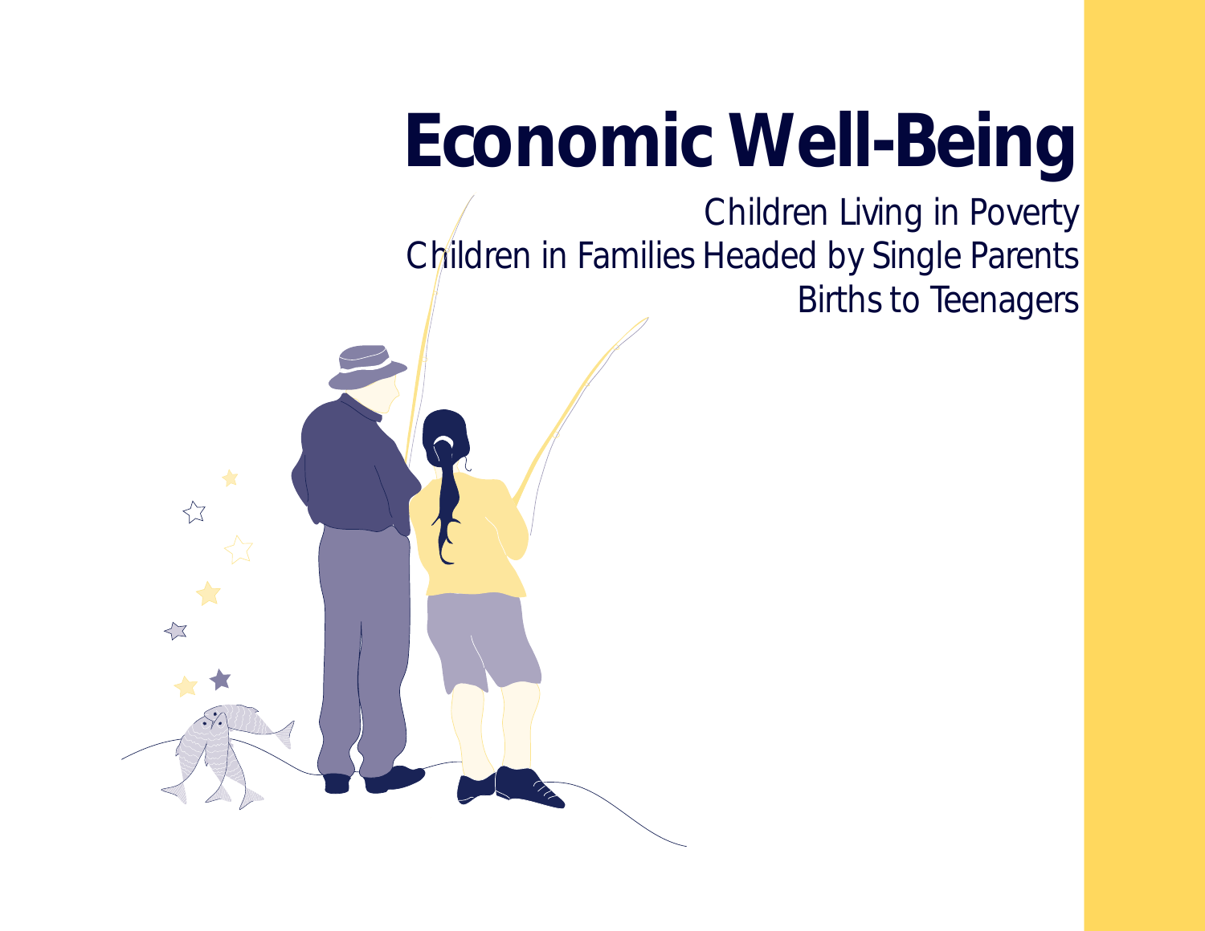# Economic Well-Being

Children Living in Poverty
Children in Families Headed by Single Parents
Births to Teenagers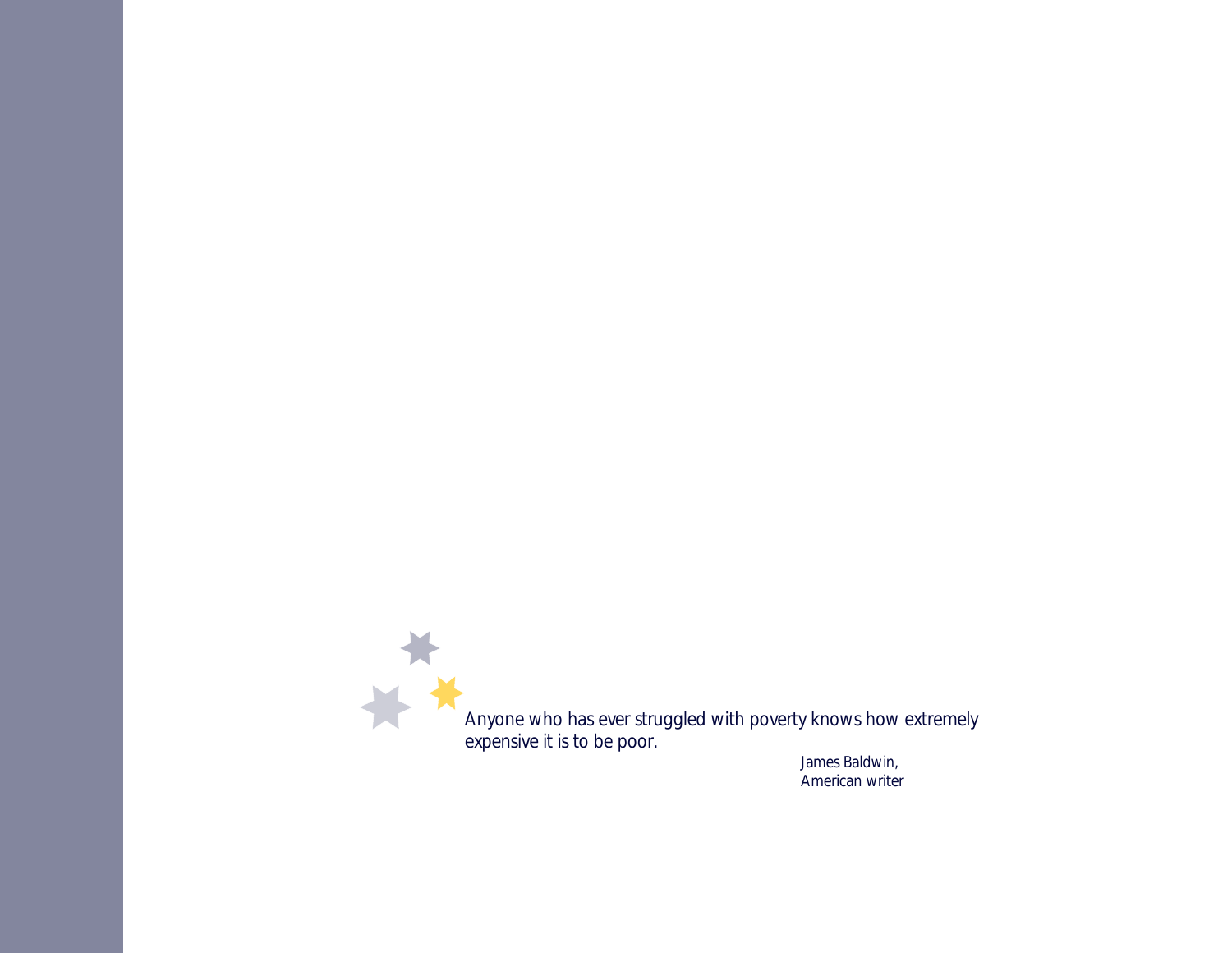*Anyone who has ever struggled with poverty knows how extremely expensive it is to be poor.*

James Baldwin,
American writer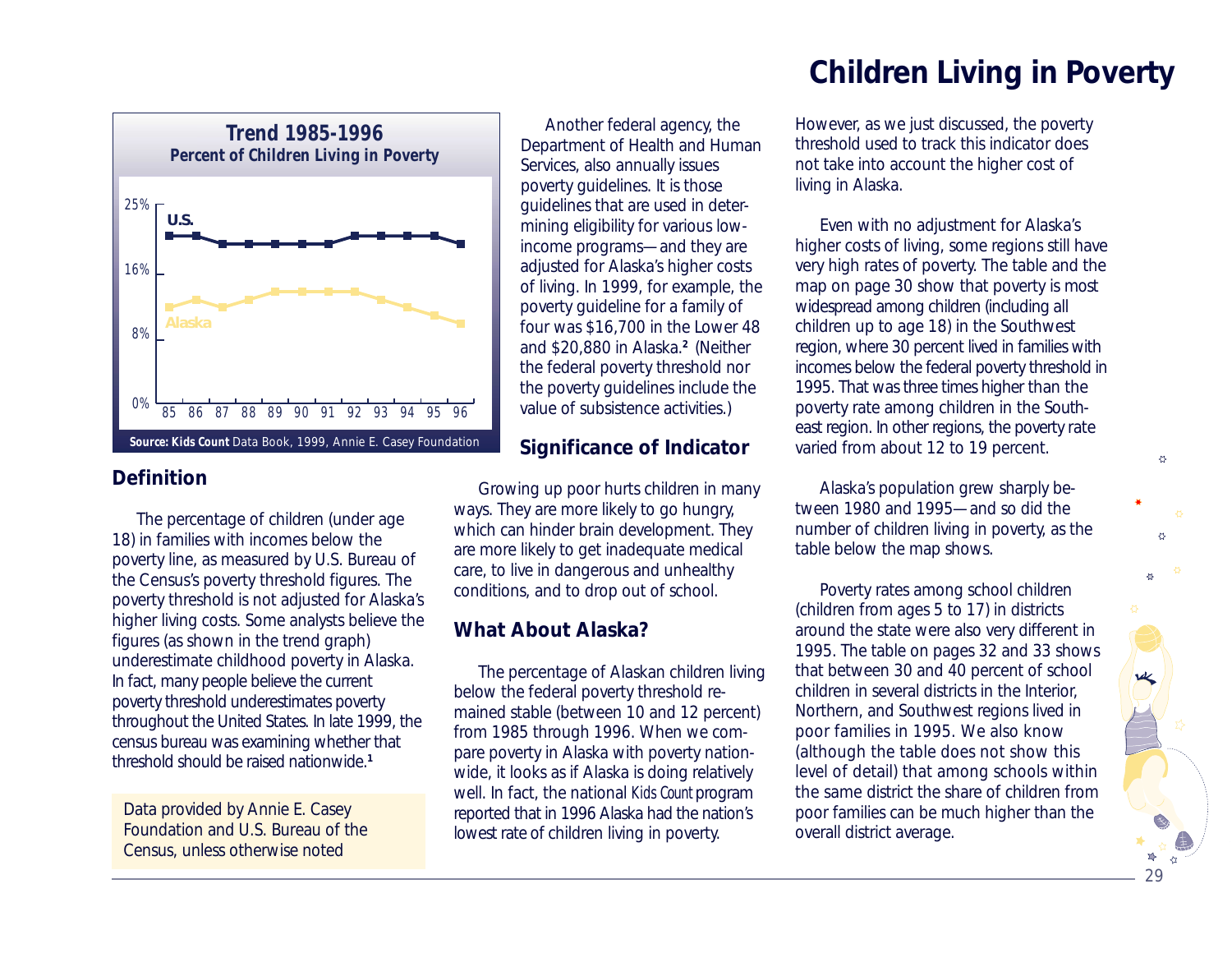# Children Living in Poverty

**Trend 1985-1996**
**Percent of Children Living in Poverty**

**Source: Kids Count** Data Book, 1999, Annie E. Casey Foundation

## Definition

The percentage of children (under age 18) in families with incomes below the poverty line, as measured by U.S. Bureau of the Census's poverty threshold figures. The poverty threshold is not adjusted for Alaska's higher living costs. Some analysts believe the figures (as shown in the trend graph) underestimate childhood poverty in Alaska. In fact, many people believe the current poverty threshold underestimates poverty throughout the United States. In late 1999, the census bureau was examining whether that threshold should be raised nationwide.[1]

Data provided by Annie E. Casey Foundation and U.S. Bureau of the Census, unless otherwise noted

Another federal agency, the Department of Health and Human Services, also annually issues poverty guidelines. It is those guidelines that are used in determining eligibility for various low-income programs—and they are adjusted for Alaska's higher costs of living. In 1999, for example, the poverty guideline for a family of four was $16,700 in the Lower 48 and $20,880 in Alaska.[2] (Neither the federal poverty threshold nor the poverty guidelines include the value of subsistence activities.)

## Significance of Indicator

Growing up poor hurts children in many ways. They are more likely to go hungry, which can hinder brain development. They are more likely to get inadequate medical care, to live in dangerous and unhealthy conditions, and to drop out of school.

## What About Alaska?

The percentage of Alaskan children living below the federal poverty threshold remained stable (between 10 and 12 percent) from 1985 through 1996. When we compare poverty in Alaska with poverty nationwide, it looks as if Alaska is doing relatively well. In fact, the national *Kids Count* program reported that in 1996 Alaska had the nation's lowest rate of children living in poverty.

However, as we just discussed, the poverty threshold used to track this indicator does not take into account the higher cost of living in Alaska.

Even with no adjustment for Alaska's higher costs of living, some regions still have very high rates of poverty. The table and the map on page 30 show that poverty is most widespread among children (including all children up to age 18) in the Southwest region, where 30 percent lived in families with incomes below the federal poverty threshold in 1995. That was three times higher than the poverty rate among children in the Southeast region. In other regions, the poverty rate varied from about 12 to 19 percent.

Alaska's population grew sharply between 1980 and 1995—and so did the number of children living in poverty, as the table below the map shows.

Poverty rates among school children (children from ages 5 to 17) in districts around the state were also very different in 1995. The table on pages 32 and 33 shows that between 30 and 40 percent of school children in several districts in the Interior, Northern, and Southwest regions lived in poor families in 1995. We also know (although the table does not show this level of detail) that among schools within the same district the share of children from poor families can be much higher than the overall district average.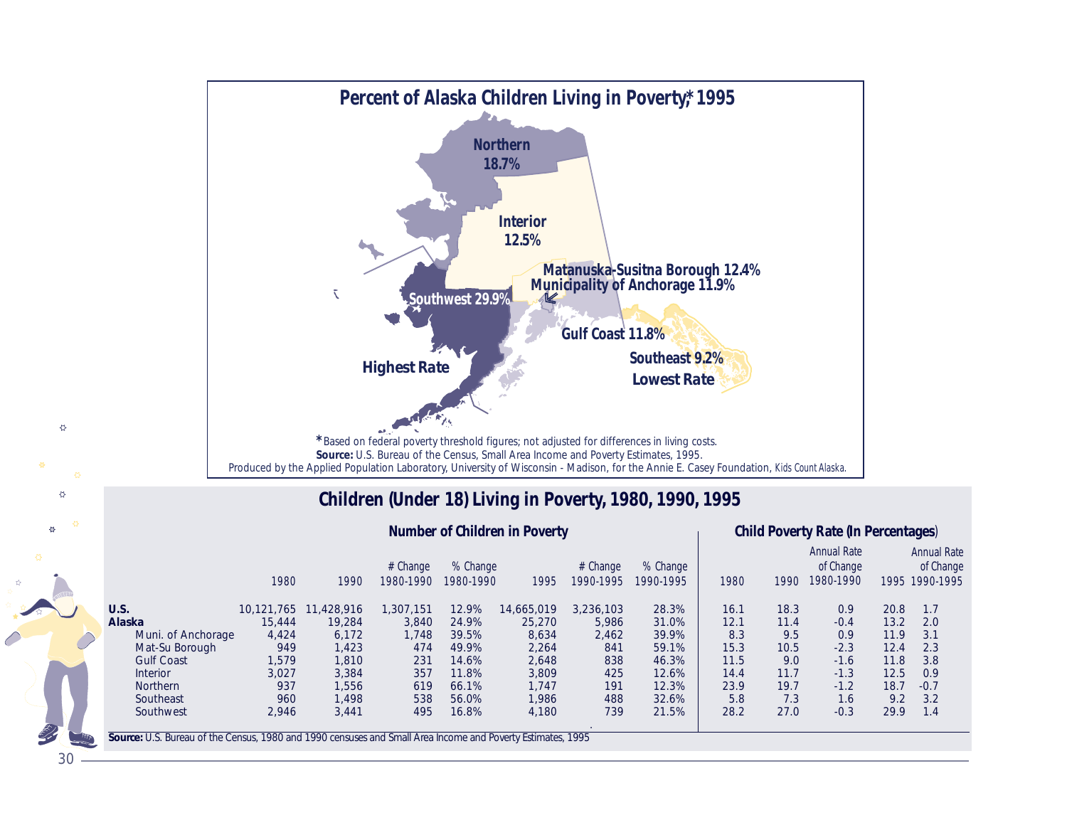## Percent of Alaska Children Living in Poverty,* 1995

Northern 18.7%

Interior 12.5%

Matanuska-Susitna Borough 12.4%

Municipality of Anchorage 11.9%

Southwest 29.9%

Highest Rate

Gulf Coast 11.8%

Southeast 9.2%

Lowest Rate

*Based on federal poverty threshold figures; not adjusted for differences in living costs.

**Source:** U.S. Bureau of the Census, Small Area Income and Poverty Estimates, 1995.

Produced by the Applied Population Laboratory, University of Wisconsin - Madison, for the Annie E. Casey Foundation, *Kids Count Alaska*.

## Children (Under 18) Living in Poverty, 1980, 1990, 1995

| | Number of Children in Poverty | | | | | | | Child Poverty Rate (In Percentages) | | | | |
|---|---|---|---|---|---|---|---|---|---|---|---|---|
| | 1980 | 1990 | # Change 1980-1990 | % Change 1980-1990 | 1995 | # Change 1990-1995 | % Change 1990-1995 | 1980 | 1990 | Annual Rate of Change 1980-1990 | 1995 | Annual Rate of Change 1990-1995 |
| **U.S.** | 10,121,765 | 11,428,916 | 1,307,151 | 12.9% | 14,665,019 | 3,236,103 | 28.3% | 16.1 | 18.3 | 0.9 | 20.8 | 1.7 |
| **Alaska** | 15,444 | 19,284 | 3,840 | 24.9% | 25,270 | 5,986 | 31.0% | 12.1 | 11.4 | -0.4 | 13.2 | 2.0 |
| Muni. of Anchorage | 4,424 | 6,172 | 1,748 | 39.5% | 8,634 | 2,462 | 39.9% | 8.3 | 9.5 | 0.9 | 11.9 | 3.1 |
| Mat-Su Borough | 949 | 1,423 | 474 | 49.9% | 2,264 | 841 | 59.1% | 15.3 | 10.5 | -2.3 | 12.4 | 2.3 |
| Gulf Coast | 1,579 | 1,810 | 231 | 14.6% | 2,648 | 838 | 46.3% | 11.5 | 9.0 | -1.6 | 11.8 | 3.8 |
| Interior | 3,027 | 3,384 | 357 | 11.8% | 3,809 | 425 | 12.6% | 14.4 | 11.7 | -1.3 | 12.5 | 0.9 |
| Northern | 937 | 1,556 | 619 | 66.1% | 1,747 | 191 | 12.3% | 23.9 | 19.7 | -1.2 | 18.7 | -0.7 |
| Southeast | 960 | 1,498 | 538 | 56.0% | 1,986 | 488 | 32.6% | 5.8 | 7.3 | 1.6 | 9.2 | 3.2 |
| Southwest | 2,946 | 3,441 | 495 | 16.8% | 4,180 | 739 | 21.5% | 28.2 | 27.0 | -0.3 | 29.9 | 1.4 |

**Source:** U.S. Bureau of the Census, 1980 and 1990 censuses and Small Area Income and Poverty Estimates, 1995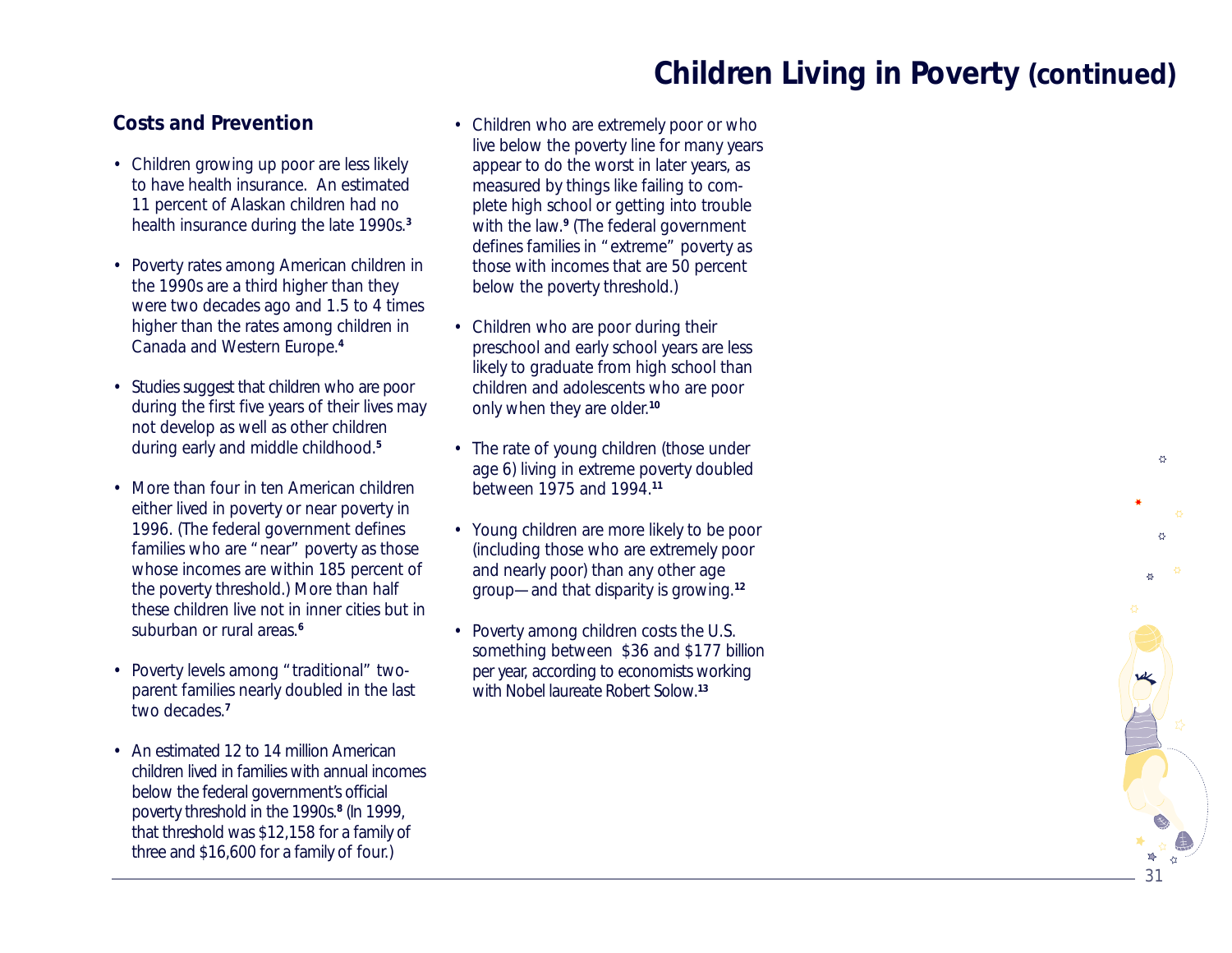# Children Living in Poverty (continued)

## Costs and Prevention

- Children growing up poor are less likely to have health insurance. An estimated 11 percent of Alaskan children had no health insurance during the late 1990s.[3]

- Poverty rates among American children in the 1990s are a third higher than they were two decades ago and 1.5 to 4 times higher than the rates among children in Canada and Western Europe.[4]

- Studies suggest that children who are poor during the first five years of their lives may not develop as well as other children during early and middle childhood.[5]

- More than four in ten American children either lived in poverty or near poverty in 1996. (The federal government defines families who are "near" poverty as those whose incomes are within 185 percent of the poverty threshold.) More than half these children live not in inner cities but in suburban or rural areas.[6]

- Poverty levels among "traditional" two-parent families nearly doubled in the last two decades.[7]

- An estimated 12 to 14 million American children lived in families with annual incomes below the federal government's official poverty threshold in the 1990s.[8] (In 1999, that threshold was $12,158 for a family of three and $16,600 for a family of four.)

- Children who are extremely poor or who live below the poverty line for many years appear to do the worst in later years, as measured by things like failing to complete high school or getting into trouble with the law.[9] (The federal government defines families in "extreme" poverty as those with incomes that are 50 percent below the poverty threshold.)

- Children who are poor during their preschool and early school years are less likely to graduate from high school than children and adolescents who are poor only when they are older.[10]

- The rate of young children (those under age 6) living in extreme poverty doubled between 1975 and 1994.[11]

- Young children are more likely to be poor (including those who are extremely poor and nearly poor) than any other age group—and that disparity is growing.[12]

- Poverty among children costs the U.S. something between $36 and $177 billion per year, according to economists working with Nobel laureate Robert Solow.[13]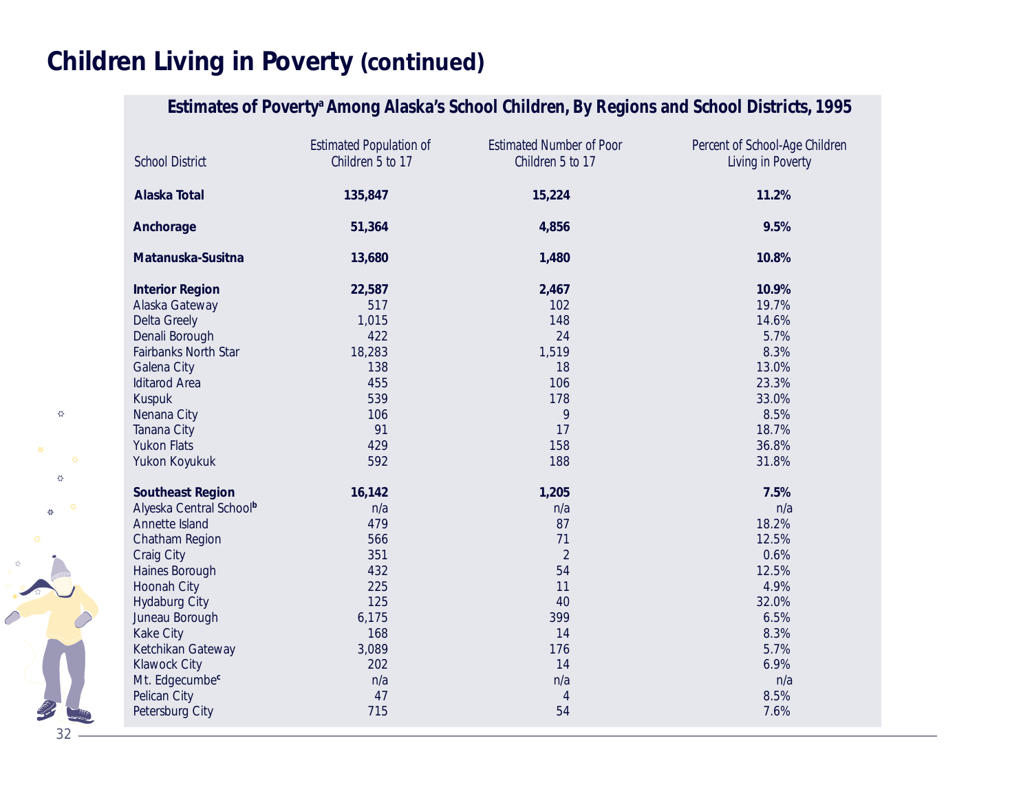# Children Living in Poverty (continued)

**Estimates of Poverty[a] Among Alaska's School Children, By Regions and School Districts, 1995**

| School District | Estimated Population of Children 5 to 17 | Estimated Number of Poor Children 5 to 17 | Percent of School-Age Children Living in Poverty |
|---|---|---|---|
| **Alaska Total** | **135,847** | **15,224** | **11.2%** |
| **Anchorage** | **51,364** | **4,856** | **9.5%** |
| **Matanuska-Susitna** | **13,680** | **1,480** | **10.8%** |
| **Interior Region** | **22,587** | **2,467** | **10.9%** |
| Alaska Gateway | 517 | 102 | 19.7% |
| Delta Greely | 1,015 | 148 | 14.6% |
| Denali Borough | 422 | 24 | 5.7% |
| Fairbanks North Star | 18,283 | 1,519 | 8.3% |
| Galena City | 138 | 18 | 13.0% |
| Iditarod Area | 455 | 106 | 23.3% |
| Kuspuk | 539 | 178 | 33.0% |
| Nenana City | 106 | 9 | 8.5% |
| Tanana City | 91 | 17 | 18.7% |
| Yukon Flats | 429 | 158 | 36.8% |
| Yukon Koyukuk | 592 | 188 | 31.8% |
| **Southeast Region** | **16,142** | **1,205** | **7.5%** |
| Alyeska Central School[b] | n/a | n/a | n/a |
| Annette Island | 479 | 87 | 18.2% |
| Chatham Region | 566 | 71 | 12.5% |
| Craig City | 351 | 2 | 0.6% |
| Haines Borough | 432 | 54 | 12.5% |
| Hoonah City | 225 | 11 | 4.9% |
| Hydaburg City | 125 | 40 | 32.0% |
| Juneau Borough | 6,175 | 399 | 6.5% |
| Kake City | 168 | 14 | 8.3% |
| Ketchikan Gateway | 3,089 | 176 | 5.7% |
| Klawock City | 202 | 14 | 6.9% |
| Mt. Edgecumbe[c] | n/a | n/a | n/a |
| Pelican City | 47 | 4 | 8.5% |
| Petersburg City | 715 | 54 | 7.6% |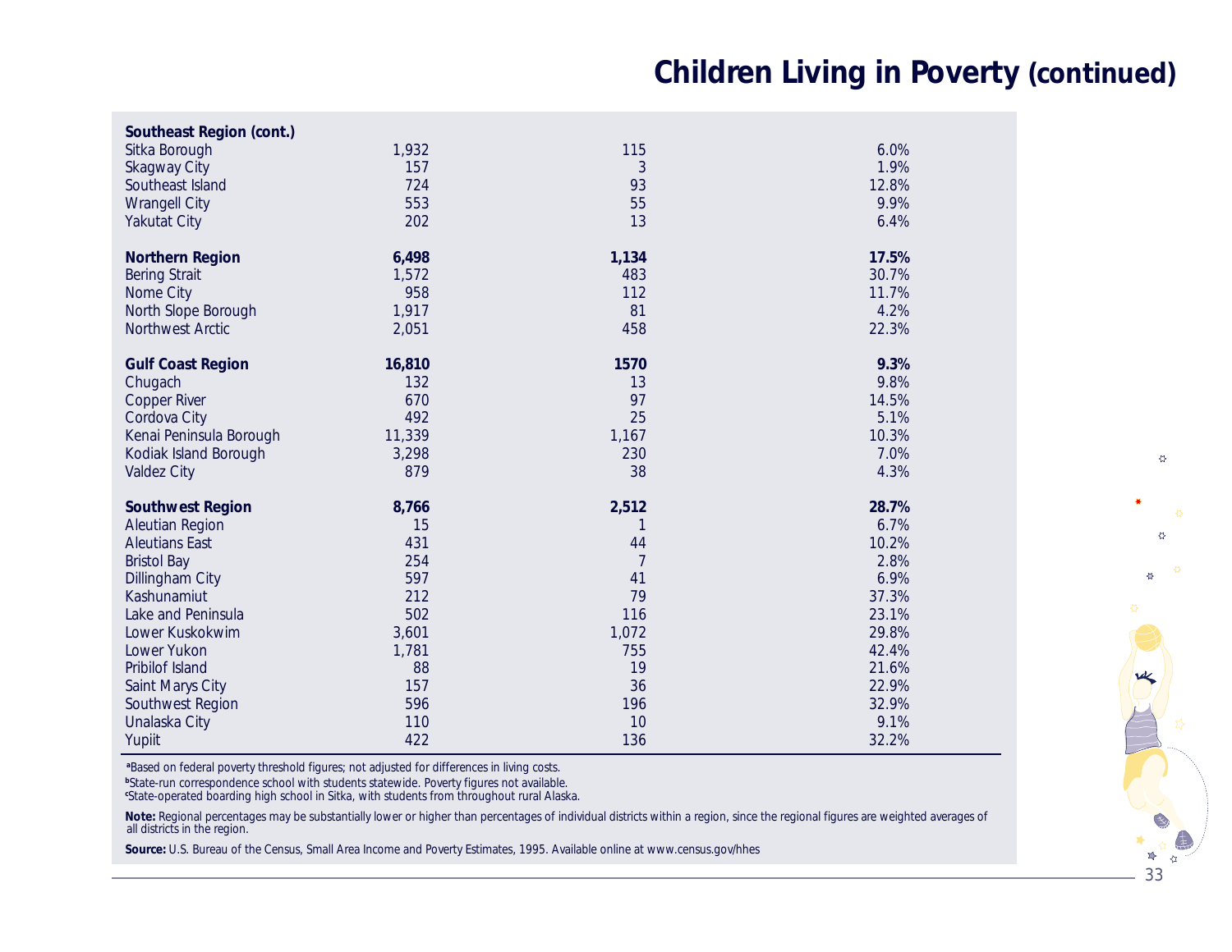# Children Living in Poverty (continued)

| | | | |
|---|---|---|---|
| **Southeast Region (cont.)** | | | |
| Sitka Borough | 1,932 | 115 | 6.0% |
| Skagway City | 157 | 3 | 1.9% |
| Southeast Island | 724 | 93 | 12.8% |
| Wrangell City | 553 | 55 | 9.9% |
| Yakutat City | 202 | 13 | 6.4% |
| **Northern Region** | **6,498** | **1,134** | **17.5%** |
| Bering Strait | 1,572 | 483 | 30.7% |
| Nome City | 958 | 112 | 11.7% |
| North Slope Borough | 1,917 | 81 | 4.2% |
| Northwest Arctic | 2,051 | 458 | 22.3% |
| **Gulf Coast Region** | **16,810** | **1570** | **9.3%** |
| Chugach | 132 | 13 | 9.8% |
| Copper River | 670 | 97 | 14.5% |
| Cordova City | 492 | 25 | 5.1% |
| Kenai Peninsula Borough | 11,339 | 1,167 | 10.3% |
| Kodiak Island Borough | 3,298 | 230 | 7.0% |
| Valdez City | 879 | 38 | 4.3% |
| **Southwest Region** | **8,766** | **2,512** | **28.7%** |
| Aleutian Region | 15 | 1 | 6.7% |
| Aleutians East | 431 | 44 | 10.2% |
| Bristol Bay | 254 | 7 | 2.8% |
| Dillingham City | 597 | 41 | 6.9% |
| Kashunamiut | 212 | 79 | 37.3% |
| Lake and Peninsula | 502 | 116 | 23.1% |
| Lower Kuskokwim | 3,601 | 1,072 | 29.8% |
| Lower Yukon | 1,781 | 755 | 42.4% |
| Pribilof Island | 88 | 19 | 21.6% |
| Saint Marys City | 157 | 36 | 22.9% |
| Southwest Region | 596 | 196 | 32.9% |
| Unalaska City | 110 | 10 | 9.1% |
| Yupiit | 422 | 136 | 32.2% |

[a]Based on federal poverty threshold figures; not adjusted for differences in living costs.
[b]State-run correspondence school with students statewide. Poverty figures not available.
[c]State-operated boarding high school in Sitka, with students from throughout rural Alaska.

**Note:** Regional percentages may be substantially lower or higher than percentages of individual districts within a region, since the regional figures are weighted averages of all districts in the region.

**Source:** U.S. Bureau of the Census, Small Area Income and Poverty Estimates, 1995. Available online at www.census.gov/hhes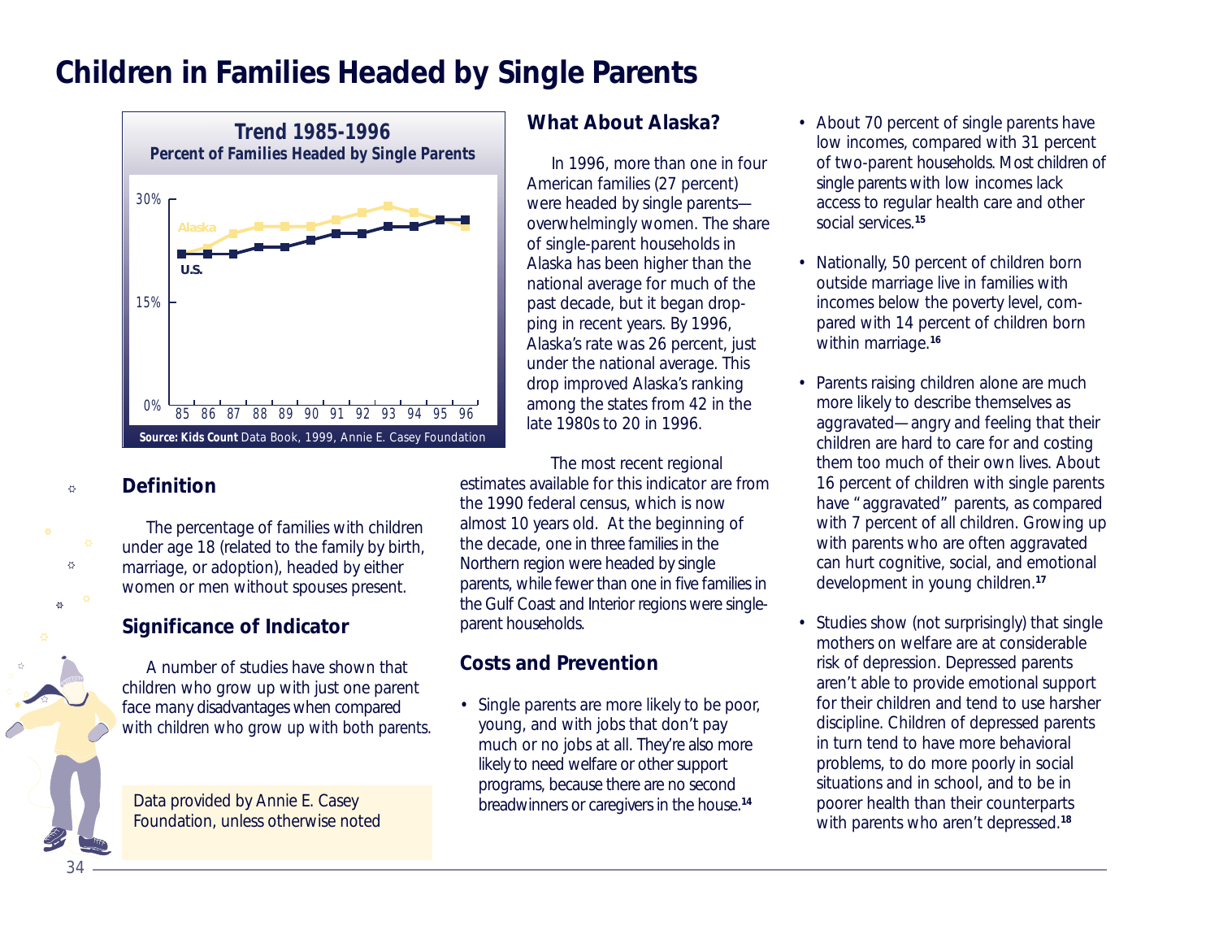# Children in Families Headed by Single Parents

**Trend 1985-1996**
**Percent of Families Headed by Single Parents**

**Source: Kids Count** Data Book, 1999, Annie E. Casey Foundation

## Definition

The percentage of families with children under age 18 (related to the family by birth, marriage, or adoption), headed by either women or men without spouses present.

## Significance of Indicator

A number of studies have shown that children who grow up with just one parent face many disadvantages when compared with children who grow up with both parents.

Data provided by Annie E. Casey Foundation, unless otherwise noted

## What About Alaska?

In 1996, more than one in four American families (27 percent) were headed by single parents—overwhelmingly women. The share of single-parent households in Alaska has been higher than the national average for much of the past decade, but it began dropping in recent years. By 1996, Alaska's rate was 26 percent, just under the national average. This drop improved Alaska's ranking among the states from 42 in the late 1980s to 20 in 1996.

The most recent regional estimates available for this indicator are from the 1990 federal census, which is now almost 10 years old. At the beginning of the decade, one in three families in the Northern region were headed by single parents, while fewer than one in five families in the Gulf Coast and Interior regions were single-parent households.

## Costs and Prevention

- Single parents are more likely to be poor, young, and with jobs that don't pay much or no jobs at all. They're also more likely to need welfare or other support programs, because there are no second breadwinners or caregivers in the house.[14]
- About 70 percent of single parents have low incomes, compared with 31 percent of two-parent households. Most children of single parents with low incomes lack access to regular health care and other social services.[15]
- Nationally, 50 percent of children born outside marriage live in families with incomes below the poverty level, compared with 14 percent of children born within marriage.[16]
- Parents raising children alone are much more likely to describe themselves as aggravated—angry and feeling that their children are hard to care for and costing them too much of their own lives. About 16 percent of children with single parents have "aggravated" parents, as compared with 7 percent of all children. Growing up with parents who are often aggravated can hurt cognitive, social, and emotional development in young children.[17]
- Studies show (not surprisingly) that single mothers on welfare are at considerable risk of depression. Depressed parents aren't able to provide emotional support for their children and tend to use harsher discipline. Children of depressed parents in turn tend to have more behavioral problems, to do more poorly in social situations and in school, and to be in poorer health than their counterparts with parents who aren't depressed.[18]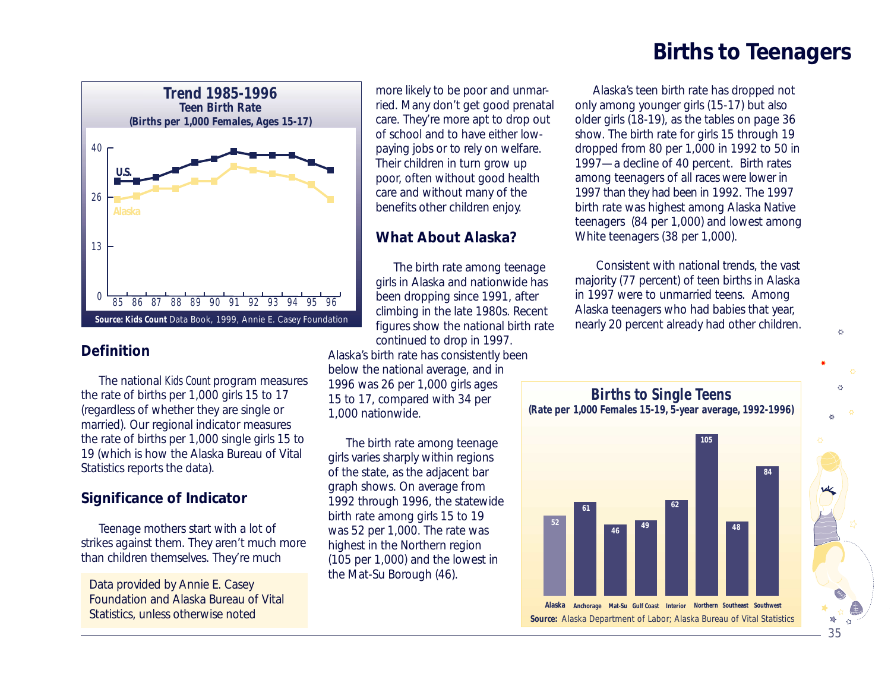# Births to Teenagers

**Trend 1985-1996**
**Teen Birth Rate**
**(Births per 1,000 Females, Ages 15-17)**

**Source: Kids Count** Data Book, 1999, Annie E. Casey Foundation

## Definition

The national *Kids Count* program measures the rate of births per 1,000 girls 15 to 17 (regardless of whether they are single or married). Our regional indicator measures the rate of births per 1,000 single girls 15 to 19 (which is how the Alaska Bureau of Vital Statistics reports the data).

## Significance of Indicator

Teenage mothers start with a lot of strikes against them. They aren't much more than children themselves. They're much more likely to be poor and unmarried. Many don't get good prenatal care. They're more apt to drop out of school and to have either low-paying jobs or to rely on welfare. Their children in turn grow up poor, often without good health care and without many of the benefits other children enjoy.

Data provided by Annie E. Casey Foundation and Alaska Bureau of Vital Statistics, unless otherwise noted

## What About Alaska?

The birth rate among teenage girls in Alaska and nationwide has been dropping since 1991, after climbing in the late 1980s. Recent figures show the national birth rate continued to drop in 1997. Alaska's birth rate has consistently been below the national average, and in 1996 was 26 per 1,000 girls ages 15 to 17, compared with 34 per 1,000 nationwide.

The birth rate among teenage girls varies sharply within regions of the state, as the adjacent bar graph shows. On average from 1992 through 1996, the statewide birth rate among girls 15 to 19 was 52 per 1,000. The rate was highest in the Northern region (105 per 1,000) and the lowest in the Mat-Su Borough (46).

Alaska's teen birth rate has dropped not only among younger girls (15-17) but also older girls (18-19), as the tables on page 36 show. The birth rate for girls 15 through 19 dropped from 80 per 1,000 in 1992 to 50 in 1997—a decline of 40 percent. Birth rates among teenagers of all races were lower in 1997 than they had been in 1992. The 1997 birth rate was highest among Alaska Native teenagers (84 per 1,000) and lowest among White teenagers (38 per 1,000).

Consistent with national trends, the vast majority (77 percent) of teen births in Alaska in 1997 were to unmarried teens. Among Alaska teenagers who had babies that year, nearly 20 percent already had other children.

**Births to Single Teens**
**(Rate per 1,000 Females 15-19, 5-year average, 1992-1996)**

| Alaska | Anchorage | Mat-Su | Gulf Coast | Interior | Northern | Southeast | Southwest |
|---|---|---|---|---|---|---|---|
| 52 | 61 | 46 | 49 | 62 | 105 | 48 | 84 |

**Source:** Alaska Department of Labor; Alaska Bureau of Vital Statistics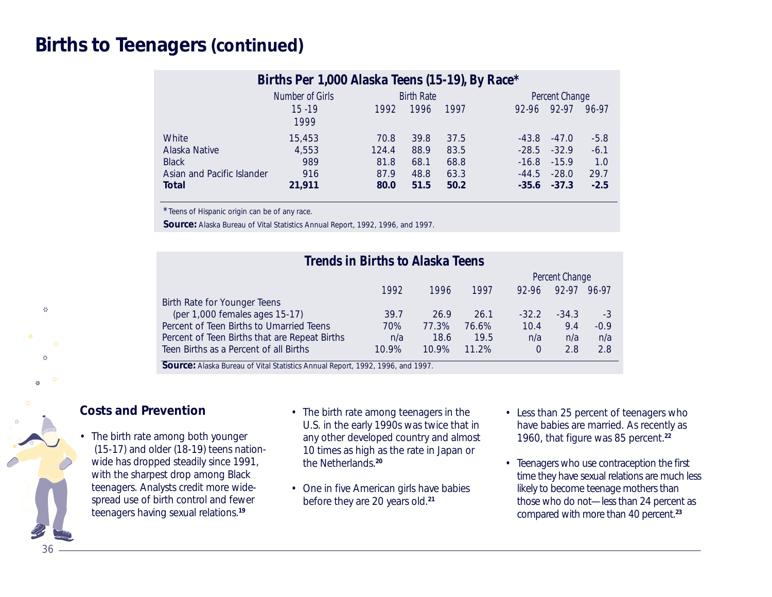# Births to Teenagers (continued)

**Births Per 1,000 Alaska Teens (15-19), By Race***

| | Number of Girls 15 -19 1999 | Birth Rate 1992 | 1996 | 1997 | Percent Change 92-96 | 92-97 | 96-97 |
|---|---|---|---|---|---|---|---|
| White | 15,453 | 70.8 | 39.8 | 37.5 | -43.8 | -47.0 | -5.8 |
| Alaska Native | 4,553 | 124.4 | 88.9 | 83.5 | -28.5 | -32.9 | -6.1 |
| Black | 989 | 81.8 | 68.1 | 68.8 | -16.8 | -15.9 | 1.0 |
| Asian and Pacific Islander | 916 | 87.9 | 48.8 | 63.3 | -44.5 | -28.0 | 29.7 |
| **Total** | **21,911** | **80.0** | **51.5** | **50.2** | **-35.6** | **-37.3** | **-2.5** |

*Teens of Hispanic origin can be of any race.

**Source:** Alaska Bureau of Vital Statistics Annual Report, 1992, 1996, and 1997.

**Trends in Births to Alaska Teens**

| | 1992 | 1996 | 1997 | Percent Change 92-96 | 92-97 | 96-97 |
|---|---|---|---|---|---|---|
| Birth Rate for Younger Teens (per 1,000 females ages 15-17) | 39.7 | 26.9 | 26.1 | -32.2 | -34.3 | -3 |
| Percent of Teen Births to Umarried Teens | 70% | 77.3% | 76.6% | 10.4 | 9.4 | -0.9 |
| Percent of Teen Births that are Repeat Births | n/a | 18.6 | 19.5 | n/a | n/a | n/a |
| Teen Births as a Percent of all Births | 10.9% | 10.9% | 11.2% | 0 | 2.8 | 2.8 |

**Source:** Alaska Bureau of Vital Statistics Annual Report, 1992, 1996, and 1997.

## Costs and Prevention

- The birth rate among both younger (15-17) and older (18-19) teens nationwide has dropped steadily since 1991, with the sharpest drop among Black teenagers. Analysts credit more widespread use of birth control and fewer teenagers having sexual relations.[19]
- The birth rate among teenagers in the U.S. in the early 1990s was twice that in any other developed country and almost 10 times as high as the rate in Japan or the Netherlands.[20]
- One in five American girls have babies before they are 20 years old.[21]
- Less than 25 percent of teenagers who have babies are married. As recently as 1960, that figure was 85 percent.[22]
- Teenagers who use contraception the first time they have sexual relations are much less likely to become teenage mothers than those who do not—less than 24 percent as compared with more than 40 percent.[23]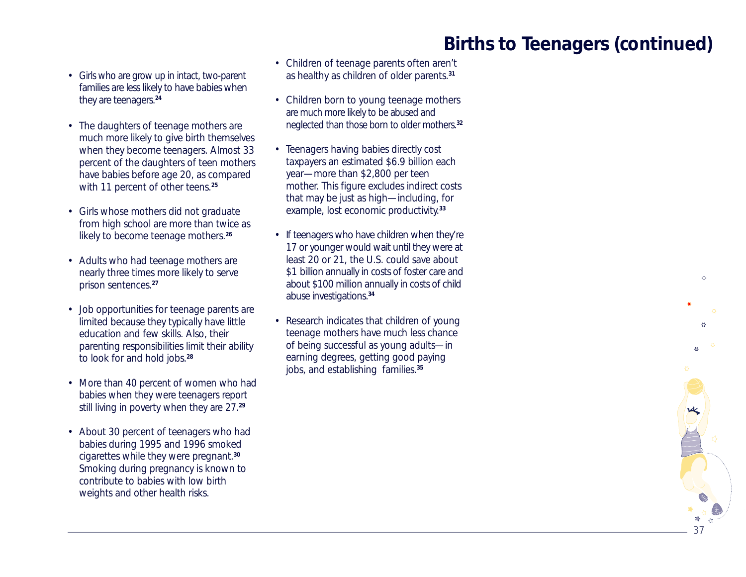# Births to Teenagers (continued)

- Girls who are grow up in intact, two-parent families are less likely to have babies when they are teenagers.[24]
- The daughters of teenage mothers are much more likely to give birth themselves when they become teenagers. Almost 33 percent of the daughters of teen mothers have babies before age 20, as compared with 11 percent of other teens.[25]
- Girls whose mothers did not graduate from high school are more than twice as likely to become teenage mothers.[26]
- Adults who had teenage mothers are nearly three times more likely to serve prison sentences.[27]
- Job opportunities for teenage parents are limited because they typically have little education and few skills. Also, their parenting responsibilities limit their ability to look for and hold jobs.[28]
- More than 40 percent of women who had babies when they were teenagers report still living in poverty when they are 27.[29]
- About 30 percent of teenagers who had babies during 1995 and 1996 smoked cigarettes while they were pregnant.[30] Smoking during pregnancy is known to contribute to babies with low birth weights and other health risks.
- Children of teenage parents often aren't as healthy as children of older parents.[31]
- Children born to young teenage mothers are much more likely to be abused and neglected than those born to older mothers.[32]
- Teenagers having babies directly cost taxpayers an estimated $6.9 billion each year—more than $2,800 per teen mother. This figure excludes indirect costs that may be just as high—including, for example, lost economic productivity.[33]
- If teenagers who have children when they're 17 or younger would wait until they were at least 20 or 21, the U.S. could save about $1 billion annually in costs of foster care and about $100 million annually in costs of child abuse investigations.[34]
- Research indicates that children of young teenage mothers have much less chance of being successful as young adults—in earning degrees, getting good paying jobs, and establishing families.[35]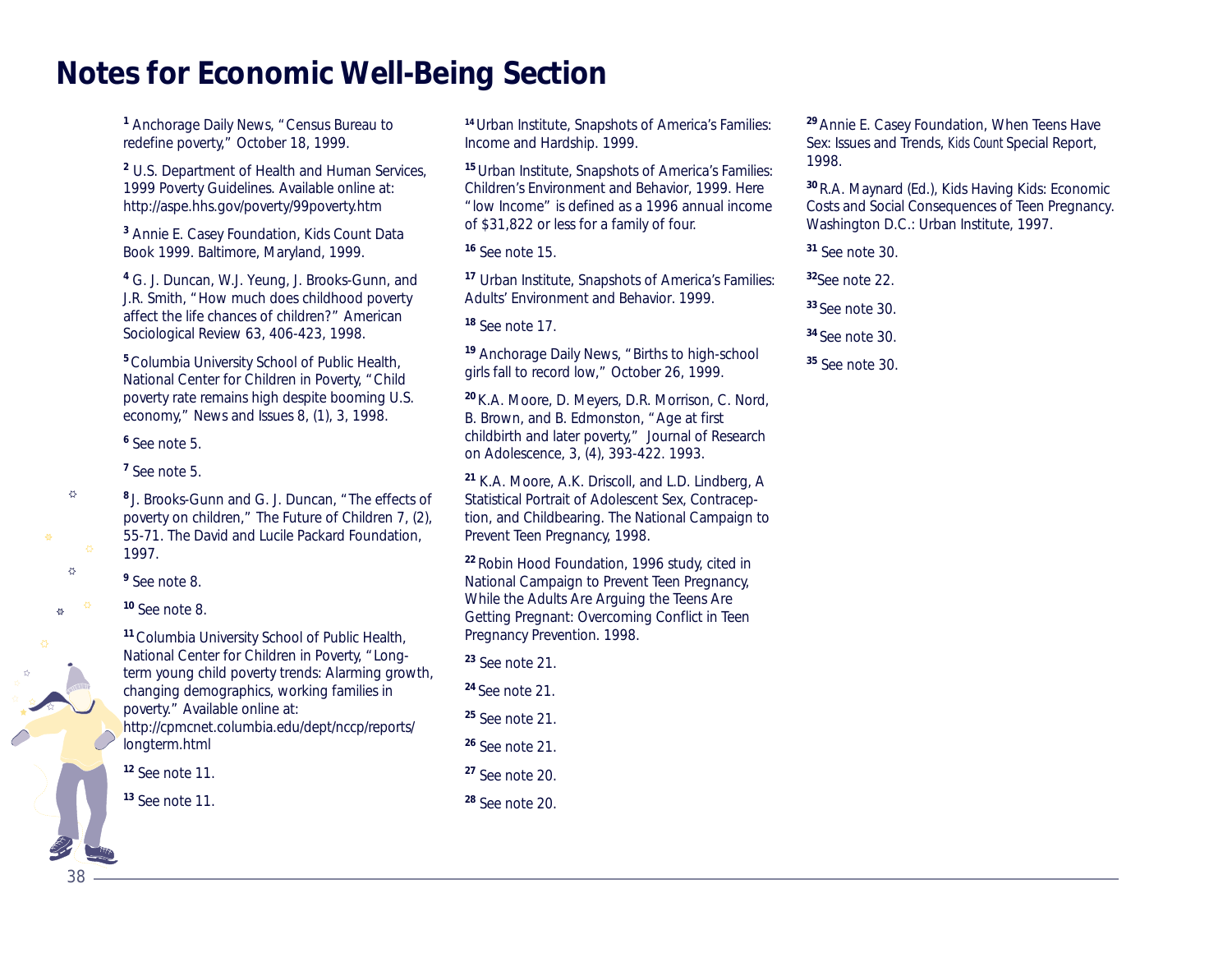# Notes for Economic Well-Being Section

[1] Anchorage Daily News, "Census Bureau to redefine poverty," October 18, 1999.

[2] U.S. Department of Health and Human Services, 1999 Poverty Guidelines. Available online at: http://aspe.hhs.gov/poverty/99poverty.htm

[3] Annie E. Casey Foundation, Kids Count Data Book 1999. Baltimore, Maryland, 1999.

[4] G. J. Duncan, W.J. Yeung, J. Brooks-Gunn, and J.R. Smith, "How much does childhood poverty affect the life chances of children?" American Sociological Review 63, 406-423, 1998.

[5] Columbia University School of Public Health, National Center for Children in Poverty, "Child poverty rate remains high despite booming U.S. economy," News and Issues 8, (1), 3, 1998.

[6] See note 5.

[7] See note 5.

[8] J. Brooks-Gunn and G. J. Duncan, "The effects of poverty on children," The Future of Children 7, (2), 55-71. The David and Lucile Packard Foundation, 1997.

[9] See note 8.

[10] See note 8.

[11] Columbia University School of Public Health, National Center for Children in Poverty, "Long-term young child poverty trends: Alarming growth, changing demographics, working families in poverty." Available online at: http://cpmcnet.columbia.edu/dept/nccp/reports/longterm.html

[12] See note 11.

[13] See note 11.

[14] Urban Institute, Snapshots of America's Families: Income and Hardship. 1999.

[15] Urban Institute, Snapshots of America's Families: Children's Environment and Behavior, 1999. Here "low Income" is defined as a 1996 annual income of $31,822 or less for a family of four.

[16] See note 15.

[17] Urban Institute, Snapshots of America's Families: Adults' Environment and Behavior. 1999.

[18] See note 17.

[19] Anchorage Daily News, "Births to high-school girls fall to record low," October 26, 1999.

[20] K.A. Moore, D. Meyers, D.R. Morrison, C. Nord, B. Brown, and B. Edmonston, "Age at first childbirth and later poverty," Journal of Research on Adolescence, 3, (4), 393-422. 1993.

[21] K.A. Moore, A.K. Driscoll, and L.D. Lindberg, A Statistical Portrait of Adolescent Sex, Contraception, and Childbearing. The National Campaign to Prevent Teen Pregnancy, 1998.

[22] Robin Hood Foundation, 1996 study, cited in National Campaign to Prevent Teen Pregnancy, While the Adults Are Arguing the Teens Are Getting Pregnant: Overcoming Conflict in Teen Pregnancy Prevention. 1998.

[23] See note 21.

[24] See note 21.

[25] See note 21.

[26] See note 21.

[27] See note 20.

[28] See note 20.

[29] Annie E. Casey Foundation, When Teens Have Sex: Issues and Trends, *Kids Count* Special Report, 1998.

[30] R.A. Maynard (Ed.), Kids Having Kids: Economic Costs and Social Consequences of Teen Pregnancy. Washington D.C.: Urban Institute, 1997.

[31] See note 30.

[32] See note 22.

[33] See note 30.

[34] See note 30.

[35] See note 30.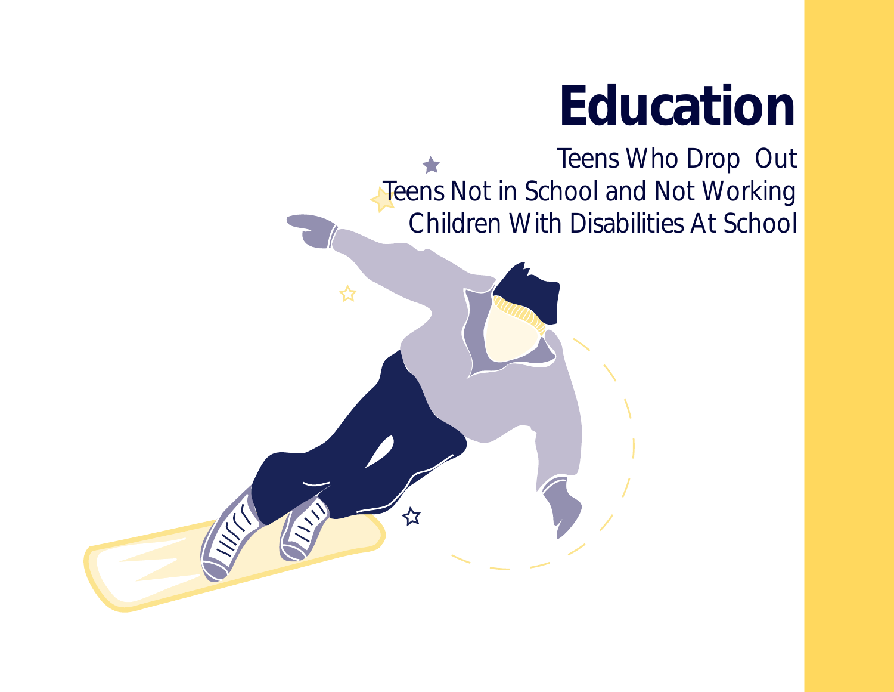# Education

Teens Who Drop Out

Teens Not in School and Not Working

Children With Disabilities At School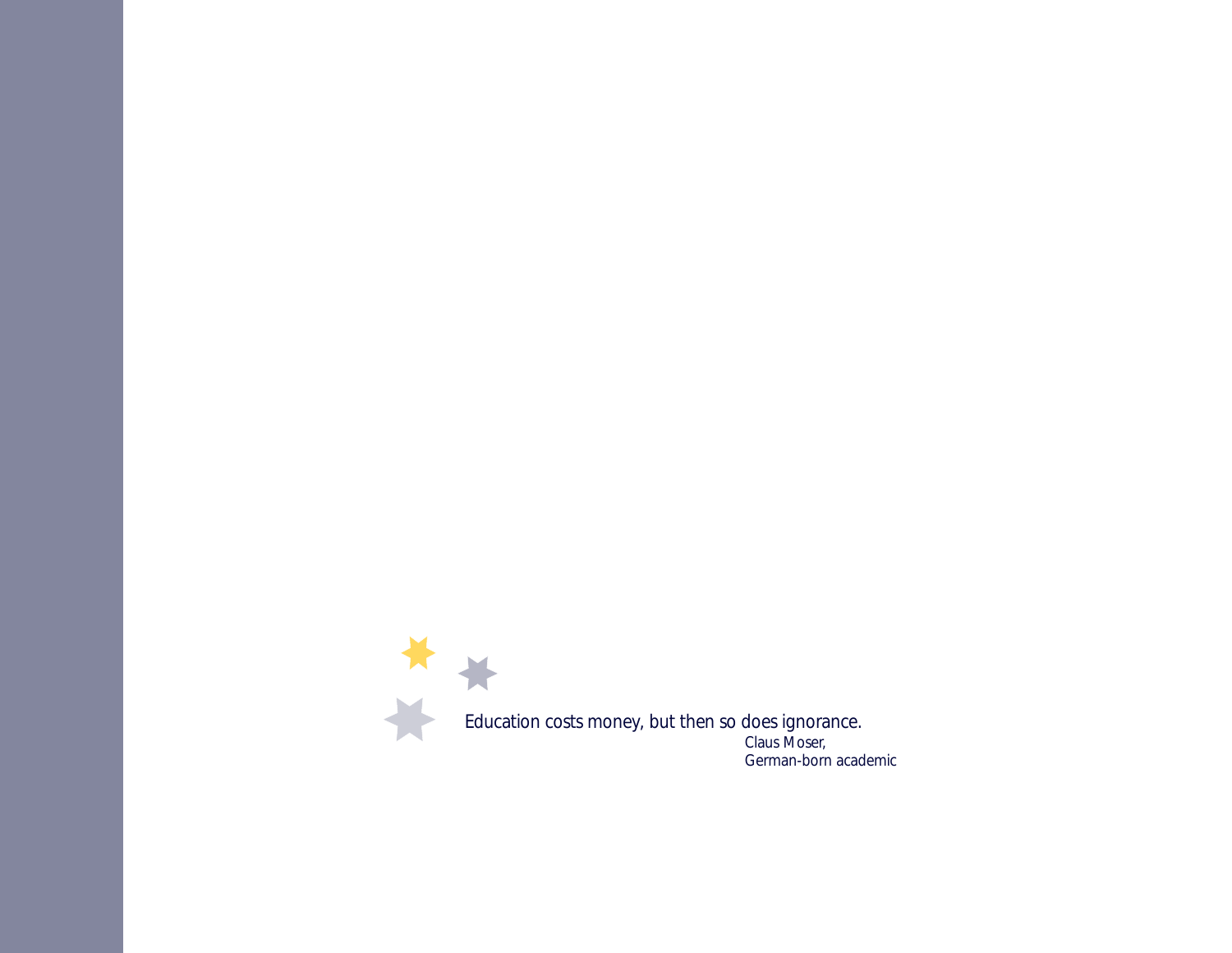Education costs money, but then so does ignorance.

Claus Moser,
German-born academic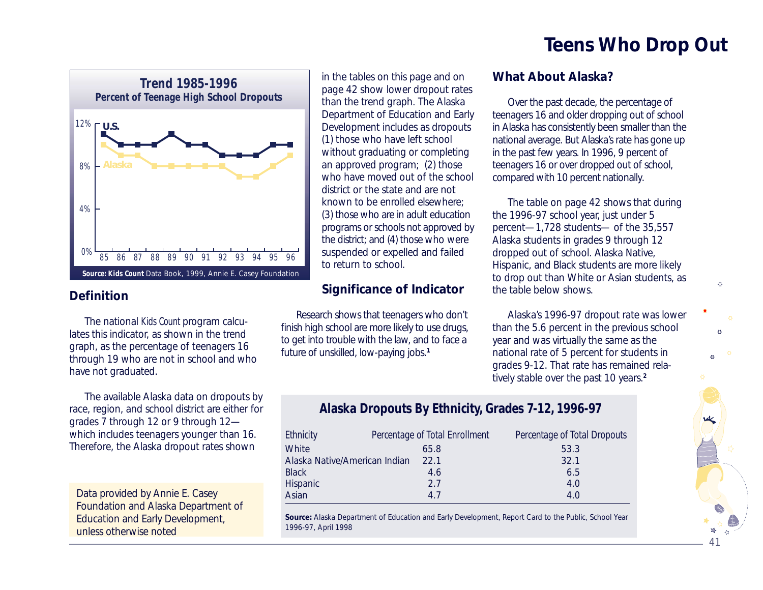# Teens Who Drop Out

**Trend 1985-1996**
**Percent of Teenage High School Dropouts**

| Year | 85 | 86 | 87 | 88 | 89 | 90 | 91 | 92 | 93 | 94 | 95 | 96 |
|---|---|---|---|---|---|---|---|---|---|---|---|---|
| U.S. | 11% | 10% | 10% | 10% | 11% | 10% | 10% | 9% | 9% | 9% | 10% | 10% |
| Alaska | 10% | 9% | 9% | 8% | 8% | 8% | 8% | 8% | 7% | 7% | 8% | 9% |

**Source: Kids Count** Data Book, 1999, Annie E. Casey Foundation

## Definition

The national *Kids Count* program calculates this indicator, as shown in the trend graph, as the percentage of teenagers 16 through 19 who are not in school and who have not graduated.

The available Alaska data on dropouts by race, region, and school district are either for grades 7 through 12 or 9 through 12—which includes teenagers younger than 16. Therefore, the Alaska dropout rates shown in the tables on this page and on page 42 show lower dropout rates than the trend graph. The Alaska Department of Education and Early Development includes as dropouts (1) those who have left school without graduating or completing an approved program; (2) those who have moved out of the school district or the state and are not known to be enrolled elsewhere; (3) those who are in adult education programs or schools not approved by the district; and (4) those who were suspended or expelled and failed to return to school.

## Significance of Indicator

Research shows that teenagers who don't finish high school are more likely to use drugs, to get into trouble with the law, and to face a future of unskilled, low-paying jobs.[1]

## What About Alaska?

Over the past decade, the percentage of teenagers 16 and older dropping out of school in Alaska has consistently been smaller than the national average. But Alaska's rate has gone up in the past few years. In 1996, 9 percent of teenagers 16 or over dropped out of school, compared with 10 percent nationally.

The table on page 42 shows that during the 1996-97 school year, just under 5 percent—1,728 students— of the 35,557 Alaska students in grades 9 through 12 dropped out of school. Alaska Native, Hispanic, and Black students are more likely to drop out than White or Asian students, as the table below shows.

Alaska's 1996-97 dropout rate was lower than the 5.6 percent in the previous school year and was virtually the same as the national rate of 5 percent for students in grades 9-12. That rate has remained relatively stable over the past 10 years.[2]

Data provided by Annie E. Casey Foundation and Alaska Department of Education and Early Development, unless otherwise noted

**Alaska Dropouts By Ethnicity, Grades 7-12, 1996-97**

| Ethnicity | Percentage of Total Enrollment | Percentage of Total Dropouts |
|---|---|---|
| White | 65.8 | 53.3 |
| Alaska Native/American Indian | 22.1 | 32.1 |
| Black | 4.6 | 6.5 |
| Hispanic | 2.7 | 4.0 |
| Asian | 4.7 | 4.0 |

**Source:** Alaska Department of Education and Early Development, Report Card to the Public, School Year 1996-97, April 1998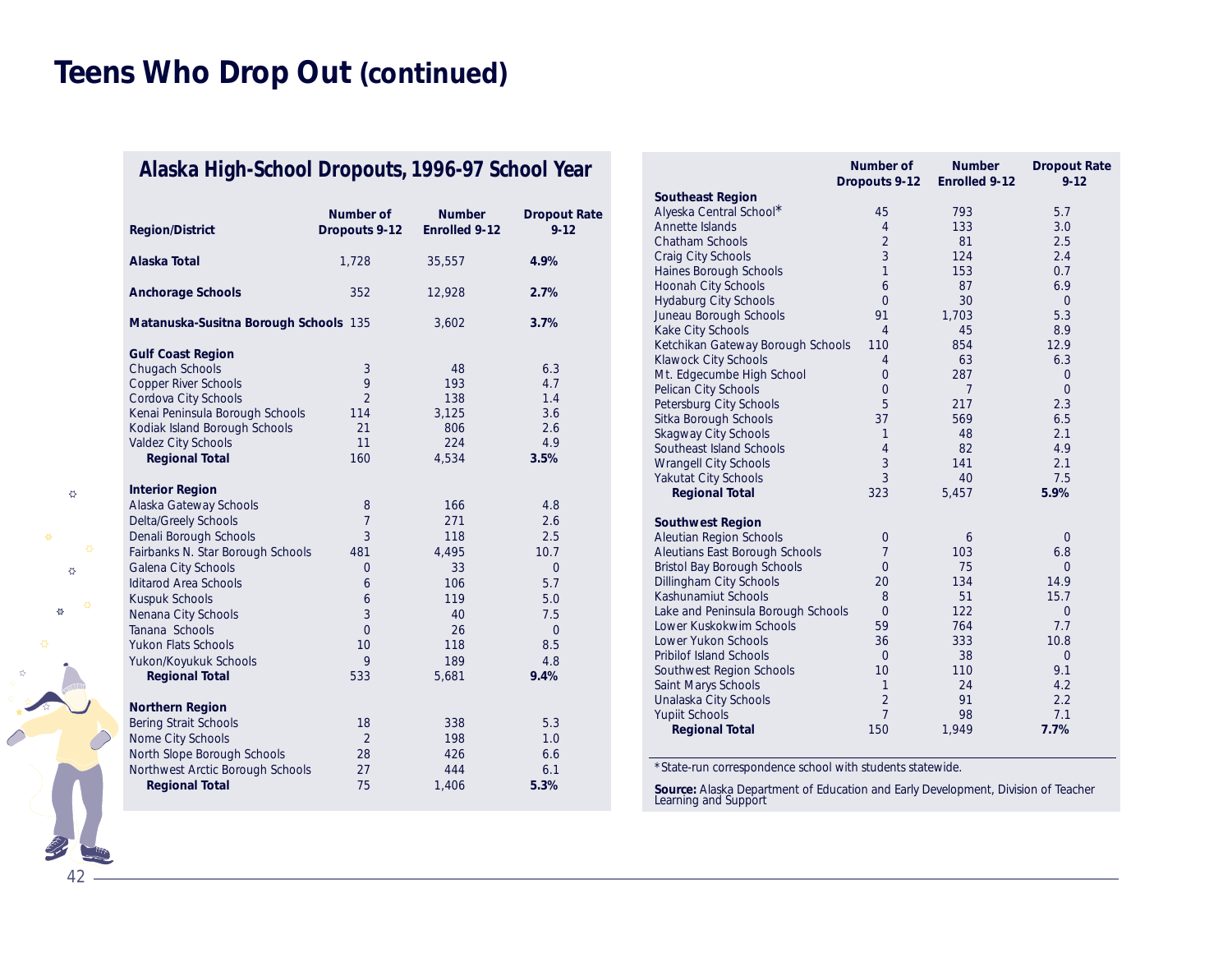# Teens Who Drop Out (continued)

## Alaska High-School Dropouts, 1996-97 School Year

| Region/District | Number of Dropouts 9-12 | Number Enrolled 9-12 | Dropout Rate 9-12 |
|---|---|---|---|
| **Alaska Total** | 1,728 | 35,557 | **4.9%** |
| **Anchorage Schools** | 352 | 12,928 | **2.7%** |
| **Matanuska-Susitna Borough Schools** | 135 | 3,602 | **3.7%** |
| **Gulf Coast Region** | | | |
| Chugach Schools | 3 | 48 | 6.3 |
| Copper River Schools | 9 | 193 | 4.7 |
| Cordova City Schools | 2 | 138 | 1.4 |
| Kenai Peninsula Borough Schools | 114 | 3,125 | 3.6 |
| Kodiak Island Borough Schools | 21 | 806 | 2.6 |
| Valdez City Schools | 11 | 224 | 4.9 |
| **Regional Total** | 160 | 4,534 | **3.5%** |
| **Interior Region** | | | |
| Alaska Gateway Schools | 8 | 166 | 4.8 |
| Delta/Greely Schools | 7 | 271 | 2.6 |
| Denali Borough Schools | 3 | 118 | 2.5 |
| Fairbanks N. Star Borough Schools | 481 | 4,495 | 10.7 |
| Galena City Schools | 0 | 33 | 0 |
| Iditarod Area Schools | 6 | 106 | 5.7 |
| Kuspuk Schools | 6 | 119 | 5.0 |
| Nenana City Schools | 3 | 40 | 7.5 |
| Tanana Schools | 0 | 26 | 0 |
| Yukon Flats Schools | 10 | 118 | 8.5 |
| Yukon/Koyukuk Schools | 9 | 189 | 4.8 |
| **Regional Total** | 533 | 5,681 | **9.4%** |
| **Northern Region** | | | |
| Bering Strait Schools | 18 | 338 | 5.3 |
| Nome City Schools | 2 | 198 | 1.0 |
| North Slope Borough Schools | 28 | 426 | 6.6 |
| Northwest Arctic Borough Schools | 27 | 444 | 6.1 |
| **Regional Total** | 75 | 1,406 | **5.3%** |
| **Southeast Region** | | | |
| Alyeska Central School* | 45 | 793 | 5.7 |
| Annette Islands | 4 | 133 | 3.0 |
| Chatham Schools | 2 | 81 | 2.5 |
| Craig City Schools | 3 | 124 | 2.4 |
| Haines Borough Schools | 1 | 153 | 0.7 |
| Hoonah City Schools | 6 | 87 | 6.9 |
| Hydaburg City Schools | 0 | 30 | 0 |
| Juneau Borough Schools | 91 | 1,703 | 5.3 |
| Kake City Schools | 4 | 45 | 8.9 |
| Ketchikan Gateway Borough Schools | 110 | 854 | 12.9 |
| Klawock City Schools | 4 | 63 | 6.3 |
| Mt. Edgecumbe High School | 0 | 287 | 0 |
| Pelican City Schools | 0 | 7 | 0 |
| Petersburg City Schools | 5 | 217 | 2.3 |
| Sitka Borough Schools | 37 | 569 | 6.5 |
| Skagway City Schools | 1 | 48 | 2.1 |
| Southeast Island Schools | 4 | 82 | 4.9 |
| Wrangell City Schools | 3 | 141 | 2.1 |
| Yakutat City Schools | 3 | 40 | 7.5 |
| **Regional Total** | 323 | 5,457 | **5.9%** |
| **Southwest Region** | | | |
| Aleutian Region Schools | 0 | 6 | 0 |
| Aleutians East Borough Schools | 7 | 103 | 6.8 |
| Bristol Bay Borough Schools | 0 | 75 | 0 |
| Dillingham City Schools | 20 | 134 | 14.9 |
| Kashunamiut Schools | 8 | 51 | 15.7 |
| Lake and Peninsula Borough Schools | 0 | 122 | 0 |
| Lower Kuskokwim Schools | 59 | 764 | 7.7 |
| Lower Yukon Schools | 36 | 333 | 10.8 |
| Pribilof Island Schools | 0 | 38 | 0 |
| Southwest Region Schools | 10 | 110 | 9.1 |
| Saint Marys Schools | 1 | 24 | 4.2 |
| Unalaska City Schools | 2 | 91 | 2.2 |
| Yupiit Schools | 7 | 98 | 7.1 |
| **Regional Total** | 150 | 1,949 | **7.7%** |

*State-run correspondence school with students statewide.

**Source:** Alaska Department of Education and Early Development, Division of Teacher Learning and Support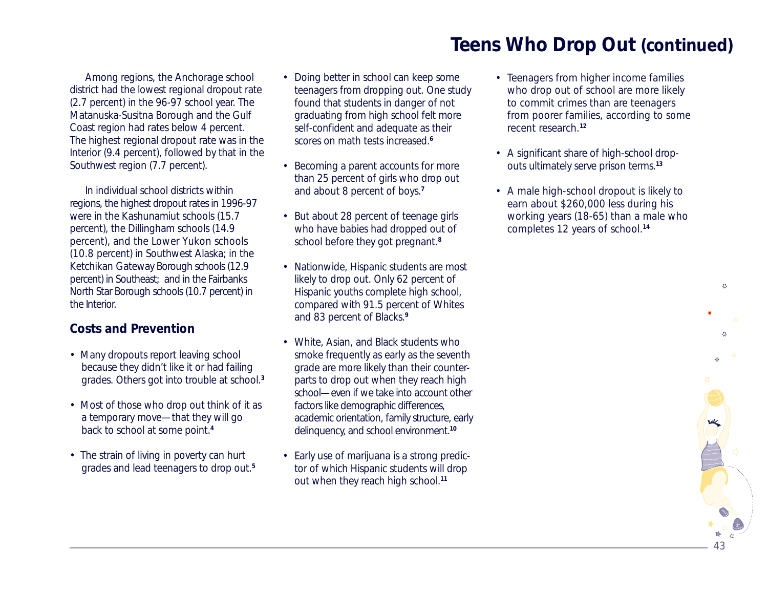# Teens Who Drop Out (continued)

Among regions, the Anchorage school district had the lowest regional dropout rate (2.7 percent) in the 96-97 school year. The Matanuska-Susitna Borough and the Gulf Coast region had rates below 4 percent. The highest regional dropout rate was in the Interior (9.4 percent), followed by that in the Southwest region (7.7 percent).

In individual school districts within regions, the highest dropout rates in 1996-97 were in the Kashunamiut schools (15.7 percent), the Dillingham schools (14.9 percent), and the Lower Yukon schools (10.8 percent) in Southwest Alaska; in the Ketchikan Gateway Borough schools (12.9 percent) in Southeast; and in the Fairbanks North Star Borough schools (10.7 percent) in the Interior.

## Costs and Prevention

- Many dropouts report leaving school because they didn't like it or had failing grades. Others got into trouble at school.[3]
- Most of those who drop out think of it as a temporary move—that they will go back to school at some point.[4]
- The strain of living in poverty can hurt grades and lead teenagers to drop out.[5]
- Doing better in school can keep some teenagers from dropping out. One study found that students in danger of not graduating from high school felt more self-confident and adequate as their scores on math tests increased.[6]
- Becoming a parent accounts for more than 25 percent of girls who drop out and about 8 percent of boys.[7]
- But about 28 percent of teenage girls who have babies had dropped out of school before they got pregnant.[8]
- Nationwide, Hispanic students are most likely to drop out. Only 62 percent of Hispanic youths complete high school, compared with 91.5 percent of Whites and 83 percent of Blacks.[9]
- White, Asian, and Black students who smoke frequently as early as the seventh grade are more likely than their counterparts to drop out when they reach high school—even if we take into account other factors like demographic differences, academic orientation, family structure, early delinquency, and school environment.[10]
- Early use of marijuana is a strong predictor of which Hispanic students will drop out when they reach high school.[11]
- Teenagers from higher income families who drop out of school are more likely to commit crimes than are teenagers from poorer families, according to some recent research.[12]
- A significant share of high-school dropouts ultimately serve prison terms.[13]
- A male high-school dropout is likely to earn about $260,000 less during his working years (18-65) than a male who completes 12 years of school.[14]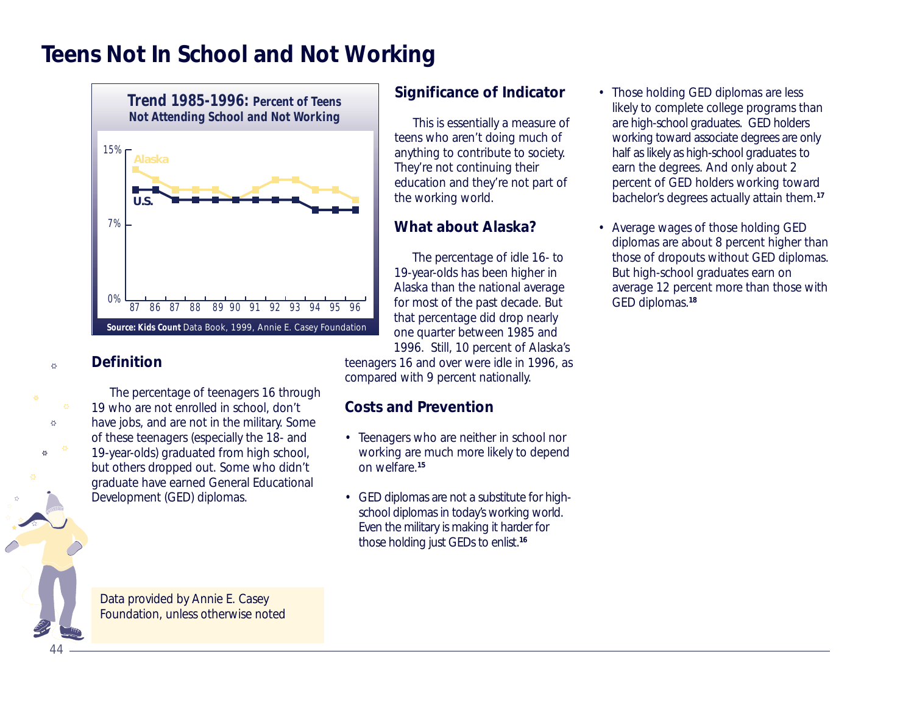# Teens Not In School and Not Working

**Trend 1985-1996: Percent of Teens Not Attending School and Not Working**

Source: **Kids Count** Data Book, 1999, Annie E. Casey Foundation

## Definition

The percentage of teenagers 16 through 19 who are not enrolled in school, don't have jobs, and are not in the military. Some of these teenagers (especially the 18- and 19-year-olds) graduated from high school, but others dropped out. Some who didn't graduate have earned General Educational Development (GED) diplomas.

Data provided by Annie E. Casey Foundation, unless otherwise noted

## Significance of Indicator

This is essentially a measure of teens who aren't doing much of anything to contribute to society. They're not continuing their education and they're not part of the working world.

## What about Alaska?

The percentage of idle 16- to 19-year-olds has been higher in Alaska than the national average for most of the past decade. But that percentage did drop nearly one quarter between 1985 and 1996. Still, 10 percent of Alaska's teenagers 16 and over were idle in 1996, as compared with 9 percent nationally.

## Costs and Prevention

- Teenagers who are neither in school nor working are much more likely to depend on welfare.[15]
- GED diplomas are not a substitute for high-school diplomas in today's working world. Even the military is making it harder for those holding just GEDs to enlist.[16]
- Those holding GED diplomas are less likely to complete college programs than are high-school graduates. GED holders working toward associate degrees are only half as likely as high-school graduates to earn the degrees. And only about 2 percent of GED holders working toward bachelor's degrees actually attain them.[17]
- Average wages of those holding GED diplomas are about 8 percent higher than those of dropouts without GED diplomas. But high-school graduates earn on average 12 percent more than those with GED diplomas.[18]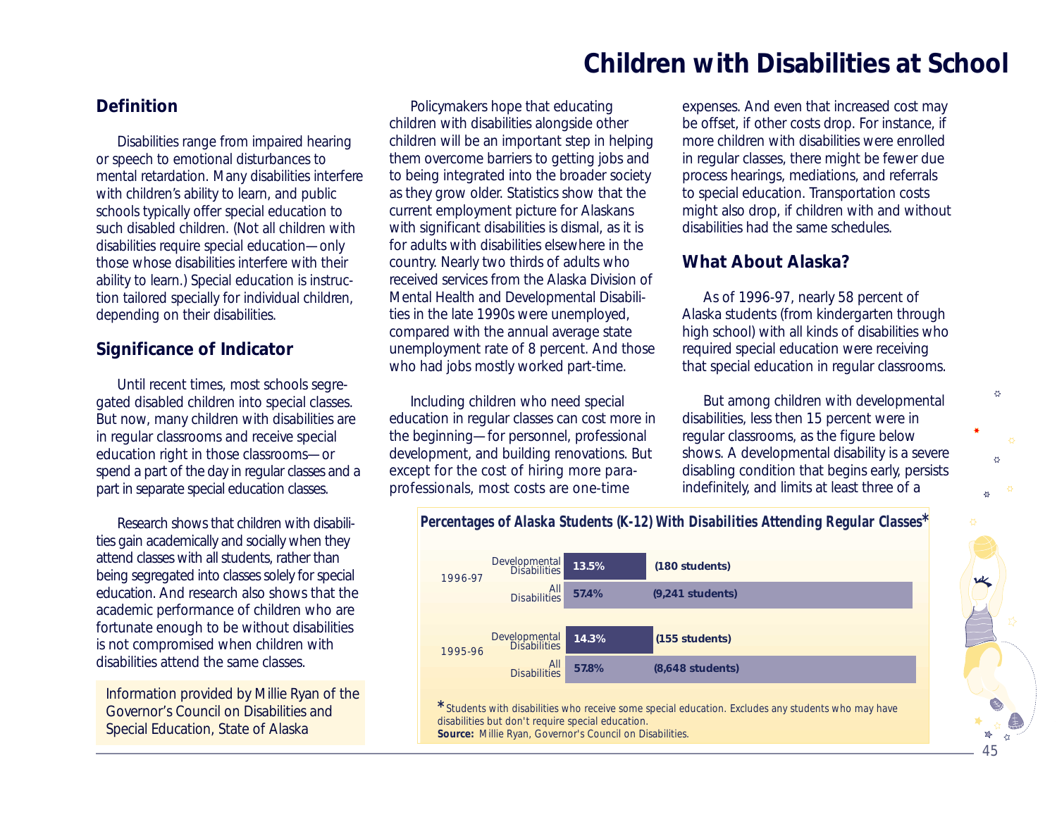# Children with Disabilities at School

## Definition

Disabilities range from impaired hearing or speech to emotional disturbances to mental retardation. Many disabilities interfere with children's ability to learn, and public schools typically offer special education to such disabled children. (Not all children with disabilities require special education—only those whose disabilities interfere with their ability to learn.) Special education is instruction tailored specially for individual children, depending on their disabilities.

## Significance of Indicator

Until recent times, most schools segregated disabled children into special classes. But now, many children with disabilities are in regular classrooms and receive special education right in those classrooms—or spend a part of the day in regular classes and a part in separate special education classes.

Research shows that children with disabilities gain academically and socially when they attend classes with all students, rather than being segregated into classes solely for special education. And research also shows that the academic performance of children who are fortunate enough to be without disabilities is not compromised when children with disabilities attend the same classes.

Information provided by Millie Ryan of the Governor's Council on Disabilities and Special Education, State of Alaska

Policymakers hope that educating children with disabilities alongside other children will be an important step in helping them overcome barriers to getting jobs and to being integrated into the broader society as they grow older. Statistics show that the current employment picture for Alaskans with significant disabilities is dismal, as it is for adults with disabilities elsewhere in the country. Nearly two thirds of adults who received services from the Alaska Division of Mental Health and Developmental Disabilities in the late 1990s were unemployed, compared with the annual average state unemployment rate of 8 percent. And those who had jobs mostly worked part-time.

Including children who need special education in regular classes can cost more in the beginning—for personnel, professional development, and building renovations. But except for the cost of hiring more paraprofessionals, most costs are one-time expenses. And even that increased cost may be offset, if other costs drop. For instance, if more children with disabilities were enrolled in regular classes, there might be fewer due process hearings, mediations, and referrals to special education. Transportation costs might also drop, if children with and without disabilities had the same schedules.

## What About Alaska?

As of 1996-97, nearly 58 percent of Alaska students (from kindergarten through high school) with all kinds of disabilities who required special education were receiving that special education in regular classrooms.

But among children with developmental disabilities, less then 15 percent were in regular classrooms, as the figure below shows. A developmental disability is a severe disabling condition that begins early, persists indefinitely, and limits at least three of a

**Percentages of Alaska Students (K-12) With Disabilities Attending Regular Classes***

| Year | Category | Percent | Students |
|---|---|---|---|
| 1996-97 | Developmental Disabilities | 13.5% | (180 students) |
| 1996-97 | All Disabilities | 57.4% | (9,241 students) |
| 1995-96 | Developmental Disabilities | 14.3% | (155 students) |
| 1995-96 | All Disabilities | 57.8% | (8,648 students) |

*Students with disabilities who receive some special education. Excludes any students who may have disabilities but don't require special education.

**Source:** Millie Ryan, Governor's Council on Disabilities.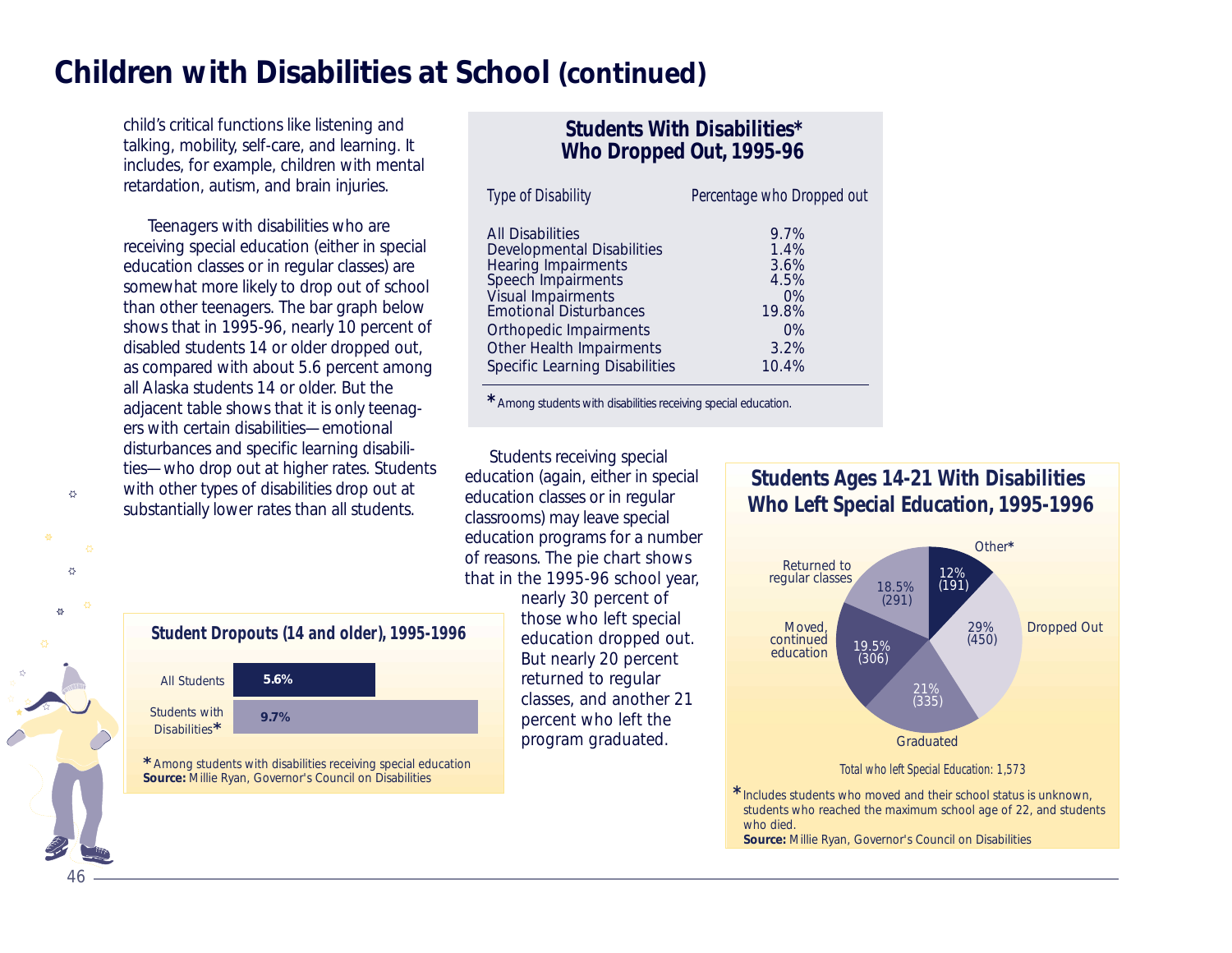# Children with Disabilities at School (continued)

child's critical functions like listening and talking, mobility, self-care, and learning. It includes, for example, children with mental retardation, autism, and brain injuries.

Teenagers with disabilities who are receiving special education (either in special education classes or in regular classes) are somewhat more likely to drop out of school than other teenagers. The bar graph below shows that in 1995-96, nearly 10 percent of disabled students 14 or older dropped out, as compared with about 5.6 percent among all Alaska students 14 or older. But the adjacent table shows that it is only teenagers with certain disabilities—emotional disturbances and specific learning disabilities—who drop out at higher rates. Students with other types of disabilities drop out at substantially lower rates than all students.

## Students With Disabilities* Who Dropped Out, 1995-96

| Type of Disability | Percentage who Dropped out |
|---|---|
| All Disabilities | 9.7% |
| Developmental Disabilities | 1.4% |
| Hearing Impairments | 3.6% |
| Speech Impairments | 4.5% |
| Visual Impairments | 0% |
| Emotional Disturbances | 19.8% |
| Orthopedic Impairments | 0% |
| Other Health Impairments | 3.2% |
| Specific Learning Disabilities | 10.4% |

* Among students with disabilities receiving special education.

## Student Dropouts (14 and older), 1995-1996

| | |
|---|---|
| All Students | 5.6% |
| Students with Disabilities* | 9.7% |

* Among students with disabilities receiving special education
**Source:** Millie Ryan, Governor's Council on Disabilities

Students receiving special education (again, either in special education classes or in regular classrooms) may leave special education programs for a number of reasons. The pie chart shows that in the 1995-96 school year, nearly 30 percent of those who left special education dropped out. But nearly 20 percent returned to regular classes, and another 21 percent who left the program graduated.

## Students Ages 14-21 With Disabilities Who Left Special Education, 1995-1996

| Reason | Percent | Number |
|---|---|---|
| Other* | 12% | 191 |
| Dropped Out | 29% | 450 |
| Graduated | 21% | 335 |
| Moved, continued education | 19.5% | 306 |
| Returned to regular classes | 18.5% | 291 |

Total who left Special Education: 1,573

* Includes students who moved and their school status is unknown, students who reached the maximum school age of 22, and students who died.
**Source:** Millie Ryan, Governor's Council on Disabilities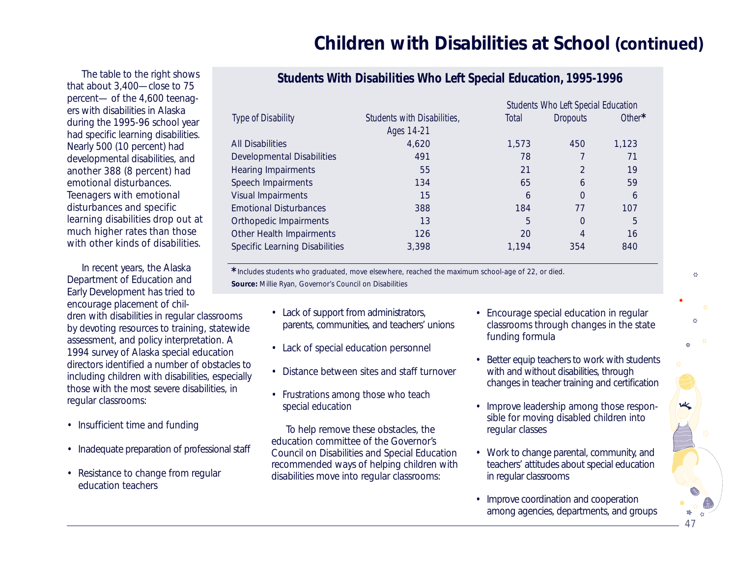# Children with Disabilities at School (continued)

The table to the right shows that about 3,400—close to 75 percent— of the 4,600 teenagers with disabilities in Alaska during the 1995-96 school year had specific learning disabilities. Nearly 500 (10 percent) had developmental disabilities, and another 388 (8 percent) had emotional disturbances. Teenagers with emotional disturbances and specific learning disabilities drop out at much higher rates than those with other kinds of disabilities.

### Students With Disabilities Who Left Special Education, 1995-1996

| Type of Disability | Students with Disabilities, Ages 14-21 | Students Who Left Special Education | | |
|---|---|---|---|---|
| | | Total | Dropouts | Other* |
| All Disabilities | 4,620 | 1,573 | 450 | 1,123 |
| Developmental Disabilities | 491 | 78 | 7 | 71 |
| Hearing Impairments | 55 | 21 | 2 | 19 |
| Speech Impairments | 134 | 65 | 6 | 59 |
| Visual Impairments | 15 | 6 | 0 | 6 |
| Emotional Disturbances | 388 | 184 | 77 | 107 |
| Orthopedic Impairments | 13 | 5 | 0 | 5 |
| Other Health Impairments | 126 | 20 | 4 | 16 |
| Specific Learning Disabilities | 3,398 | 1,194 | 354 | 840 |

*Includes students who graduated, move elsewhere, reached the maximum school-age of 22, or died.

**Source:** Millie Ryan, Governor's Council on Disabilities

In recent years, the Alaska Department of Education and Early Development has tried to encourage placement of children with disabilities in regular classrooms by devoting resources to training, statewide assessment, and policy interpretation. A 1994 survey of Alaska special education directors identified a number of obstacles to including children with disabilities, especially those with the most severe disabilities, in regular classrooms:

- Insufficient time and funding
- Inadequate preparation of professional staff
- Resistance to change from regular education teachers
- Lack of support from administrators, parents, communities, and teachers' unions
- Lack of special education personnel
- Distance between sites and staff turnover
- Frustrations among those who teach special education

To help remove these obstacles, the education committee of the Governor's Council on Disabilities and Special Education recommended ways of helping children with disabilities move into regular classrooms:

- Encourage special education in regular classrooms through changes in the state funding formula
- Better equip teachers to work with students with and without disabilities, through changes in teacher training and certification
- Improve leadership among those responsible for moving disabled children into regular classes
- Work to change parental, community, and teachers' attitudes about special education in regular classrooms
- Improve coordination and cooperation among agencies, departments, and groups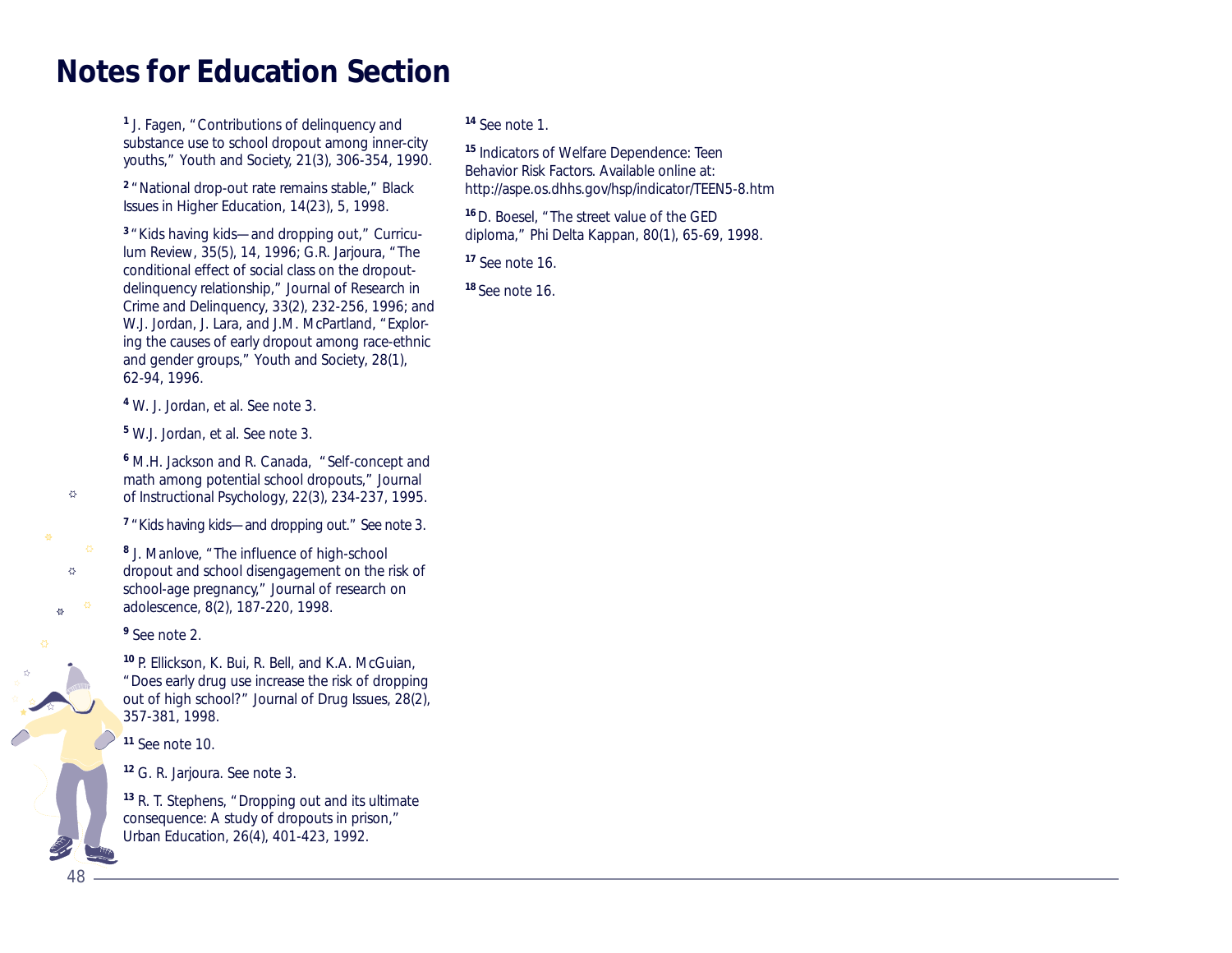# Notes for Education Section

[1] J. Fagen, "Contributions of delinquency and substance use to school dropout among inner-city youths," Youth and Society, 21(3), 306-354, 1990.

[2] "National drop-out rate remains stable," Black Issues in Higher Education, 14(23), 5, 1998.

[3] "Kids having kids—and dropping out," Curriculum Review, 35(5), 14, 1996; G.R. Jarjoura, "The conditional effect of social class on the dropout-delinquency relationship," Journal of Research in Crime and Delinquency, 33(2), 232-256, 1996; and W.J. Jordan, J. Lara, and J.M. McPartland, "Exploring the causes of early dropout among race-ethnic and gender groups," Youth and Society, 28(1), 62-94, 1996.

[4] W. J. Jordan, et al. See note 3.

[5] W.J. Jordan, et al. See note 3.

[6] M.H. Jackson and R. Canada, "Self-concept and math among potential school dropouts," Journal of Instructional Psychology, 22(3), 234-237, 1995.

[7] "Kids having kids—and dropping out." See note 3.

[8] J. Manlove, "The influence of high-school dropout and school disengagement on the risk of school-age pregnancy," Journal of research on adolescence, 8(2), 187-220, 1998.

[9] See note 2.

[10] P. Ellickson, K. Bui, R. Bell, and K.A. McGuian, "Does early drug use increase the risk of dropping out of high school?" Journal of Drug Issues, 28(2), 357-381, 1998.

[11] See note 10.

[12] G. R. Jarjoura. See note 3.

[13] R. T. Stephens, "Dropping out and its ultimate consequence: A study of dropouts in prison," Urban Education, 26(4), 401-423, 1992.

[14] See note 1.

[15] Indicators of Welfare Dependence: Teen Behavior Risk Factors. Available online at: http://aspe.os.dhhs.gov/hsp/indicator/TEEN5-8.htm

[16] D. Boesel, "The street value of the GED diploma," Phi Delta Kappan, 80(1), 65-69, 1998.

[17] See note 16.

[18] See note 16.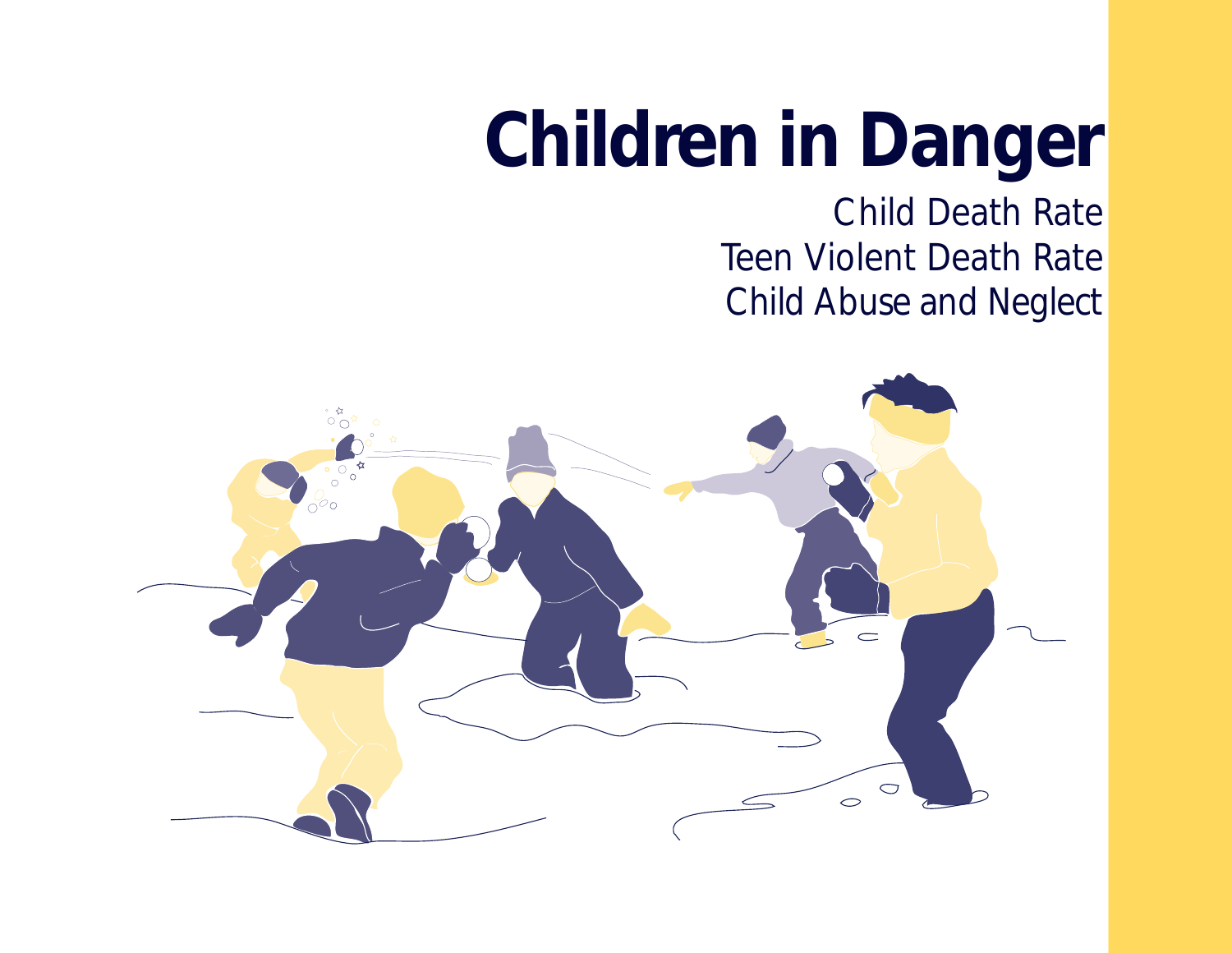# Children in Danger

Child Death Rate
Teen Violent Death Rate
Child Abuse and Neglect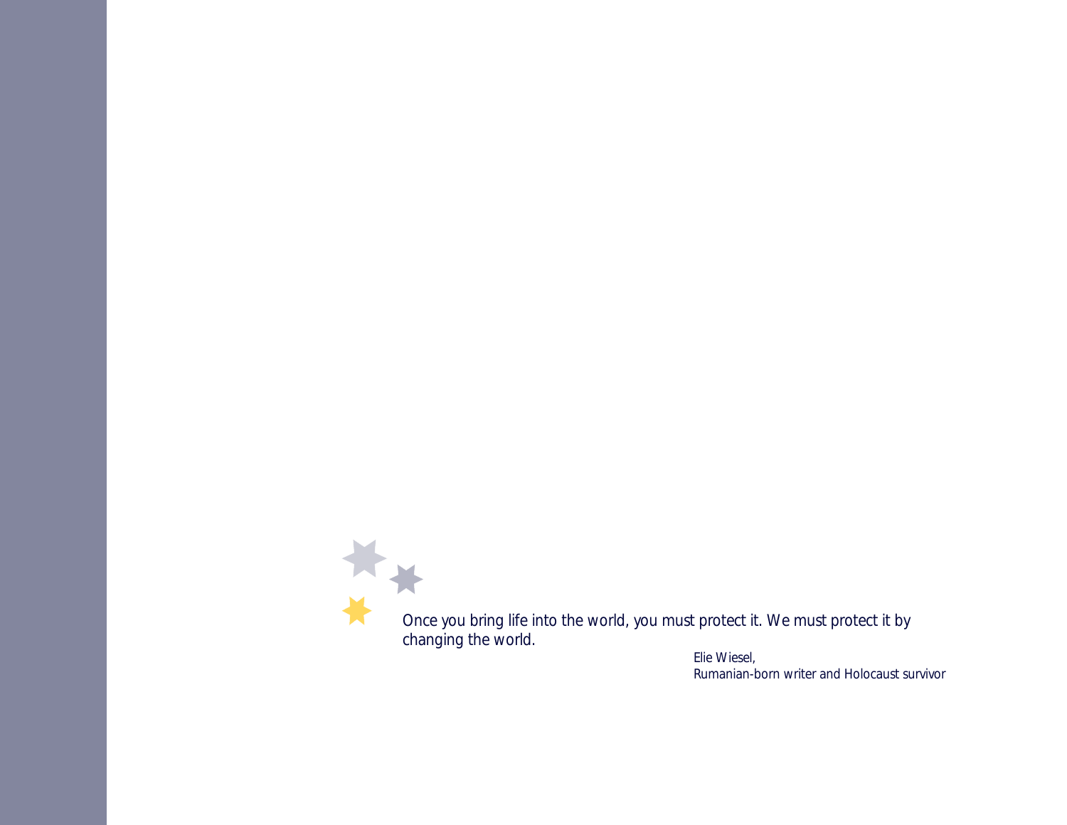*Once you bring life into the world, you must protect it. We must protect it by changing the world.*

*Elie Wiesel,*
*Rumanian-born writer and Holocaust survivor*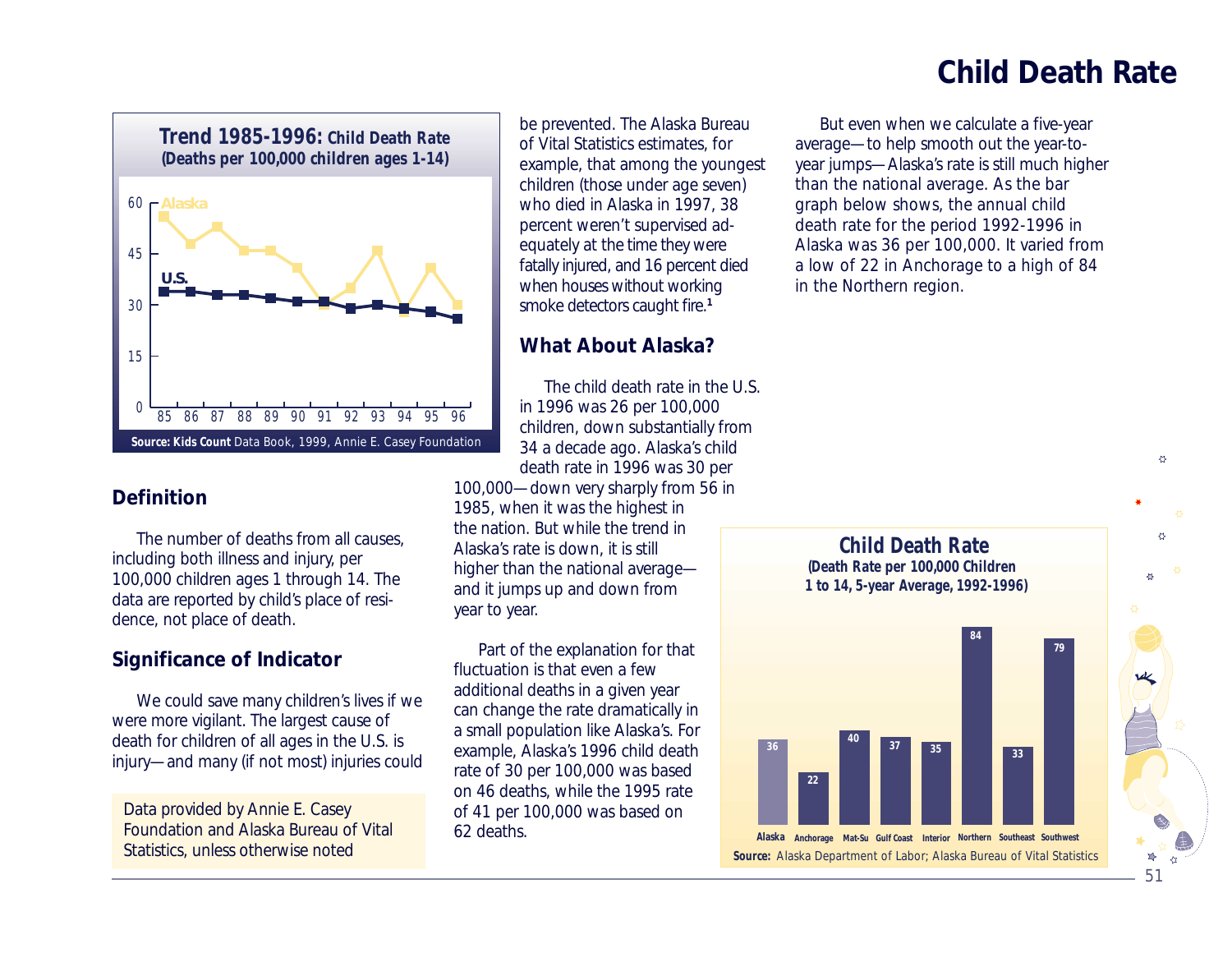# Child Death Rate

**Trend 1985-1996: Child Death Rate (Deaths per 100,000 children ages 1-14)**

**Source: Kids Count** Data Book, 1999, Annie E. Casey Foundation

## Definition

The number of deaths from all causes, including both illness and injury, per 100,000 children ages 1 through 14. The data are reported by child's place of residence, not place of death.

## Significance of Indicator

We could save many children's lives if we were more vigilant. The largest cause of death for children of all ages in the U.S. is injury—and many (if not most) injuries could be prevented. The Alaska Bureau of Vital Statistics estimates, for example, that among the youngest children (those under age seven) who died in Alaska in 1997, 38 percent weren't supervised adequately at the time they were fatally injured, and 16 percent died when houses without working smoke detectors caught fire.[1]

Data provided by Annie E. Casey Foundation and Alaska Bureau of Vital Statistics, unless otherwise noted

## What About Alaska?

The child death rate in the U.S. in 1996 was 26 per 100,000 children, down substantially from 34 a decade ago. Alaska's child death rate in 1996 was 30 per 100,000—down very sharply from 56 in 1985, when it was the highest in the nation. But while the trend in Alaska's rate is down, it is still higher than the national average—and it jumps up and down from year to year.

Part of the explanation for that fluctuation is that even a few additional deaths in a given year can change the rate dramatically in a small population like Alaska's. For example, Alaska's 1996 child death rate of 30 per 100,000 was based on 46 deaths, while the 1995 rate of 41 per 100,000 was based on 62 deaths.

But even when we calculate a five-year average—to help smooth out the year-to-year jumps—Alaska's rate is still much higher than the national average. As the bar graph below shows, the annual child death rate for the period 1992-1996 in Alaska was 36 per 100,000. It varied from a low of 22 in Anchorage to a high of 84 in the Northern region.

**Child Death Rate (Death Rate per 100,000 Children 1 to 14, 5-year Average, 1992-1996)**

| Region | Rate |
|---|---|
| Alaska | 36 |
| Anchorage | 22 |
| Mat-Su | 40 |
| Gulf Coast | 37 |
| Interior | 35 |
| Northern | 84 |
| Southeast | 33 |
| Southwest | 79 |

**Source:** Alaska Department of Labor; Alaska Bureau of Vital Statistics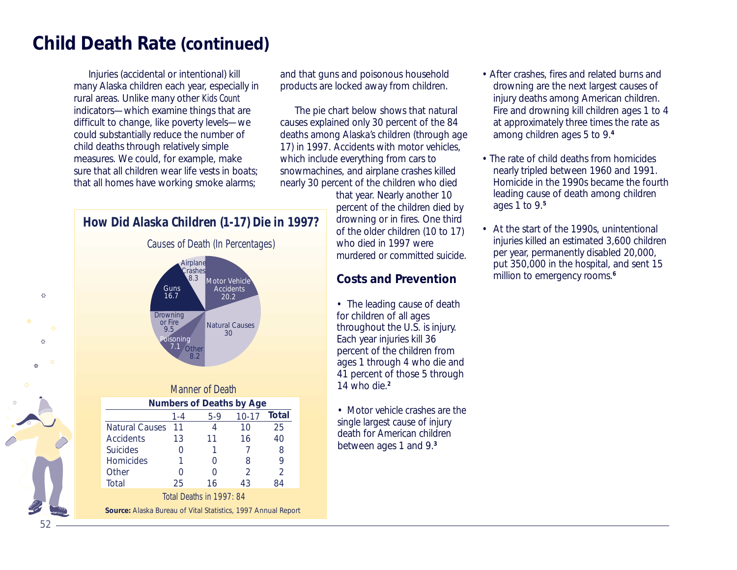# Child Death Rate (continued)

Injuries (accidental or intentional) kill many Alaska children each year, especially in rural areas. Unlike many other *Kids Count* indicators—which examine things that are difficult to change, like poverty levels—we could substantially reduce the number of child deaths through relatively simple measures. We could, for example, make sure that all children wear life vests in boats; that all homes have working smoke alarms; and that guns and poisonous household products are locked away from children.

The pie chart below shows that natural causes explained only 30 percent of the 84 deaths among Alaska's children (through age 17) in 1997. Accidents with motor vehicles, which include everything from cars to snowmachines, and airplane crashes killed nearly 30 percent of the children who died that year. Nearly another 10 percent of the children died by drowning or in fires. One third of the older children (10 to 17) who died in 1997 were murdered or committed suicide.

## How Did Alaska Children (1-17) Die in 1997?

Causes of Death (In Percentages)

| Cause | Percent |
|---|---|
| Motor Vehicle Accidents | 20.2 |
| Natural Causes | 30 |
| Other | 8.2 |
| Poisoning | 7.1 |
| Drowning or Fire | 9.5 |
| Guns | 16.7 |
| Airplane Crashes | 8.3 |

Manner of Death

**Numbers of Deaths by Age**

| | 1-4 | 5-9 | 10-17 | Total |
|---|---|---|---|---|
| Natural Causes | 11 | 4 | 10 | 25 |
| Accidents | 13 | 11 | 16 | 40 |
| Suicides | 0 | 1 | 7 | 8 |
| Homicides | 1 | 0 | 8 | 9 |
| Other | 0 | 0 | 2 | 2 |
| Total | 25 | 16 | 43 | 84 |

Total Deaths in 1997: 84

**Source:** Alaska Bureau of Vital Statistics, 1997 Annual Report

## Costs and Prevention

- The leading cause of death for children of all ages throughout the U.S. is injury. Each year injuries kill 36 percent of the children from ages 1 through 4 who die and 41 percent of those 5 through 14 who die.[2]
- Motor vehicle crashes are the single largest cause of injury death for American children between ages 1 and 9.[3]
- After crashes, fires and related burns and drowning are the next largest causes of injury deaths among American children. Fire and drowning kill children ages 1 to 4 at approximately three times the rate as among children ages 5 to 9.[4]
- The rate of child deaths from homicides nearly tripled between 1960 and 1991. Homicide in the 1990s became the fourth leading cause of death among children ages 1 to 9.[5]
- At the start of the 1990s, unintentional injuries killed an estimated 3,600 children per year, permanently disabled 20,000, put 350,000 in the hospital, and sent 15 million to emergency rooms.[6]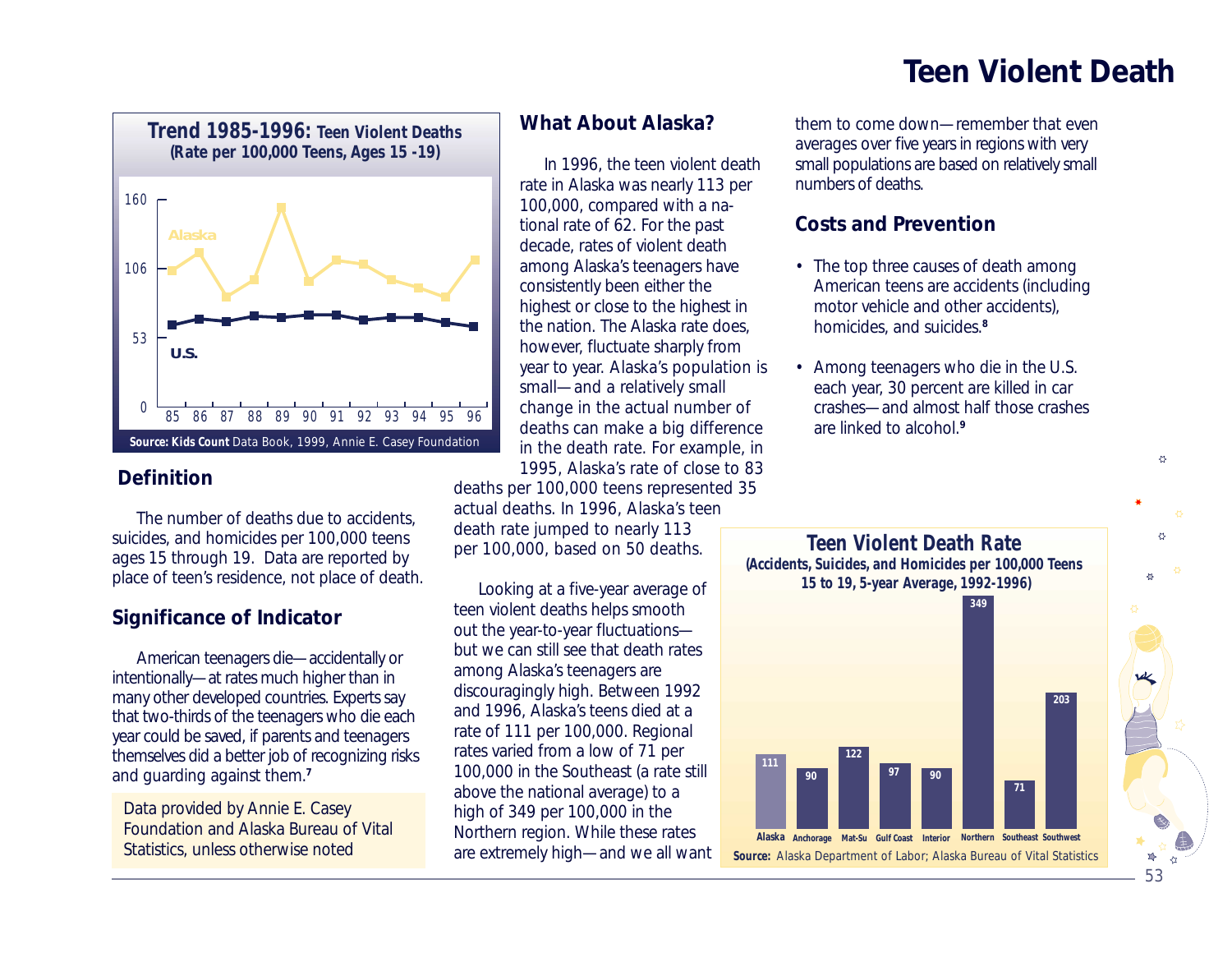# Teen Violent Death

**Trend 1985-1996: Teen Violent Deaths**
**(Rate per 100,000 Teens, Ages 15 -19)**

**Source: Kids Count** Data Book, 1999, Annie E. Casey Foundation

## Definition

The number of deaths due to accidents, suicides, and homicides per 100,000 teens ages 15 through 19. Data are reported by place of teen's residence, not place of death.

## Significance of Indicator

American teenagers die—accidentally or intentionally—at rates much higher than in many other developed countries. Experts say that two-thirds of the teenagers who die each year could be saved, if parents and teenagers themselves did a better job of recognizing risks and guarding against them.[7]

Data provided by Annie E. Casey Foundation and Alaska Bureau of Vital Statistics, unless otherwise noted

## What About Alaska?

In 1996, the teen violent death rate in Alaska was nearly 113 per 100,000, compared with a national rate of 62. For the past decade, rates of violent death among Alaska's teenagers have consistently been either the highest or close to the highest in the nation. The Alaska rate does, however, fluctuate sharply from year to year. Alaska's population is small—and a relatively small change in the actual number of deaths can make a big difference in the death rate. For example, in 1995, Alaska's rate of close to 83 deaths per 100,000 teens represented 35 actual deaths. In 1996, Alaska's teen death rate jumped to nearly 113 per 100,000, based on 50 deaths.

Looking at a five-year average of teen violent deaths helps smooth out the year-to-year fluctuations—but we can still see that death rates among Alaska's teenagers are discouragingly high. Between 1992 and 1996, Alaska's teens died at a rate of 111 per 100,000. Regional rates varied from a low of 71 per 100,000 in the Southeast (a rate still above the national average) to a high of 349 per 100,000 in the Northern region. While these rates are extremely high—and we all want them to come down—remember that even averages over five years in regions with very small populations are based on relatively small numbers of deaths.

## Costs and Prevention

- The top three causes of death among American teens are accidents (including motor vehicle and other accidents), homicides, and suicides.[8]
- Among teenagers who die in the U.S. each year, 30 percent are killed in car crashes—and almost half those crashes are linked to alcohol.[9]

**Teen Violent Death Rate**
**(Accidents, Suicides, and Homicides per 100,000 Teens 15 to 19, 5-year Average, 1992-1996)**

| Alaska | Anchorage | Mat-Su | Gulf Coast | Interior | Northern | Southeast | Southwest |
|---|---|---|---|---|---|---|---|
| 111 | 90 | 122 | 97 | 90 | 349 | 71 | 203 |

**Source:** Alaska Department of Labor; Alaska Bureau of Vital Statistics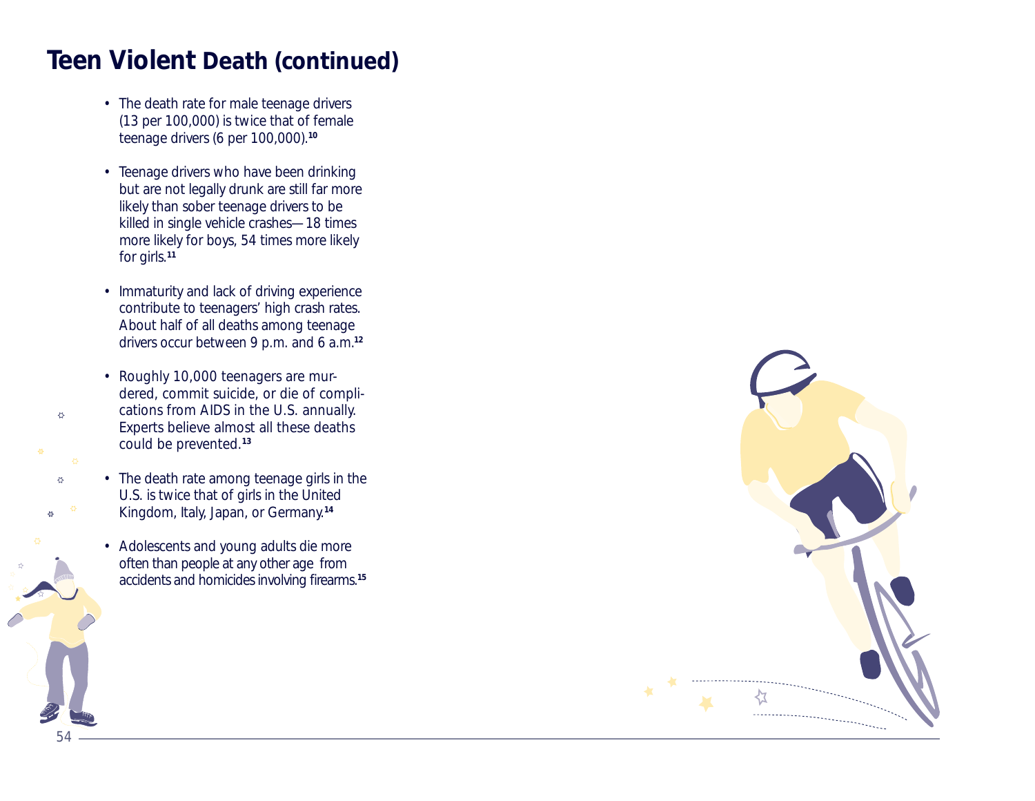# Teen Violent Death (continued)

- The death rate for male teenage drivers (13 per 100,000) is twice that of female teenage drivers (6 per 100,000).[10]
- Teenage drivers who have been drinking but are not legally drunk are still far more likely than sober teenage drivers to be killed in single vehicle crashes—18 times more likely for boys, 54 times more likely for girls.[11]
- Immaturity and lack of driving experience contribute to teenagers' high crash rates. About half of all deaths among teenage drivers occur between 9 p.m. and 6 a.m.[12]
- Roughly 10,000 teenagers are murdered, commit suicide, or die of complications from AIDS in the U.S. annually. Experts believe almost all these deaths could be prevented.[13]
- The death rate among teenage girls in the U.S. is twice that of girls in the United Kingdom, Italy, Japan, or Germany.[14]
- Adolescents and young adults die more often than people at any other age from accidents and homicides involving firearms.[15]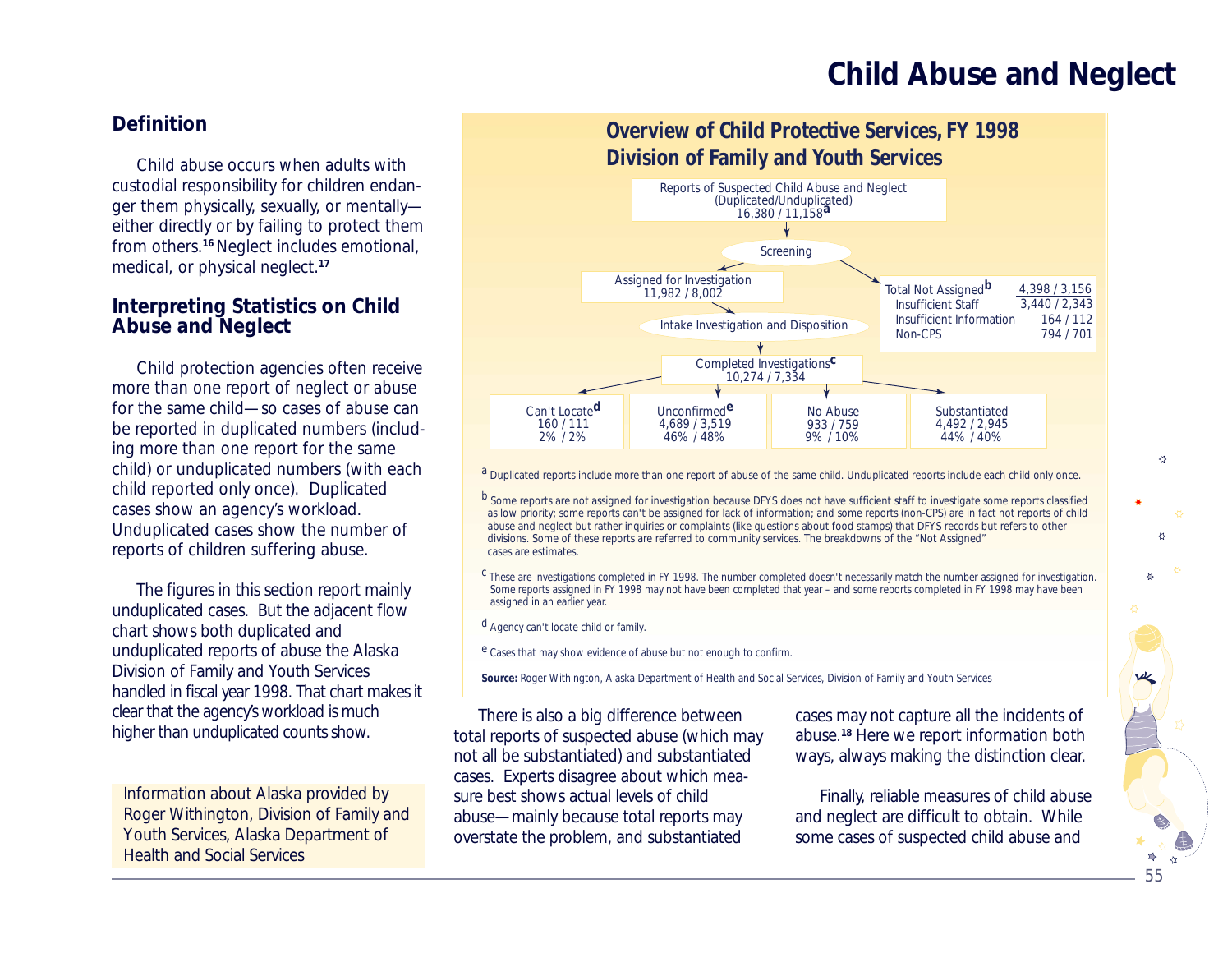# Child Abuse and Neglect

## Definition

Child abuse occurs when adults with custodial responsibility for children endanger them physically, sexually, or mentally—either directly or by failing to protect them from others.[16] Neglect includes emotional, medical, or physical neglect.[17]

## Interpreting Statistics on Child Abuse and Neglect

Child protection agencies often receive more than one report of neglect or abuse for the same child—so cases of abuse can be reported in duplicated numbers (including more than one report for the same child) or unduplicated numbers (with each child reported only once). Duplicated cases show an agency's workload. Unduplicated cases show the number of reports of children suffering abuse.

The figures in this section report mainly unduplicated cases. But the adjacent flow chart shows both duplicated and unduplicated reports of abuse the Alaska Division of Family and Youth Services handled in fiscal year 1998. That chart makes it clear that the agency's workload is much higher than unduplicated counts show.

Information about Alaska provided by Roger Withington, Division of Family and Youth Services, Alaska Department of Health and Social Services

### Overview of Child Protective Services, FY 1998
### Division of Family and Youth Services

Reports of Suspected Child Abuse and Neglect (Duplicated/Unduplicated): 16,380 / 11,158[a]

↓ Screening

- Assigned for Investigation: 11,982 / 8,002
  - ↓ Intake Investigation and Disposition
  - Completed Investigations[c]: 10,274 / 7,334

| Outcome | Duplicated / Unduplicated | Percent |
|---|---|---|
| Can't Locate[d] | 160 / 111 | 2% / 2% |
| Unconfirmed[e] | 4,689 / 3,519 | 46% / 48% |
| No Abuse | 933 / 759 | 9% / 10% |
| Substantiated | 4,492 / 2,945 | 44% / 40% |

- Total Not Assigned[b]: 4,398 / 3,156

| Not Assigned | Duplicated / Unduplicated |
|---|---|
| Insufficient Staff | 3,440 / 2,343 |
| Insufficient Information | 164 / 112 |
| Non-CPS | 794 / 701 |

[a] Duplicated reports include more than one report of abuse of the same child. Unduplicated reports include each child only once.

[b] Some reports are not assigned for investigation because DFYS does not have sufficient staff to investigate some reports classified as low priority; some reports can't be assigned for lack of information; and some reports (non-CPS) are in fact not reports of child abuse and neglect but rather inquiries or complaints (like questions about food stamps) that DFYS records but refers to other divisions. Some of these reports are referred to community services. The breakdowns of the "Not Assigned" cases are estimates.

[c] These are investigations completed in FY 1998. The number completed doesn't necessarily match the number assigned for investigation. Some reports assigned in FY 1998 may not have been completed that year – and some reports completed in FY 1998 may have been assigned in an earlier year.

[d] Agency can't locate child or family.

[e] Cases that may show evidence of abuse but not enough to confirm.

**Source:** Roger Withington, Alaska Department of Health and Social Services, Division of Family and Youth Services

There is also a big difference between total reports of suspected abuse (which may not all be substantiated) and substantiated cases. Experts disagree about which measure best shows actual levels of child abuse—mainly because total reports may overstate the problem, and substantiated cases may not capture all the incidents of abuse.[18] Here we report information both ways, always making the distinction clear.

Finally, reliable measures of child abuse and neglect are difficult to obtain. While some cases of suspected child abuse and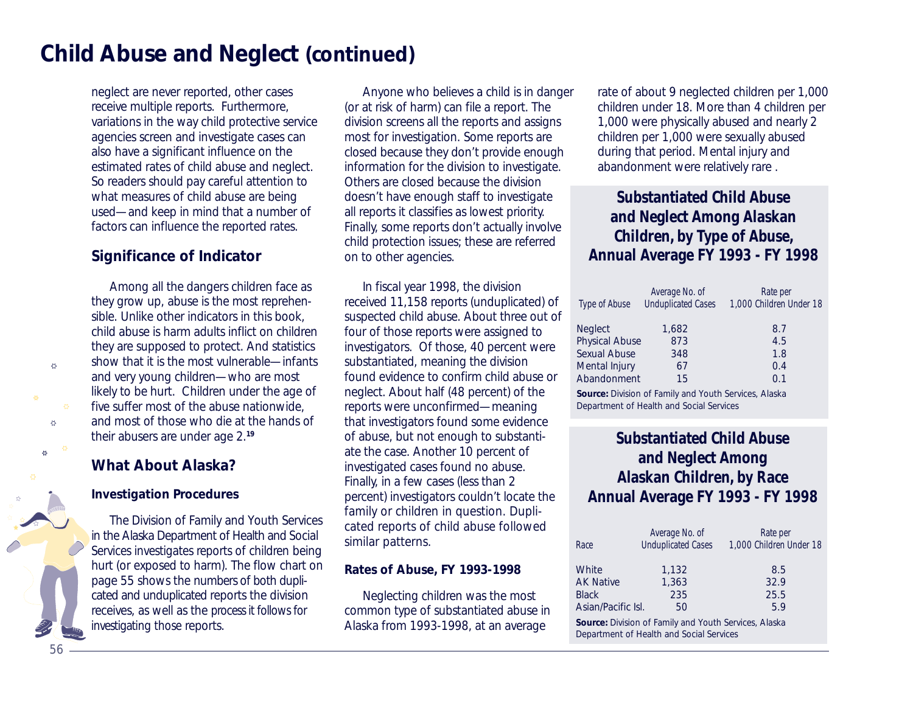# Child Abuse and Neglect (continued)

neglect are never reported, other cases receive multiple reports. Furthermore, variations in the way child protective service agencies screen and investigate cases can also have a significant influence on the estimated rates of child abuse and neglect. So readers should pay careful attention to what measures of child abuse are being used—and keep in mind that a number of factors can influence the reported rates.

## Significance of Indicator

Among all the dangers children face as they grow up, abuse is the most reprehensible. Unlike other indicators in this book, child abuse is harm adults inflict on children they are supposed to protect. And statistics show that it is the most vulnerable—infants and very young children—who are most likely to be hurt. Children under the age of five suffer most of the abuse nationwide, and most of those who die at the hands of their abusers are under age 2.[19]

## What About Alaska?

### Investigation Procedures

The Division of Family and Youth Services in the Alaska Department of Health and Social Services investigates reports of children being hurt (or exposed to harm). The flow chart on page 55 shows the numbers of both duplicated and unduplicated reports the division receives, as well as the process it follows for investigating those reports.

Anyone who believes a child is in danger (or at risk of harm) can file a report. The division screens all the reports and assigns most for investigation. Some reports are closed because they don't provide enough information for the division to investigate. Others are closed because the division doesn't have enough staff to investigate all reports it classifies as lowest priority. Finally, some reports don't actually involve child protection issues; these are referred on to other agencies.

In fiscal year 1998, the division received 11,158 reports (unduplicated) of suspected child abuse. About three out of four of those reports were assigned to investigators. Of those, 40 percent were substantiated, meaning the division found evidence to confirm child abuse or neglect. About half (48 percent) of the reports were unconfirmed—meaning that investigators found some evidence of abuse, but not enough to substantiate the case. Another 10 percent of investigated cases found no abuse. Finally, in a few cases (less than 2 percent) investigators couldn't locate the family or children in question. Duplicated reports of child abuse followed similar patterns.

### Rates of Abuse, FY 1993-1998

Neglecting children was the most common type of substantiated abuse in Alaska from 1993-1998, at an average rate of about 9 neglected children per 1,000 children under 18. More than 4 children per 1,000 were physically abused and nearly 2 children per 1,000 were sexually abused during that period. Mental injury and abandonment were relatively rare .

### Substantiated Child Abuse and Neglect Among Alaskan Children, by Type of Abuse, Annual Average FY 1993 - FY 1998

| Type of Abuse | Average No. of Unduplicated Cases | Rate per 1,000 Children Under 18 |
|---|---|---|
| Neglect | 1,682 | 8.7 |
| Physical Abuse | 873 | 4.5 |
| Sexual Abuse | 348 | 1.8 |
| Mental Injury | 67 | 0.4 |
| Abandonment | 15 | 0.1 |

**Source:** Division of Family and Youth Services, Alaska Department of Health and Social Services

### Substantiated Child Abuse and Neglect Among Alaskan Children, by Race Annual Average FY 1993 - FY 1998

| Race | Average No. of Unduplicated Cases | Rate per 1,000 Children Under 18 |
|---|---|---|
| White | 1,132 | 8.5 |
| AK Native | 1,363 | 32.9 |
| Black | 235 | 25.5 |
| Asian/Pacific Isl. | 50 | 5.9 |

**Source:** Division of Family and Youth Services, Alaska Department of Health and Social Services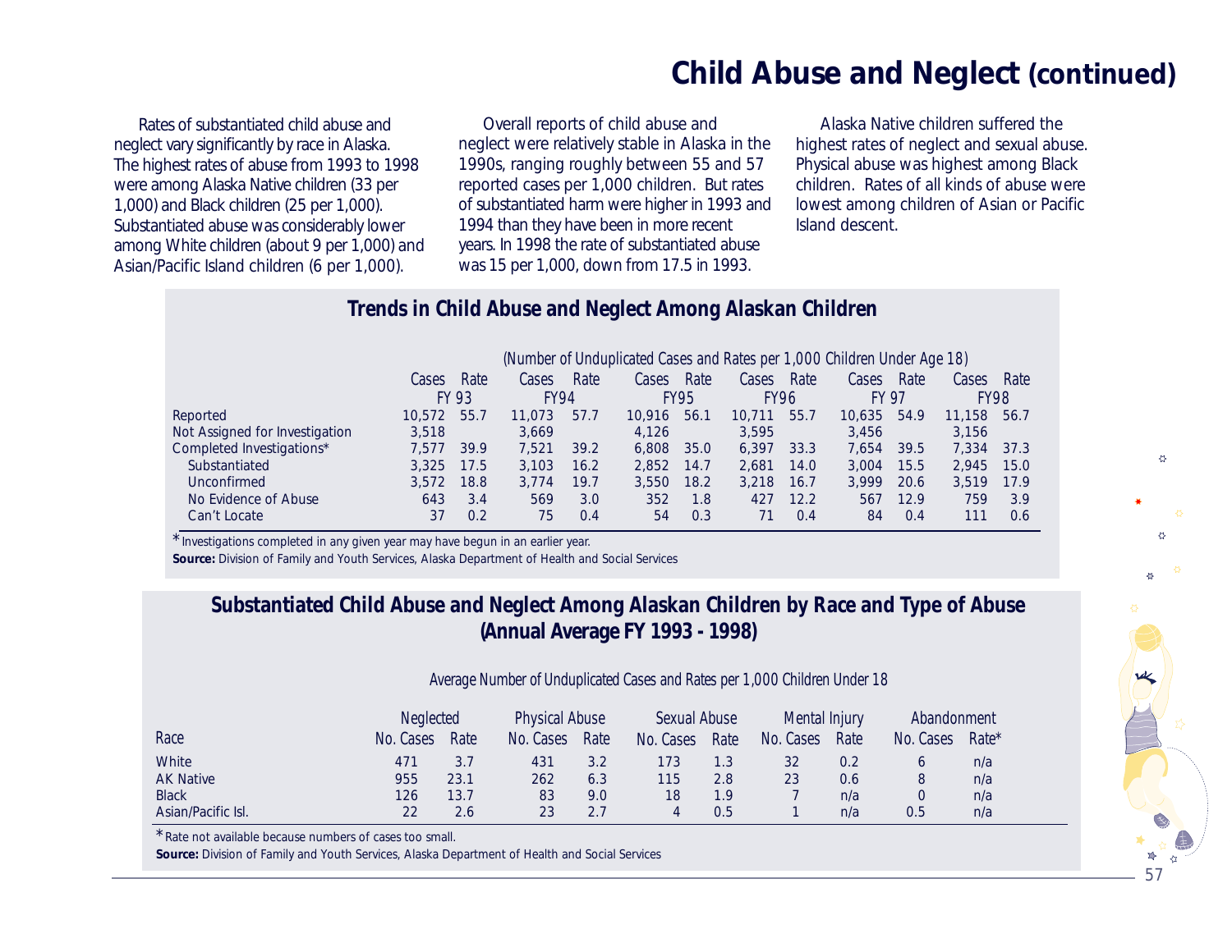# Child Abuse and Neglect (continued)

Rates of substantiated child abuse and neglect vary significantly by race in Alaska. The highest rates of abuse from 1993 to 1998 were among Alaska Native children (33 per 1,000) and Black children (25 per 1,000). Substantiated abuse was considerably lower among White children (about 9 per 1,000) and Asian/Pacific Island children (6 per 1,000).

Overall reports of child abuse and neglect were relatively stable in Alaska in the 1990s, ranging roughly between 55 and 57 reported cases per 1,000 children. But rates of substantiated harm were higher in 1993 and 1994 than they have been in more recent years. In 1998 the rate of substantiated abuse was 15 per 1,000, down from 17.5 in 1993.

Alaska Native children suffered the highest rates of neglect and sexual abuse. Physical abuse was highest among Black children. Rates of all kinds of abuse were lowest among children of Asian or Pacific Island descent.

## Trends in Child Abuse and Neglect Among Alaskan Children

(Number of Unduplicated Cases and Rates per 1,000 Children Under Age 18)

| | FY 93 | | FY94 | | FY95 | | FY96 | | FY 97 | | FY98 | |
|---|---|---|---|---|---|---|---|---|---|---|---|---|
| | Cases | Rate | Cases | Rate | Cases | Rate | Cases | Rate | Cases | Rate | Cases | Rate |
| Reported | 10,572 | 55.7 | 11,073 | 57.7 | 10,916 | 56.1 | 10,711 | 55.7 | 10,635 | 54.9 | 11,158 | 56.7 |
| Not Assigned for Investigation | 3,518 | | 3,669 | | 4,126 | | 3,595 | | 3,456 | | 3,156 | |
| Completed Investigations* | 7,577 | 39.9 | 7,521 | 39.2 | 6,808 | 35.0 | 6,397 | 33.3 | 7,654 | 39.5 | 7,334 | 37.3 |
| Substantiated | 3,325 | 17.5 | 3,103 | 16.2 | 2,852 | 14.7 | 2,681 | 14.0 | 3,004 | 15.5 | 2,945 | 15.0 |
| Unconfirmed | 3,572 | 18.8 | 3,774 | 19.7 | 3,550 | 18.2 | 3,218 | 16.7 | 3,999 | 20.6 | 3,519 | 17.9 |
| No Evidence of Abuse | 643 | 3.4 | 569 | 3.0 | 352 | 1.8 | 427 | 12.2 | 567 | 12.9 | 759 | 3.9 |
| Can't Locate | 37 | 0.2 | 75 | 0.4 | 54 | 0.3 | 71 | 0.4 | 84 | 0.4 | 111 | 0.6 |

*Investigations completed in any given year may have begun in an earlier year.

**Source:** Division of Family and Youth Services, Alaska Department of Health and Social Services

## Substantiated Child Abuse and Neglect Among Alaskan Children by Race and Type of Abuse (Annual Average FY 1993 - 1998)

Average Number of Unduplicated Cases and Rates per 1,000 Children Under 18

| | Neglected | | Physical Abuse | | Sexual Abuse | | Mental Injury | | Abandonment | |
|---|---|---|---|---|---|---|---|---|---|---|
| Race | No. Cases | Rate | No. Cases | Rate | No. Cases | Rate | No. Cases | Rate | No. Cases | Rate* |
| White | 471 | 3.7 | 431 | 3.2 | 173 | 1.3 | 32 | 0.2 | 6 | n/a |
| AK Native | 955 | 23.1 | 262 | 6.3 | 115 | 2.8 | 23 | 0.6 | 8 | n/a |
| Black | 126 | 13.7 | 83 | 9.0 | 18 | 1.9 | 7 | n/a | 0 | n/a |
| Asian/Pacific Isl. | 22 | 2.6 | 23 | 2.7 | 4 | 0.5 | 1 | n/a | 0.5 | n/a |

*Rate not available because numbers of cases too small.

**Source:** Division of Family and Youth Services, Alaska Department of Health and Social Services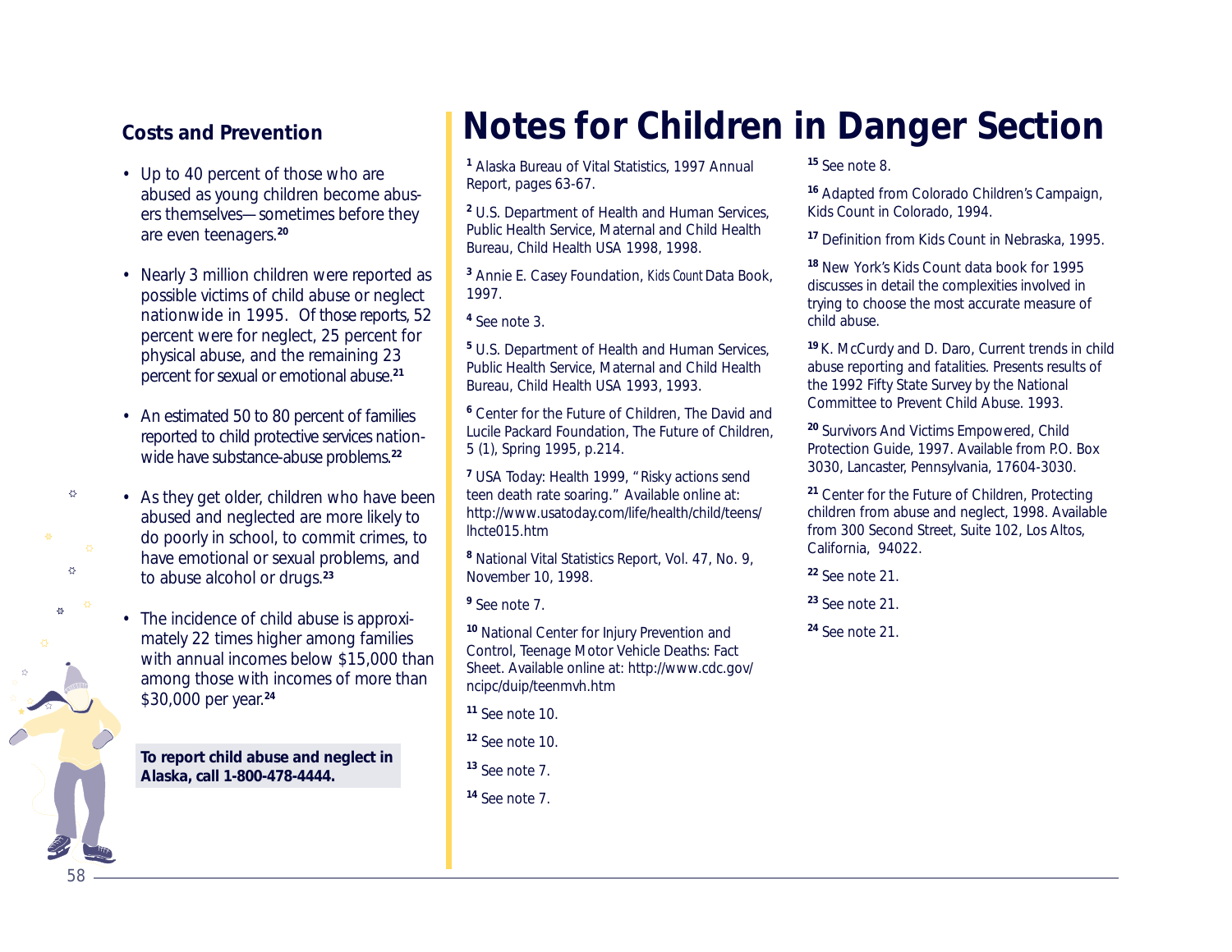## Costs and Prevention

- Up to 40 percent of those who are abused as young children become abusers themselves—sometimes before they are even teenagers.[20]
- Nearly 3 million children were reported as possible victims of child abuse or neglect nationwide in 1995. Of those reports, 52 percent were for neglect, 25 percent for physical abuse, and the remaining 23 percent for sexual or emotional abuse.[21]
- An estimated 50 to 80 percent of families reported to child protective services nationwide have substance-abuse problems.[22]
- As they get older, children who have been abused and neglected are more likely to do poorly in school, to commit crimes, to have emotional or sexual problems, and to abuse alcohol or drugs.[23]
- The incidence of child abuse is approximately 22 times higher among families with annual incomes below $15,000 than among those with incomes of more than $30,000 per year.[24]

**To report child abuse and neglect in Alaska, call 1-800-478-4444.**

# Notes for Children in Danger Section

[1] Alaska Bureau of Vital Statistics, 1997 Annual Report, pages 63-67.

[2] U.S. Department of Health and Human Services, Public Health Service, Maternal and Child Health Bureau, Child Health USA 1998, 1998.

[3] Annie E. Casey Foundation, *Kids Count* Data Book, 1997.

[4] See note 3.

[5] U.S. Department of Health and Human Services, Public Health Service, Maternal and Child Health Bureau, Child Health USA 1993, 1993.

[6] Center for the Future of Children, The David and Lucile Packard Foundation, The Future of Children, 5 (1), Spring 1995, p.214.

[7] USA Today: Health 1999, "Risky actions send teen death rate soaring." Available online at: http://www.usatoday.com/life/health/child/teens/lhcte015.htm

[8] National Vital Statistics Report, Vol. 47, No. 9, November 10, 1998.

[9] See note 7.

[10] National Center for Injury Prevention and Control, Teenage Motor Vehicle Deaths: Fact Sheet. Available online at: http://www.cdc.gov/ncipc/duip/teenmvh.htm

[11] See note 10.

[12] See note 10.

[13] See note 7.

[14] See note 7.

[15] See note 8.

[16] Adapted from Colorado Children's Campaign, Kids Count in Colorado, 1994.

[17] Definition from Kids Count in Nebraska, 1995.

[18] New York's Kids Count data book for 1995 discusses in detail the complexities involved in trying to choose the most accurate measure of child abuse.

[19] K. McCurdy and D. Daro, Current trends in child abuse reporting and fatalities. Presents results of the 1992 Fifty State Survey by the National Committee to Prevent Child Abuse. 1993.

[20] Survivors And Victims Empowered, Child Protection Guide, 1997. Available from P.O. Box 3030, Lancaster, Pennsylvania, 17604-3030.

[21] Center for the Future of Children, Protecting children from abuse and neglect, 1998. Available from 300 Second Street, Suite 102, Los Altos, California, 94022.

[22] See note 21.

[23] See note 21.

[24] See note 21.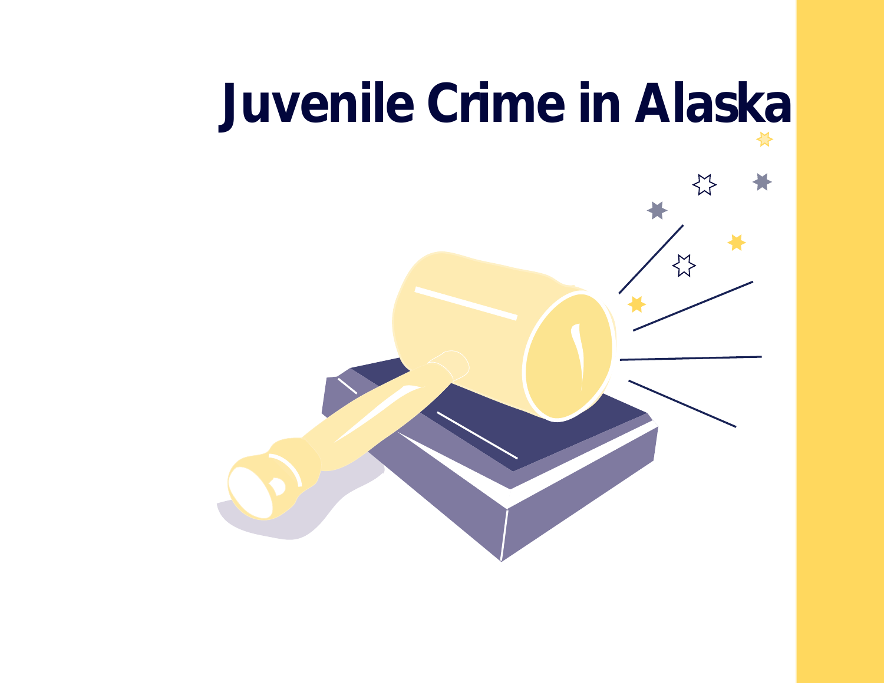# Juvenile Crime in Alaska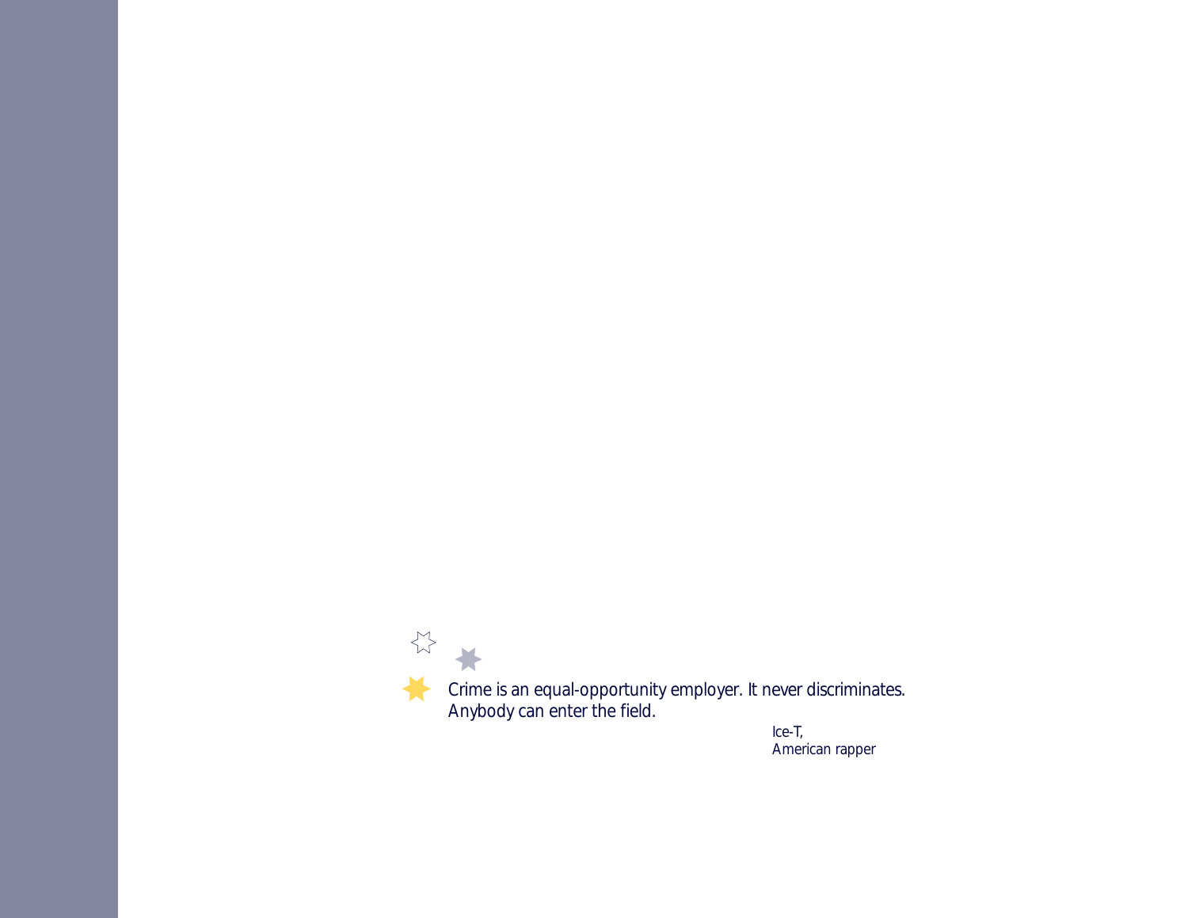Crime is an equal-opportunity employer. It never discriminates. Anybody can enter the field.

Ice-T,
American rapper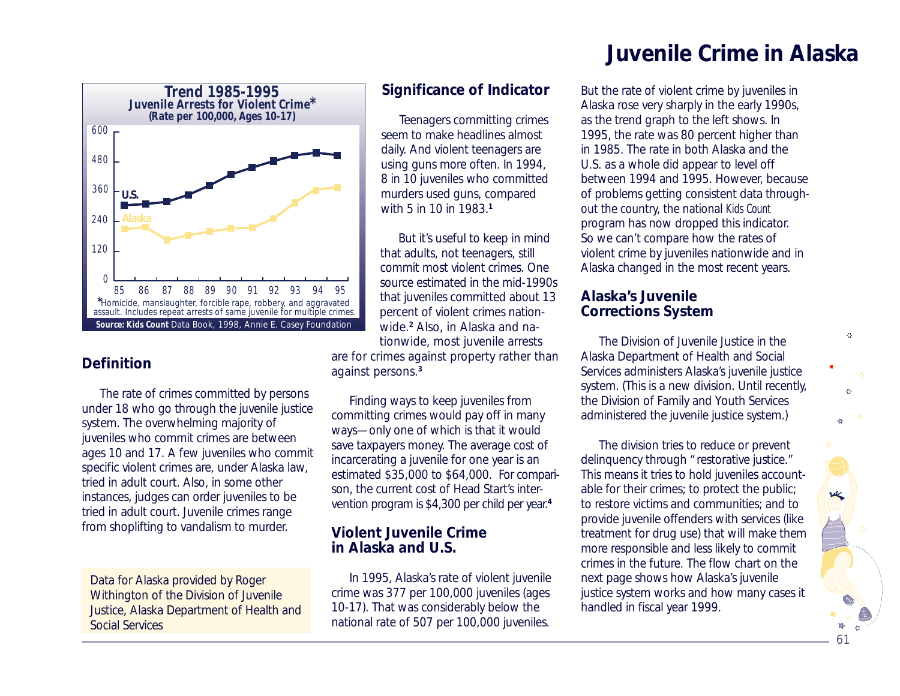# Juvenile Crime in Alaska

**Trend 1985-1995**
**Juvenile Arrests for Violent Crime***
**(Rate per 100,000, Ages 10-17)**

*Homicide, manslaughter, forcible rape, robbery, and aggravated assault. Includes repeat arrests of same juvenile for multiple crimes.

**Source: Kids Count** Data Book, 1998, Annie E. Casey Foundation

## Definition

The rate of crimes committed by persons under 18 who go through the juvenile justice system. The overwhelming majority of juveniles who commit crimes are between ages 10 and 17. A few juveniles who commit specific violent crimes are, under Alaska law, tried in adult court. Also, in some other instances, judges can order juveniles to be tried in adult court. Juvenile crimes range from shoplifting to vandalism to murder.

Data for Alaska provided by Roger Withington of the Division of Juvenile Justice, Alaska Department of Health and Social Services

## Significance of Indicator

Teenagers committing crimes seem to make headlines almost daily. And violent teenagers are using guns more often. In 1994, 8 in 10 juveniles who committed murders used guns, compared with 5 in 10 in 1983.[1]

But it's useful to keep in mind that adults, not teenagers, still commit most violent crimes. One source estimated in the mid-1990s that juveniles committed about 13 percent of violent crimes nationwide.[2] Also, in Alaska and nationwide, most juvenile arrests are for crimes against property rather than against persons.[3]

Finding ways to keep juveniles from committing crimes would pay off in many ways—only one of which is that it would save taxpayers money. The average cost of incarcerating a juvenile for one year is an estimated $35,000 to $64,000. For comparison, the current cost of Head Start's intervention program is $4,300 per child per year.[4]

## Violent Juvenile Crime in Alaska and U.S.

In 1995, Alaska's rate of violent juvenile crime was 377 per 100,000 juveniles (ages 10-17). That was considerably below the national rate of 507 per 100,000 juveniles.

But the rate of violent crime by juveniles in Alaska rose very sharply in the early 1990s, as the trend graph to the left shows. In 1995, the rate was 80 percent higher than in 1985. The rate in both Alaska and the U.S. as a whole did appear to level off between 1994 and 1995. However, because of problems getting consistent data throughout the country, the national *Kids Count* program has now dropped this indicator. So we can't compare how the rates of violent crime by juveniles nationwide and in Alaska changed in the most recent years.

## Alaska's Juvenile Corrections System

The Division of Juvenile Justice in the Alaska Department of Health and Social Services administers Alaska's juvenile justice system. (This is a new division. Until recently, the Division of Family and Youth Services administered the juvenile justice system.)

The division tries to reduce or prevent delinquency through "restorative justice." This means it tries to hold juveniles accountable for their crimes; to protect the public; to restore victims and communities; and to provide juvenile offenders with services (like treatment for drug use) that will make them more responsible and less likely to commit crimes in the future. The flow chart on the next page shows how Alaska's juvenile justice system works and how many cases it handled in fiscal year 1999.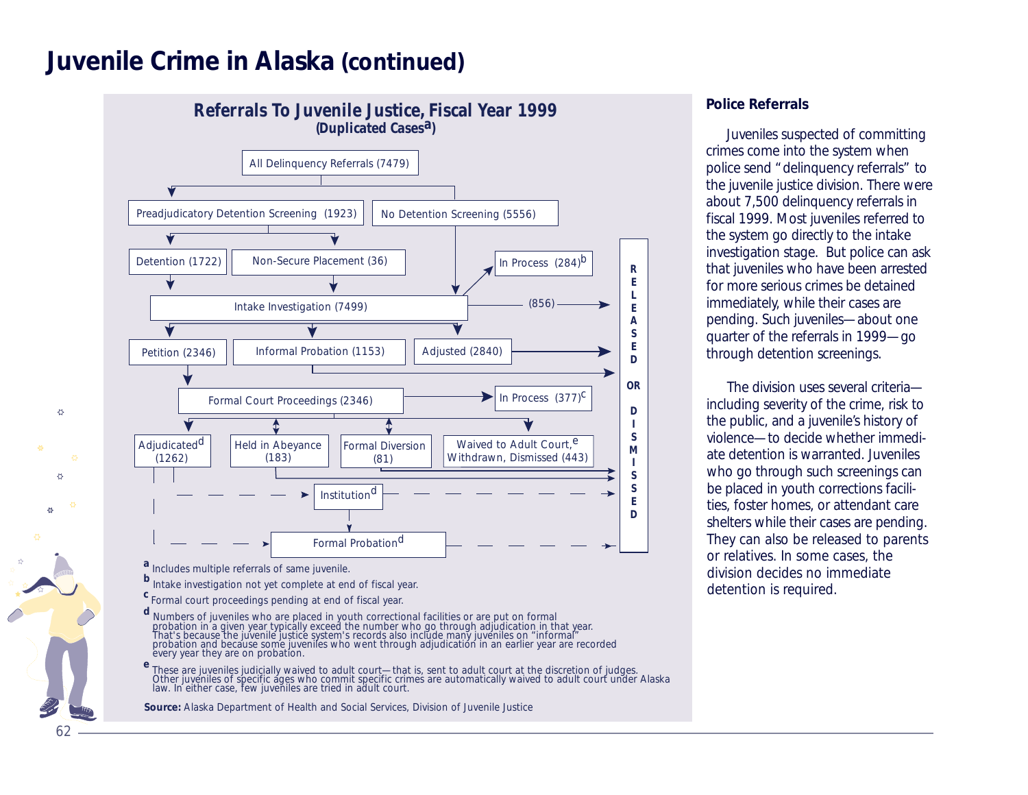# Juvenile Crime in Alaska (continued)

## Referrals To Juvenile Justice, Fiscal Year 1999

**(Duplicated Cases[a])**

- All Delinquency Referrals (7479)
  - Preadjudicatory Detention Screening (1923)
    - Detention (1722)
    - Non-Secure Placement (36)
  - No Detention Screening (5556)
- Intake Investigation (7499)
  - In Process (284)[b]
  - (856) → Released or Dismissed
  - Petition (2346)
  - Informal Probation (1153) → Released or Dismissed
  - Adjusted (2840) → Released or Dismissed
- Formal Court Proceedings (2346)
  - In Process (377)[c]
  - Adjudicated[d] (1262)
  - Held in Abeyance (183) → Released or Dismissed
  - Formal Diversion (81) → Released or Dismissed
  - Waived to Adult Court,[e] Withdrawn, Dismissed (443) → Released or Dismissed
- Institution[d] → Released or Dismissed
- Formal Probation[d] → Released or Dismissed

[a] Includes multiple referrals of same juvenile.

[b] Intake investigation not yet complete at end of fiscal year.

[c] Formal court proceedings pending at end of fiscal year.

[d] Numbers of juveniles who are placed in youth correctional facilities or are put on formal probation in a given year typically exceed the number who go through adjudication in that year. That's because the juvenile justice system's records also include many juveniles on "informal" probation and because some juveniles who went through adjudication in an earlier year are recorded every year they are on probation.

[e] These are juveniles judicially waived to adult court—that is, sent to adult court at the discretion of judges. Other juveniles of specific ages who commit specific crimes are automatically waived to adult court under Alaska law. In either case, few juveniles are tried in adult court.

**Source:** Alaska Department of Health and Social Services, Division of Juvenile Justice

### Police Referrals

Juveniles suspected of committing crimes come into the system when police send "delinquency referrals" to the juvenile justice division. There were about 7,500 delinquency referrals in fiscal 1999. Most juveniles referred to the system go directly to the intake investigation stage. But police can ask that juveniles who have been arrested for more serious crimes be detained immediately, while their cases are pending. Such juveniles—about one quarter of the referrals in 1999—go through detention screenings.

The division uses several criteria—including severity of the crime, risk to the public, and a juvenile's history of violence—to decide whether immediate detention is warranted. Juveniles who go through such screenings can be placed in youth corrections facilities, foster homes, or attendant care shelters while their cases are pending. They can also be released to parents or relatives. In some cases, the division decides no immediate detention is required.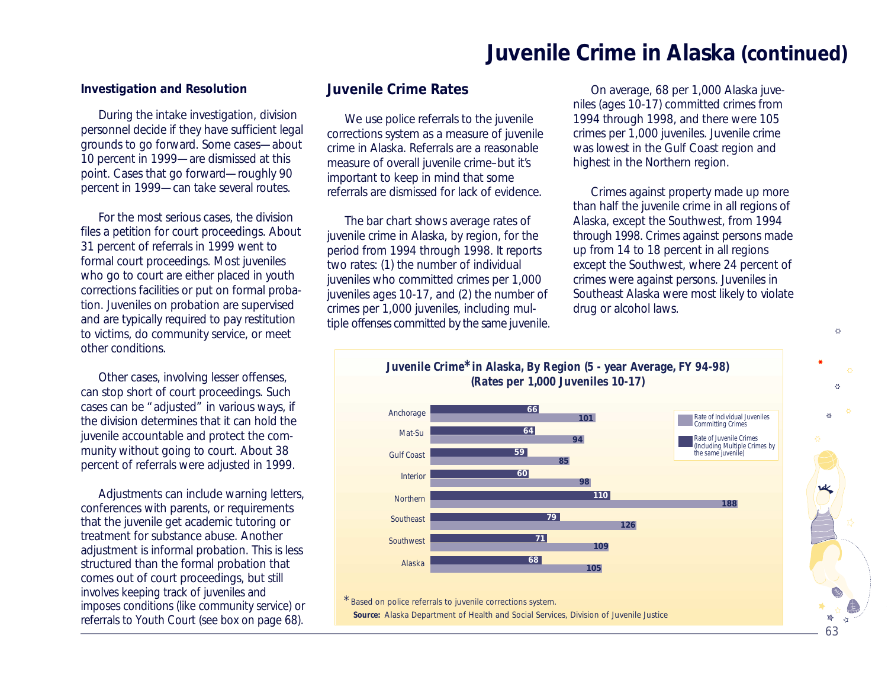# Juvenile Crime in Alaska (continued)

### Investigation and Resolution

During the intake investigation, division personnel decide if they have sufficient legal grounds to go forward. Some cases—about 10 percent in 1999—are dismissed at this point. Cases that go forward—roughly 90 percent in 1999—can take several routes.

For the most serious cases, the division files a petition for court proceedings. About 31 percent of referrals in 1999 went to formal court proceedings. Most juveniles who go to court are either placed in youth corrections facilities or put on formal probation. Juveniles on probation are supervised and are typically required to pay restitution to victims, do community service, or meet other conditions.

Other cases, involving lesser offenses, can stop short of court proceedings. Such cases can be "adjusted" in various ways, if the division determines that it can hold the juvenile accountable and protect the community without going to court. About 38 percent of referrals were adjusted in 1999.

Adjustments can include warning letters, conferences with parents, or requirements that the juvenile get academic tutoring or treatment for substance abuse. Another adjustment is informal probation. This is less structured than the formal probation that comes out of court proceedings, but still involves keeping track of juveniles and imposes conditions (like community service) or referrals to Youth Court (see box on page 68).

## Juvenile Crime Rates

We use police referrals to the juvenile corrections system as a measure of juvenile crime in Alaska. Referrals are a reasonable measure of overall juvenile crime–but it's important to keep in mind that some referrals are dismissed for lack of evidence.

The bar chart shows average rates of juvenile crime in Alaska, by region, for the period from 1994 through 1998. It reports two rates: (1) the number of individual juveniles who committed crimes per 1,000 juveniles ages 10-17, and (2) the number of crimes per 1,000 juveniles, including multiple offenses committed by the same juvenile.

On average, 68 per 1,000 Alaska juveniles (ages 10-17) committed crimes from 1994 through 1998, and there were 105 crimes per 1,000 juveniles. Juvenile crime was lowest in the Gulf Coast region and highest in the Northern region.

Crimes against property made up more than half the juvenile crime in all regions of Alaska, except the Southwest, from 1994 through 1998. Crimes against persons made up from 14 to 18 percent in all regions except the Southwest, where 24 percent of crimes were against persons. Juveniles in Southeast Alaska were most likely to violate drug or alcohol laws.

**Juvenile Crime* in Alaska, By Region (5 - year Average, FY 94-98) (Rates per 1,000 Juveniles 10-17)**

| Region | Rate of Individual Juveniles Committing Crimes | Rate of Juvenile Crimes (Including Multiple Crimes by the same juvenile) |
|---|---|---|
| Anchorage | 66 | 101 |
| Mat-Su | 64 | 94 |
| Gulf Coast | 59 | 85 |
| Interior | 60 | 98 |
| Northern | 110 | 188 |
| Southeast | 79 | 126 |
| Southwest | 71 | 109 |
| Alaska | 68 | 105 |

*Based on police referrals to juvenile corrections system.

**Source:** Alaska Department of Health and Social Services, Division of Juvenile Justice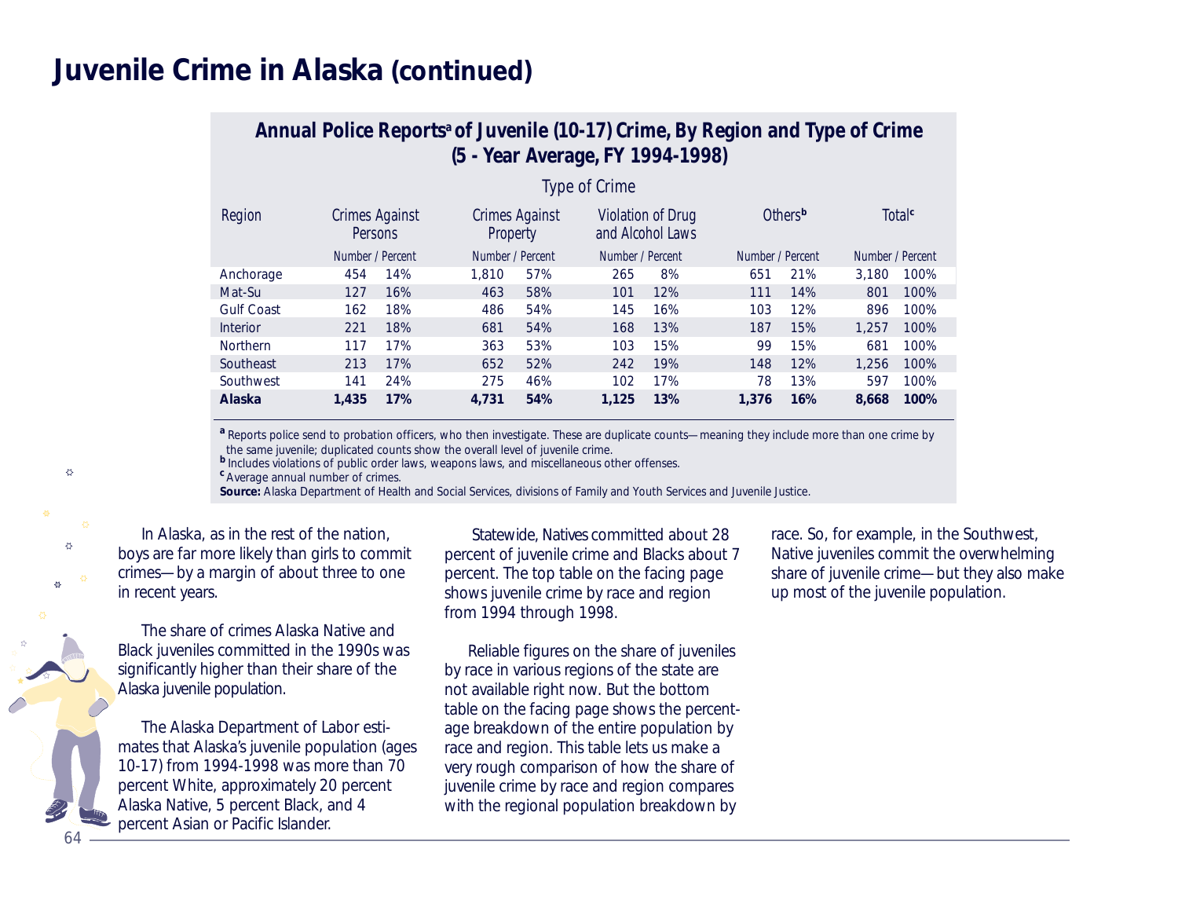# Juvenile Crime in Alaska (continued)

**Annual Police Reports[a] of Juvenile (10-17) Crime, By Region and Type of Crime (5 - Year Average, FY 1994-1998)**

| Region | Crimes Against Persons | | Crimes Against Property | | Violation of Drug and Alcohol Laws | | Others[b] | | Total[c] | |
|---|---|---|---|---|---|---|---|---|---|---|
| | Number | Percent | Number | Percent | Number | Percent | Number | Percent | Number | Percent |
| Anchorage | 454 | 14% | 1,810 | 57% | 265 | 8% | 651 | 21% | 3,180 | 100% |
| Mat-Su | 127 | 16% | 463 | 58% | 101 | 12% | 111 | 14% | 801 | 100% |
| Gulf Coast | 162 | 18% | 486 | 54% | 145 | 16% | 103 | 12% | 896 | 100% |
| Interior | 221 | 18% | 681 | 54% | 168 | 13% | 187 | 15% | 1,257 | 100% |
| Northern | 117 | 17% | 363 | 53% | 103 | 15% | 99 | 15% | 681 | 100% |
| Southeast | 213 | 17% | 652 | 52% | 242 | 19% | 148 | 12% | 1,256 | 100% |
| Southwest | 141 | 24% | 275 | 46% | 102 | 17% | 78 | 13% | 597 | 100% |
| **Alaska** | **1,435** | **17%** | **4,731** | **54%** | **1,125** | **13%** | **1,376** | **16%** | **8,668** | **100%** |

[a] Reports police send to probation officers, who then investigate. These are duplicate counts—meaning they include more than one crime by the same juvenile; duplicated counts show the overall level of juvenile crime.
[b] Includes violations of public order laws, weapons laws, and miscellaneous other offenses.
[c] Average annual number of crimes.
**Source:** Alaska Department of Health and Social Services, divisions of Family and Youth Services and Juvenile Justice.

In Alaska, as in the rest of the nation, boys are far more likely than girls to commit crimes—by a margin of about three to one in recent years.

The share of crimes Alaska Native and Black juveniles committed in the 1990s was significantly higher than their share of the Alaska juvenile population.

The Alaska Department of Labor estimates that Alaska's juvenile population (ages 10-17) from 1994-1998 was more than 70 percent White, approximately 20 percent Alaska Native, 5 percent Black, and 4 percent Asian or Pacific Islander.

Statewide, Natives committed about 28 percent of juvenile crime and Blacks about 7 percent. The top table on the facing page shows juvenile crime by race and region from 1994 through 1998.

Reliable figures on the share of juveniles by race in various regions of the state are not available right now. But the bottom table on the facing page shows the percentage breakdown of the entire population by race and region. This table lets us make a very rough comparison of how the share of juvenile crime by race and region compares with the regional population breakdown by race. So, for example, in the Southwest, Native juveniles commit the overwhelming share of juvenile crime—but they also make up most of the juvenile population.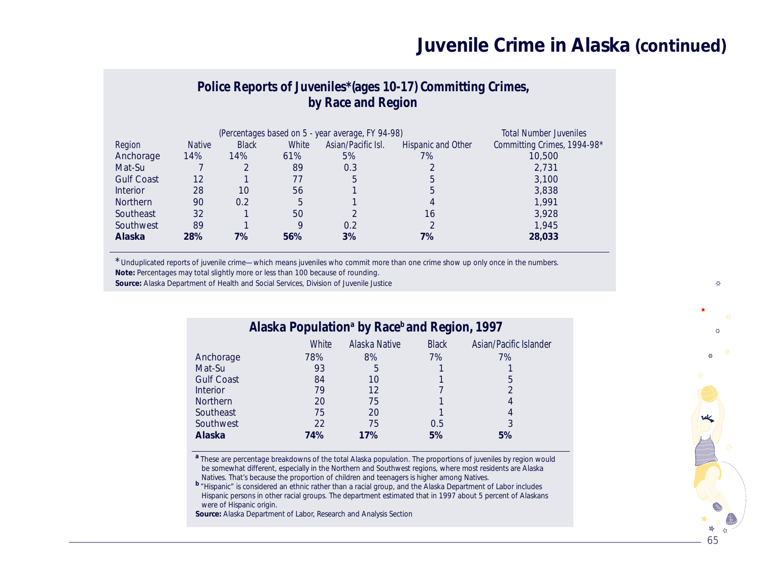# Juvenile Crime in Alaska (continued)

## Police Reports of Juveniles*(ages 10-17) Committing Crimes, by Race and Region

| Region | (Percentages based on 5 - year average, FY 94-98) Native | Black | White | Asian/Pacific Isl. | Hispanic and Other | Total Number Juveniles Committing Crimes, 1994-98* |
|---|---|---|---|---|---|---|
| Anchorage | 14% | 14% | 61% | 5% | 7% | 10,500 |
| Mat-Su | 7 | 2 | 89 | 0.3 | 2 | 2,731 |
| Gulf Coast | 12 | 1 | 77 | 5 | 5 | 3,100 |
| Interior | 28 | 10 | 56 | 1 | 5 | 3,838 |
| Northern | 90 | 0.2 | 5 | 1 | 4 | 1,991 |
| Southeast | 32 | 1 | 50 | 2 | 16 | 3,928 |
| Southwest | 89 | 1 | 9 | 0.2 | 2 | 1,945 |
| **Alaska** | **28%** | **7%** | **56%** | **3%** | **7%** | **28,033** |

*Unduplicated reports of juvenile crime—which means juveniles who commit more than one crime show up only once in the numbers.

**Note:** Percentages may total slightly more or less than 100 because of rounding.

**Source:** Alaska Department of Health and Social Services, Division of Juvenile Justice

## Alaska Population[a] by Race[b] and Region, 1997

| | White | Alaska Native | Black | Asian/Pacific Islander |
|---|---|---|---|---|
| Anchorage | 78% | 8% | 7% | 7% |
| Mat-Su | 93 | 5 | 1 | 1 |
| Gulf Coast | 84 | 10 | 1 | 5 |
| Interior | 79 | 12 | 7 | 2 |
| Northern | 20 | 75 | 1 | 4 |
| Southeast | 75 | 20 | 1 | 4 |
| Southwest | 22 | 75 | 0.5 | 3 |
| **Alaska** | **74%** | **17%** | **5%** | **5%** |

[a] These are percentage breakdowns of the total Alaska population. The proportions of juveniles by region would be somewhat different, especially in the Northern and Southwest regions, where most residents are Alaska Natives. That's because the proportion of children and teenagers is higher among Natives.

[b] "Hispanic" is considered an ethnic rather than a racial group, and the Alaska Department of Labor includes Hispanic persons in other racial groups. The department estimated that in 1997 about 5 percent of Alaskans were of Hispanic origin.

**Source:** Alaska Department of Labor, Research and Analysis Section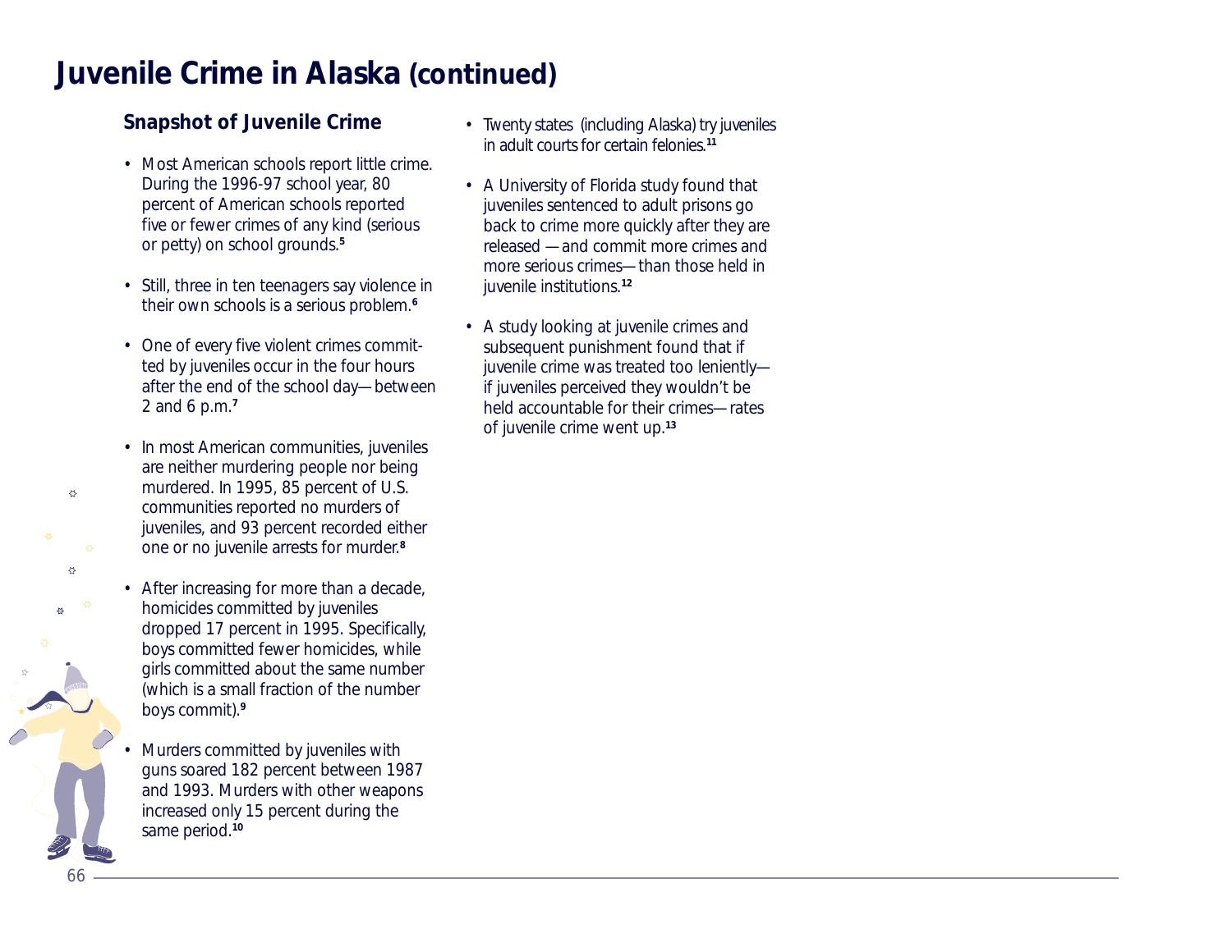# Juvenile Crime in Alaska (continued)

## Snapshot of Juvenile Crime

- Most American schools report little crime. During the 1996-97 school year, 80 percent of American schools reported five or fewer crimes of any kind (serious or petty) on school grounds.[5]

- Still, three in ten teenagers say violence in their own schools is a serious problem.[6]

- One of every five violent crimes committed by juveniles occur in the four hours after the end of the school day—between 2 and 6 p.m.[7]

- In most American communities, juveniles are neither murdering people nor being murdered. In 1995, 85 percent of U.S. communities reported no murders of juveniles, and 93 percent recorded either one or no juvenile arrests for murder.[8]

- After increasing for more than a decade, homicides committed by juveniles dropped 17 percent in 1995. Specifically, boys committed fewer homicides, while girls committed about the same number (which is a small fraction of the number boys commit).[9]

- Murders committed by juveniles with guns soared 182 percent between 1987 and 1993. Murders with other weapons increased only 15 percent during the same period.[10]

- Twenty states (including Alaska) try juveniles in adult courts for certain felonies.[11]

- A University of Florida study found that juveniles sentenced to adult prisons go back to crime more quickly after they are released —and commit more crimes and more serious crimes—than those held in juvenile institutions.[12]

- A study looking at juvenile crimes and subsequent punishment found that if juvenile crime was treated too leniently—if juveniles perceived they wouldn't be held accountable for their crimes—rates of juvenile crime went up.[13]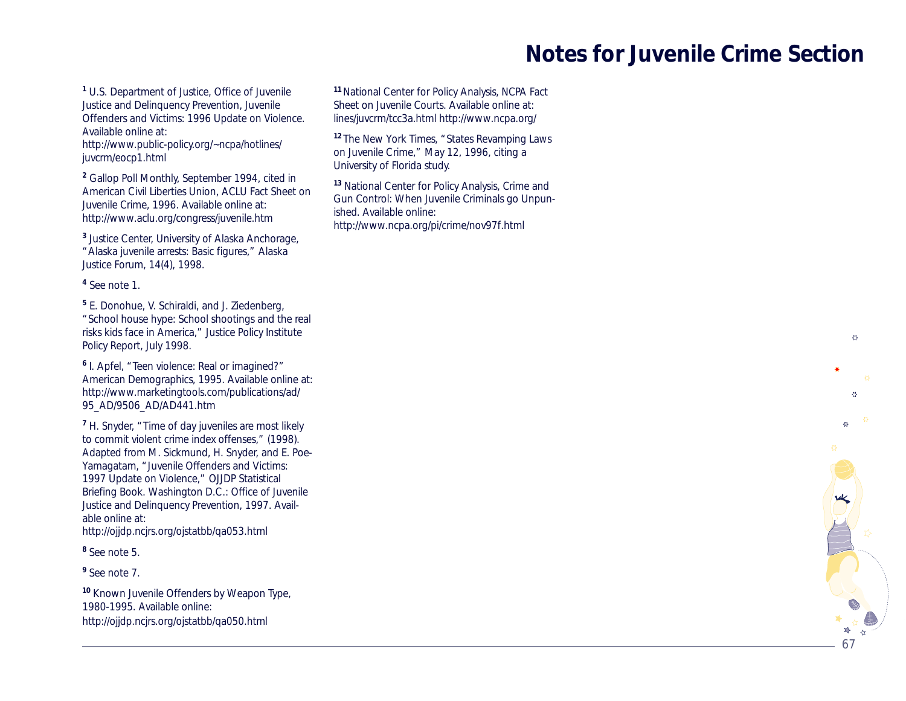# Notes for Juvenile Crime Section

[1] U.S. Department of Justice, Office of Juvenile Justice and Delinquency Prevention, Juvenile Offenders and Victims: 1996 Update on Violence. Available online at: http://www.public-policy.org/~ncpa/hotlines/juvcrm/eocp1.html

[2] Gallop Poll Monthly, September 1994, cited in American Civil Liberties Union, ACLU Fact Sheet on Juvenile Crime, 1996. Available online at: http://www.aclu.org/congress/juvenile.htm

[3] Justice Center, University of Alaska Anchorage, "Alaska juvenile arrests: Basic figures," Alaska Justice Forum, 14(4), 1998.

[4] See note 1.

[5] E. Donohue, V. Schiraldi, and J. Ziedenberg, "School house hype: School shootings and the real risks kids face in America," Justice Policy Institute Policy Report, July 1998.

[6] I. Apfel, "Teen violence: Real or imagined?" American Demographics, 1995. Available online at: http://www.marketingtools.com/publications/ad/95_AD/9506_AD/AD441.htm

[7] H. Snyder, "Time of day juveniles are most likely to commit violent crime index offenses," (1998). Adapted from M. Sickmund, H. Snyder, and E. Poe-Yamagatam, "Juvenile Offenders and Victims: 1997 Update on Violence," OJJDP Statistical Briefing Book. Washington D.C.: Office of Juvenile Justice and Delinquency Prevention, 1997. Available online at: http://ojjdp.ncjrs.org/ojstatbb/qa053.html

[8] See note 5.

[9] See note 7.

[10] Known Juvenile Offenders by Weapon Type, 1980-1995. Available online: http://ojjdp.ncjrs.org/ojstatbb/qa050.html

[11] National Center for Policy Analysis, NCPA Fact Sheet on Juvenile Courts. Available online at: lines/juvcrm/tcc3a.html http://www.ncpa.org/

[12] The New York Times, "States Revamping Laws on Juvenile Crime," May 12, 1996, citing a University of Florida study.

[13] National Center for Policy Analysis, Crime and Gun Control: When Juvenile Criminals go Unpunished. Available online: http://www.ncpa.org/pi/crime/nov97f.html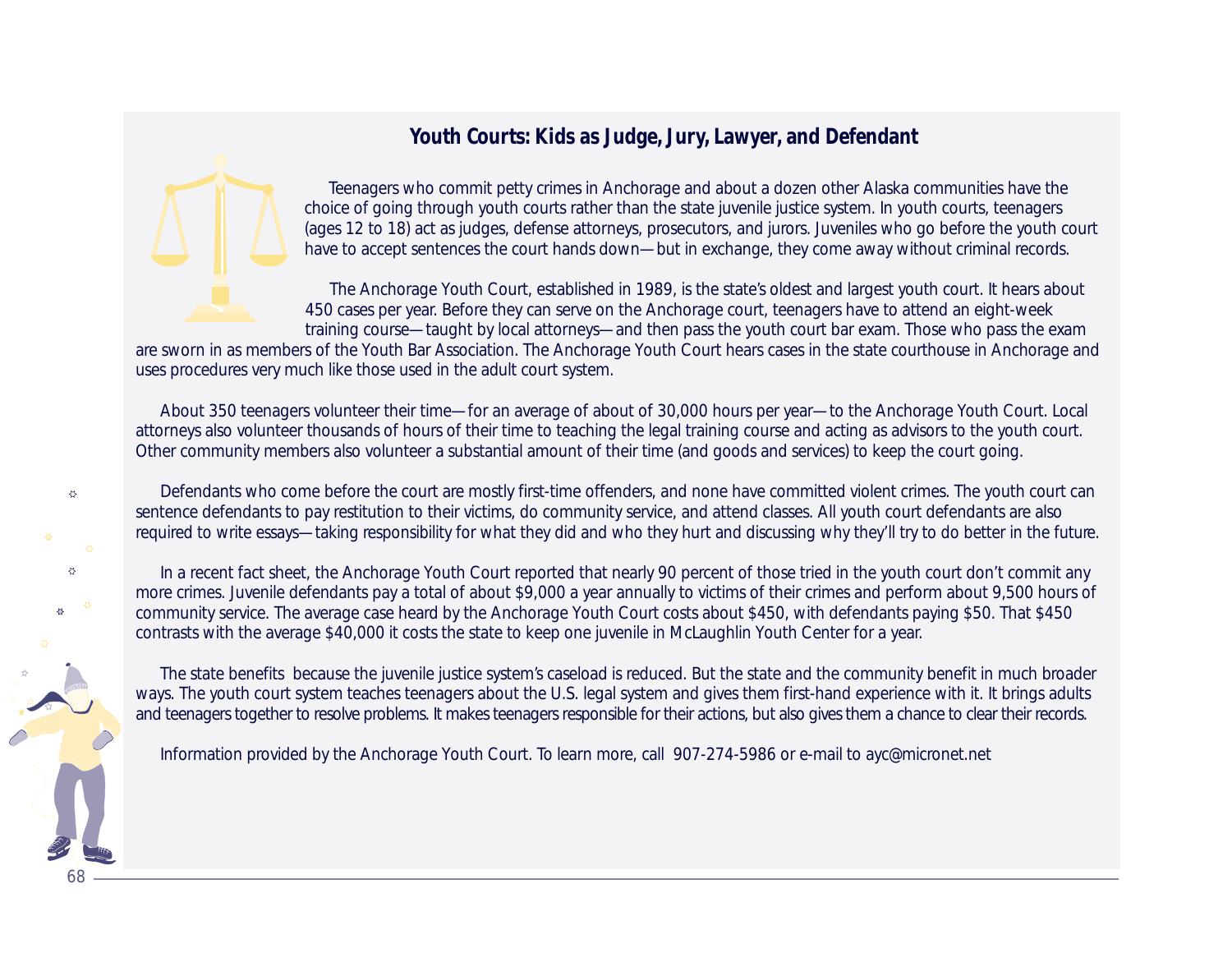## Youth Courts: Kids as Judge, Jury, Lawyer, and Defendant

Teenagers who commit petty crimes in Anchorage and about a dozen other Alaska communities have the choice of going through youth courts rather than the state juvenile justice system. In youth courts, teenagers (ages 12 to 18) act as judges, defense attorneys, prosecutors, and jurors. Juveniles who go before the youth court have to accept sentences the court hands down—but in exchange, they come away without criminal records.

The Anchorage Youth Court, established in 1989, is the state's oldest and largest youth court. It hears about 450 cases per year. Before they can serve on the Anchorage court, teenagers have to attend an eight-week training course—taught by local attorneys—and then pass the youth court bar exam. Those who pass the exam are sworn in as members of the Youth Bar Association. The Anchorage Youth Court hears cases in the state courthouse in Anchorage and uses procedures very much like those used in the adult court system.

About 350 teenagers volunteer their time—for an average of about of 30,000 hours per year—to the Anchorage Youth Court. Local attorneys also volunteer thousands of hours of their time to teaching the legal training course and acting as advisors to the youth court. Other community members also volunteer a substantial amount of their time (and goods and services) to keep the court going.

Defendants who come before the court are mostly first-time offenders, and none have committed violent crimes. The youth court can sentence defendants to pay restitution to their victims, do community service, and attend classes. All youth court defendants are also required to write essays—taking responsibility for what they did and who they hurt and discussing why they'll try to do better in the future.

In a recent fact sheet, the Anchorage Youth Court reported that nearly 90 percent of those tried in the youth court don't commit any more crimes. Juvenile defendants pay a total of about $9,000 a year annually to victims of their crimes and perform about 9,500 hours of community service. The average case heard by the Anchorage Youth Court costs about $450, with defendants paying $50. That $450 contrasts with the average $40,000 it costs the state to keep one juvenile in McLaughlin Youth Center for a year.

The state benefits because the juvenile justice system's caseload is reduced. But the state and the community benefit in much broader ways. The youth court system teaches teenagers about the U.S. legal system and gives them first-hand experience with it. It brings adults and teenagers together to resolve problems. It makes teenagers responsible for their actions, but also gives them a chance to clear their records.

Information provided by the Anchorage Youth Court. To learn more, call 907-274-5986 or e-mail to ayc@micronet.net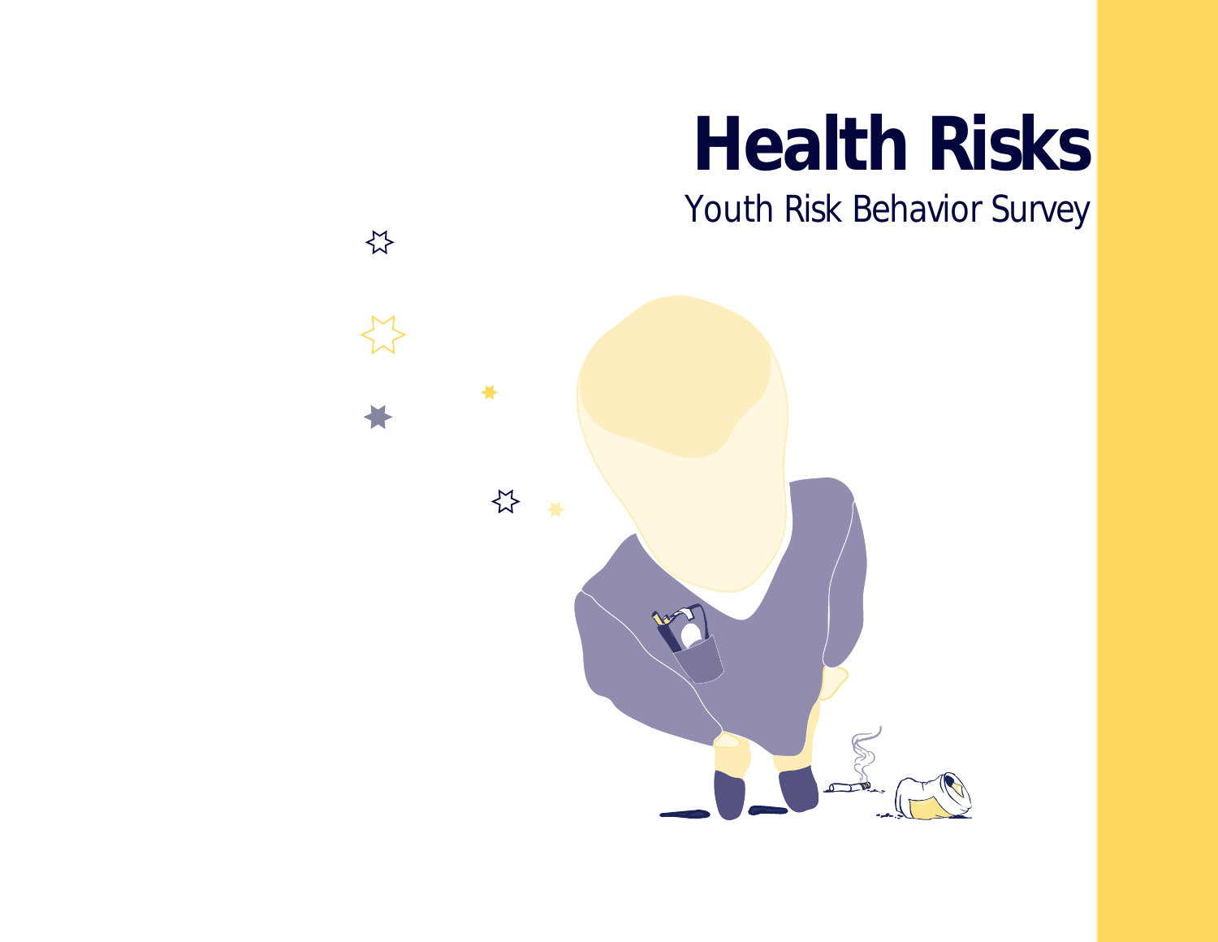# Health Risks

Youth Risk Behavior Survey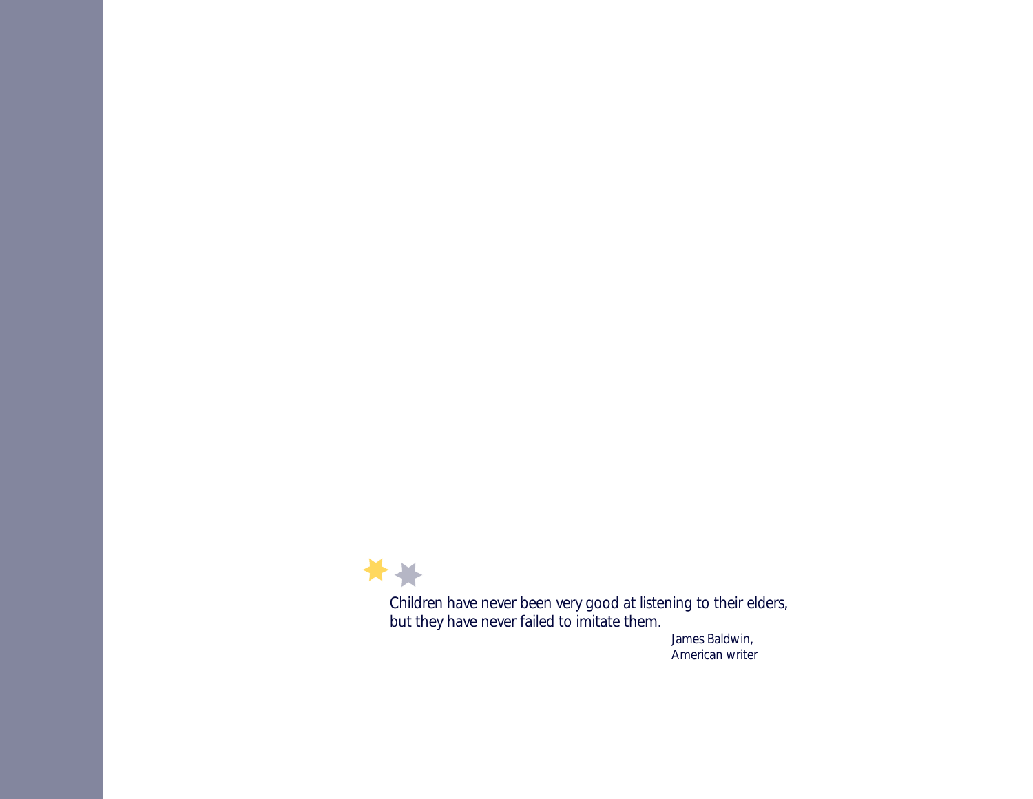Children have never been very good at listening to their elders,
but they have never failed to imitate them.

James Baldwin,
American writer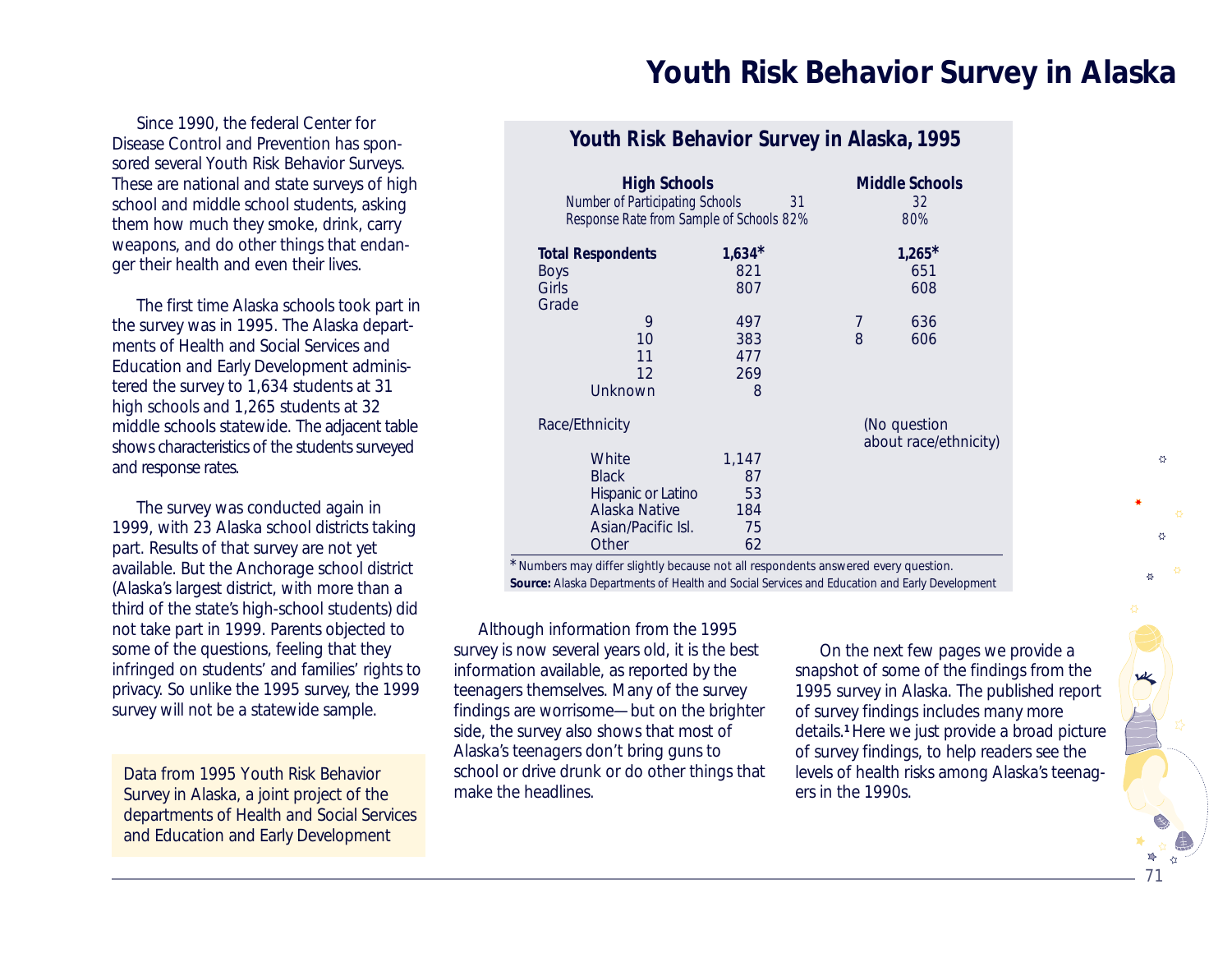# Youth Risk Behavior Survey in Alaska

Since 1990, the federal Center for Disease Control and Prevention has sponsored several Youth Risk Behavior Surveys. These are national and state surveys of high school and middle school students, asking them how much they smoke, drink, carry weapons, and do other things that endanger their health and even their lives.

The first time Alaska schools took part in the survey was in 1995. The Alaska departments of Health and Social Services and Education and Early Development administered the survey to 1,634 students at 31 high schools and 1,265 students at 32 middle schools statewide. The adjacent table shows characteristics of the students surveyed and response rates.

The survey was conducted again in 1999, with 23 Alaska school districts taking part. Results of that survey are not yet available. But the Anchorage school district (Alaska's largest district, with more than a third of the state's high-school students) did not take part in 1999. Parents objected to some of the questions, feeling that they infringed on students' and families' rights to privacy. So unlike the 1995 survey, the 1999 survey will not be a statewide sample.

Data from 1995 Youth Risk Behavior Survey in Alaska, a joint project of the departments of Health and Social Services and Education and Early Development

## Youth Risk Behavior Survey in Alaska, 1995

| | High Schools | Middle Schools | |
|---|---|---|---|
| Number of Participating Schools | 31 | | 32 |
| Response Rate from Sample of Schools | 82% | | 80% |
| **Total Respondents** | **1,634*** | | **1,265*** |
| Boys | 821 | | 651 |
| Girls | 807 | | 608 |
| Grade | | | |
| 9 | 497 | 7 | 636 |
| 10 | 383 | 8 | 606 |
| 11 | 477 | | |
| 12 | 269 | | |
| Unknown | 8 | | |
| Race/Ethnicity | | | (No question about race/ethnicity) |
| White | 1,147 | | |
| Black | 87 | | |
| Hispanic or Latino | 53 | | |
| Alaska Native | 184 | | |
| Asian/Pacific Isl. | 75 | | |
| Other | 62 | | |

*Numbers may differ slightly because not all respondents answered every question.

**Source:** Alaska Departments of Health and Social Services and Education and Early Development

Although information from the 1995 survey is now several years old, it is the best information available, as reported by the teenagers themselves. Many of the survey findings are worrisome—but on the brighter side, the survey also shows that most of Alaska's teenagers don't bring guns to school or drive drunk or do other things that make the headlines.

On the next few pages we provide a snapshot of some of the findings from the 1995 survey in Alaska. The published report of survey findings includes many more details.[1] Here we just provide a broad picture of survey findings, to help readers see the levels of health risks among Alaska's teenagers in the 1990s.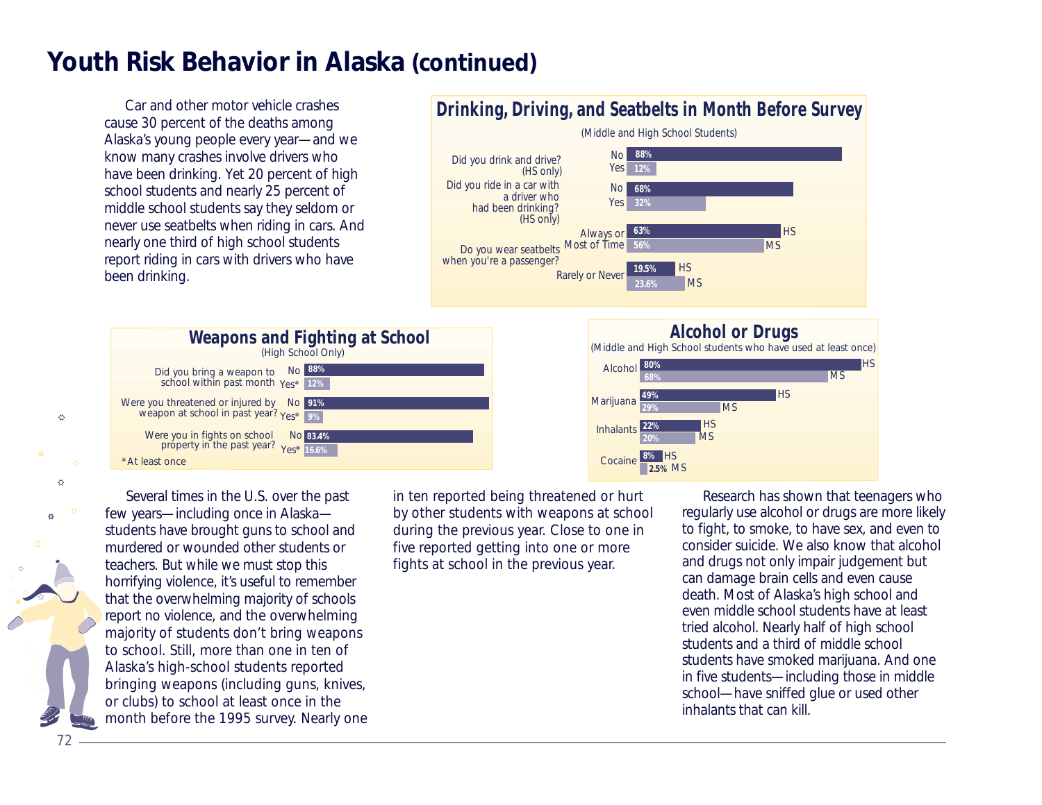# Youth Risk Behavior in Alaska (continued)

Car and other motor vehicle crashes cause 30 percent of the deaths among Alaska's young people every year—and we know many crashes involve drivers who have been drinking. Yet 20 percent of high school students and nearly 25 percent of middle school students say they seldom or never use seatbelts when riding in cars. And nearly one third of high school students report riding in cars with drivers who have been drinking.

## Drinking, Driving, and Seatbelts in Month Before Survey

(Middle and High School Students)

| Question | Response | Percent |
|---|---|---|
| Did you drink and drive? (HS only) | No | 88% |
| | Yes | 12% |
| Did you ride in a car with a driver who had been drinking? (HS only) | No | 68% |
| | Yes | 32% |
| Do you wear seatbelts when you're a passenger? | Always or Most of Time | 63% HS |
| | | 56% MS |
| | Rarely or Never | 19.5% HS |
| | | 23.6% MS |

## Weapons and Fighting at School

(High School Only)

| Question | Response | Percent |
|---|---|---|
| Did you bring a weapon to school within past month | No | 88% |
| | Yes* | 12% |
| Were you threatened or injured by weapon at school in past year? | No | 91% |
| | Yes* | 9% |
| Were you in fights on school property in the past year? | No | 83.4% |
| | Yes* | 16.6% |

*At least once

## Alcohol or Drugs

(Middle and High School students who have used at least once)

| Substance | HS | MS |
|---|---|---|
| Alcohol | 80% | 68% |
| Marijuana | 49% | 29% |
| Inhalants | 22% | 20% |
| Cocaine | 8% | 2.5% |

Several times in the U.S. over the past few years—including once in Alaska—students have brought guns to school and murdered or wounded other students or teachers. But while we must stop this horrifying violence, it's useful to remember that the overwhelming majority of schools report no violence, and the overwhelming majority of students don't bring weapons to school. Still, more than one in ten of Alaska's high-school students reported bringing weapons (including guns, knives, or clubs) to school at least once in the month before the 1995 survey. Nearly one in ten reported being threatened or hurt by other students with weapons at school during the previous year. Close to one in five reported getting into one or more fights at school in the previous year.

Research has shown that teenagers who regularly use alcohol or drugs are more likely to fight, to smoke, to have sex, and even to consider suicide. We also know that alcohol and drugs not only impair judgement but can damage brain cells and even cause death. Most of Alaska's high school and even middle school students have at least tried alcohol. Nearly half of high school students and a third of middle school students have smoked marijuana. And one in five students—including those in middle school—have sniffed glue or used other inhalants that can kill.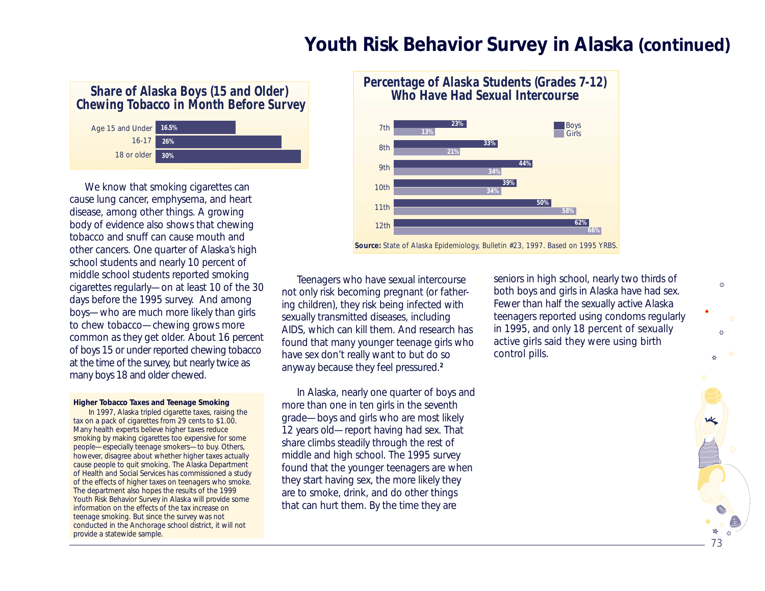# Youth Risk Behavior Survey in Alaska (continued)

## Share of Alaska Boys (15 and Older) Chewing Tobacco in Month Before Survey

| Age | Share |
|---|---|
| Age 15 and Under | 16.5% |
| 16-17 | 26% |
| 18 or older | 30% |

We know that smoking cigarettes can cause lung cancer, emphysema, and heart disease, among other things. A growing body of evidence also shows that chewing tobacco and snuff can cause mouth and other cancers. One quarter of Alaska's high school students and nearly 10 percent of middle school students reported smoking cigarettes regularly—on at least 10 of the 30 days before the 1995 survey. And among boys—who are much more likely than girls to chew tobacco—chewing grows more common as they get older. About 16 percent of boys 15 or under reported chewing tobacco at the time of the survey, but nearly twice as many boys 18 and older chewed.

**Higher Tobacco Taxes and Teenage Smoking**

In 1997, Alaska tripled cigarette taxes, raising the tax on a pack of cigarettes from 29 cents to $1.00. Many health experts believe higher taxes reduce smoking by making cigarettes too expensive for some people—especially teenage smokers—to buy. Others, however, disagree about whether higher taxes actually cause people to quit smoking. The Alaska Department of Health and Social Services has commissioned a study of the effects of higher taxes on teenagers who smoke. The department also hopes the results of the 1999 Youth Risk Behavior Survey in Alaska will provide some information on the effects of the tax increase on teenage smoking. But since the survey was not conducted in the Anchorage school district, it will not provide a statewide sample.

## Percentage of Alaska Students (Grades 7-12) Who Have Had Sexual Intercourse

| Grade | Boys | Girls |
|---|---|---|
| 7th | 23% | 13% |
| 8th | 33% | 21% |
| 9th | 44% | 34% |
| 10th | 39% | 34% |
| 11th | 50% | 58% |
| 12th | 62% | 66% |

**Source:** State of Alaska Epidemiology, Bulletin #23, 1997. Based on 1995 YRBS.

Teenagers who have sexual intercourse not only risk becoming pregnant (or fathering children), they risk being infected with sexually transmitted diseases, including AIDS, which can kill them. And research has found that many younger teenage girls who have sex don't really want to but do so anyway because they feel pressured.[2]

In Alaska, nearly one quarter of boys and more than one in ten girls in the seventh grade—boys and girls who are most likely 12 years old—report having had sex. That share climbs steadily through the rest of middle and high school. The 1995 survey found that the younger teenagers are when they start having sex, the more likely they are to smoke, drink, and do other things that can hurt them. By the time they are seniors in high school, nearly two thirds of both boys and girls in Alaska have had sex. Fewer than half the sexually active Alaska teenagers reported using condoms regularly in 1995, and only 18 percent of sexually active girls said they were using birth control pills.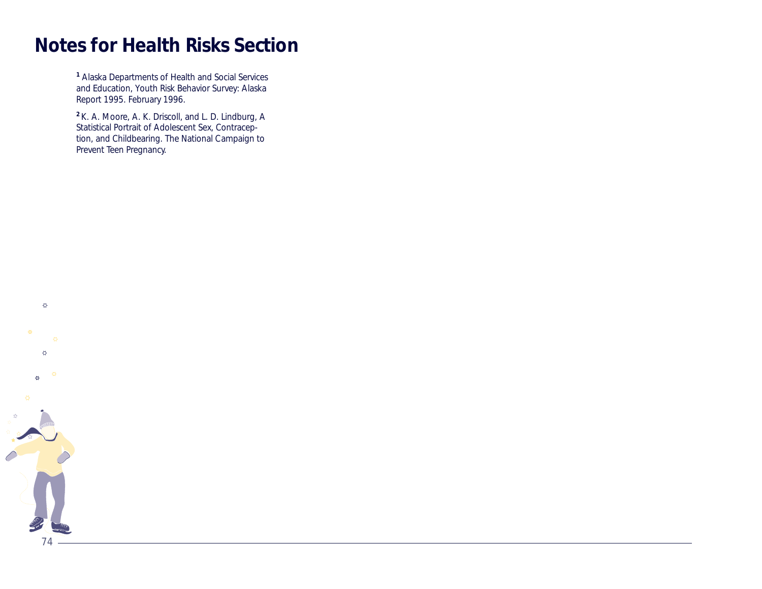# Notes for Health Risks Section

[1] Alaska Departments of Health and Social Services and Education, Youth Risk Behavior Survey: Alaska Report 1995. February 1996.

[2] K. A. Moore, A. K. Driscoll, and L. D. Lindburg, A Statistical Portrait of Adolescent Sex, Contraception, and Childbearing. The National Campaign to Prevent Teen Pregnancy.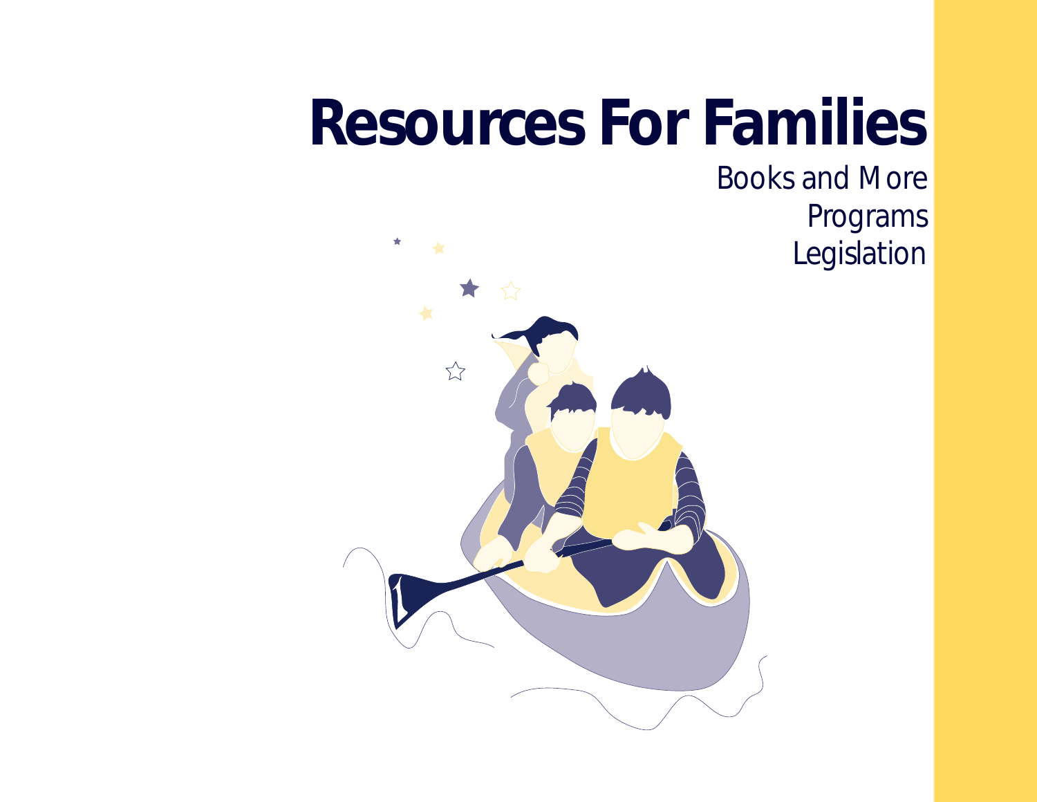# Resources For Families

Books and More
Programs
Legislation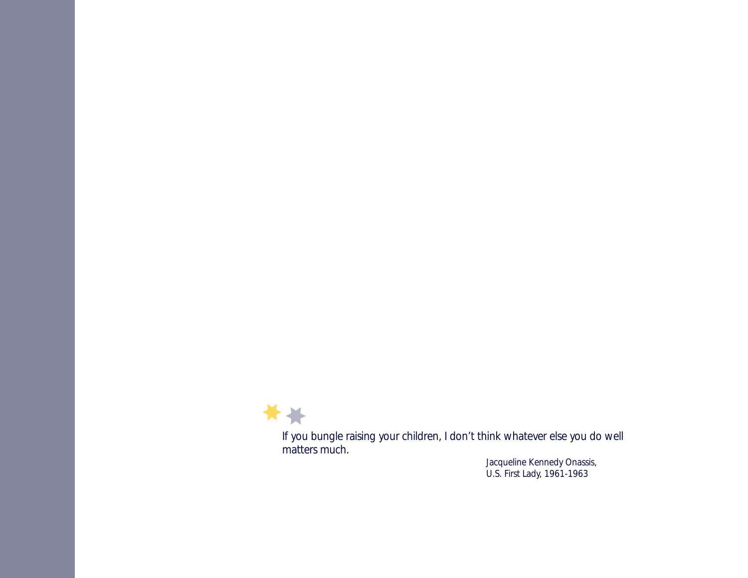If you bungle raising your children, I don’t think whatever else you do well matters much.

Jacqueline Kennedy Onassis,
U.S. First Lady, 1961-1963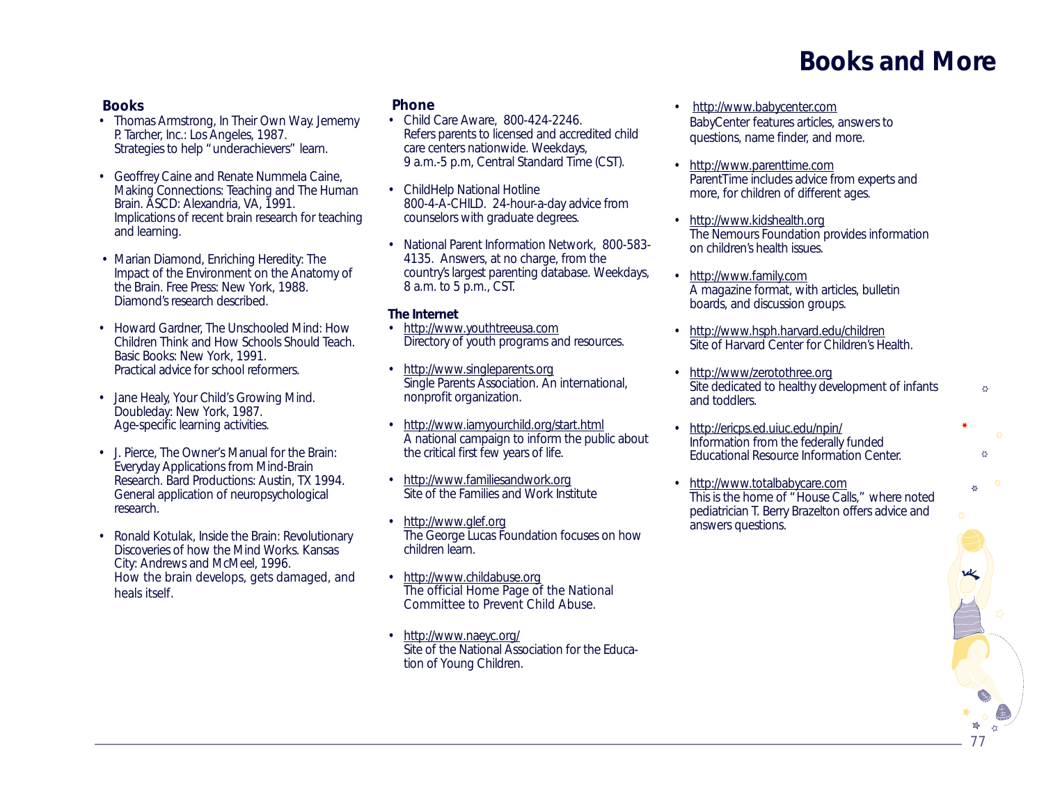# Books and More

## Books

- Thomas Armstrong, In Their Own Way. Jememy P. Tarcher, Inc.: Los Angeles, 1987.
  Strategies to help "underachievers" learn.
- Geoffrey Caine and Renate Nummela Caine, Making Connections: Teaching and The Human Brain. ASCD: Alexandria, VA, 1991.
  Implications of recent brain research for teaching and learning.
- Marian Diamond, Enriching Heredity: The Impact of the Environment on the Anatomy of the Brain. Free Press: New York, 1988.
  Diamond's research described.
- Howard Gardner, The Unschooled Mind: How Children Think and How Schools Should Teach. Basic Books: New York, 1991.
  Practical advice for school reformers.
- Jane Healy, Your Child's Growing Mind. Doubleday: New York, 1987.
  Age-specific learning activities.
- J. Pierce, The Owner's Manual for the Brain: Everyday Applications from Mind-Brain Research. Bard Productions: Austin, TX 1994.
  General application of neuropsychological research.
- Ronald Kotulak, Inside the Brain: Revolutionary Discoveries of how the Mind Works. Kansas City: Andrews and McMeel, 1996.
  How the brain develops, gets damaged, and heals itself.

## Phone

- Child Care Aware, 800-424-2246.
  Refers parents to licensed and accredited child care centers nationwide. Weekdays, 9 a.m.-5 p.m, Central Standard Time (CST).
- ChildHelp National Hotline
  800-4-A-CHILD. 24-hour-a-day advice from counselors with graduate degrees.
- National Parent Information Network, 800-583-4135. Answers, at no charge, from the country's largest parenting database. Weekdays, 8 a.m. to 5 p.m., CST.

### The Internet

- http://www.youthtreeusa.com
  Directory of youth programs and resources.
- http://www.singleparents.org
  Single Parents Association. An international, nonprofit organization.
- http://www.iamyourchild.org/start.html
  A national campaign to inform the public about the critical first few years of life.
- http://www.familiesandwork.org
  Site of the Families and Work Institute
- http://www.glef.org
  The George Lucas Foundation focuses on how children learn.
- http://www.childabuse.org
  The official Home Page of the National Committee to Prevent Child Abuse.
- http://www.naeyc.org/
  Site of the National Association for the Education of Young Children.
- http://www.babycenter.com
  BabyCenter features articles, answers to questions, name finder, and more.
- http://www.parenttime.com
  ParentTime includes advice from experts and more, for children of different ages.
- http://www.kidshealth.org
  The Nemours Foundation provides information on children's health issues.
- http://www.family.com
  A magazine format, with articles, bulletin boards, and discussion groups.
- http://www.hsph.harvard.edu/children
  Site of Harvard Center for Children's Health.
- http://www/zerotothree.org
  Site dedicated to healthy development of infants and toddlers.
- http://ericps.ed.uiuc.edu/npin/
  Information from the federally funded Educational Resource Information Center.
- http://www.totalbabycare.com
  This is the home of "House Calls," where noted pediatrician T. Berry Brazelton offers advice and answers questions.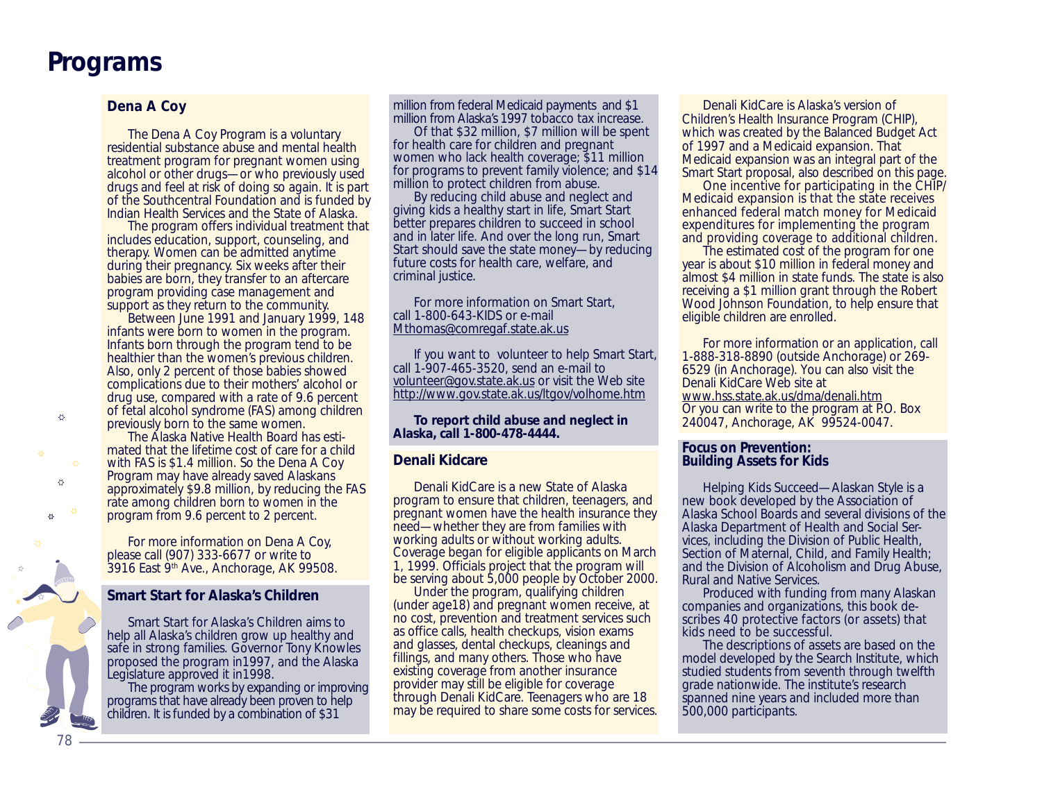# Programs

### Dena A Coy

The Dena A Coy Program is a voluntary residential substance abuse and mental health treatment program for pregnant women using alcohol or other drugs—or who previously used drugs and feel at risk of doing so again. It is part of the Southcentral Foundation and is funded by Indian Health Services and the State of Alaska.

The program offers individual treatment that includes education, support, counseling, and therapy. Women can be admitted anytime during their pregnancy. Six weeks after their babies are born, they transfer to an aftercare program providing case management and support as they return to the community.

Between June 1991 and January 1999, 148 infants were born to women in the program. Infants born through the program tend to be healthier than the women's previous children. Also, only 2 percent of those babies showed complications due to their mothers' alcohol or drug use, compared with a rate of 9.6 percent of fetal alcohol syndrome (FAS) among children previously born to the same women.

The Alaska Native Health Board has estimated that the lifetime cost of care for a child with FAS is $1.4 million. So the Dena A Coy Program may have already saved Alaskans approximately $9.8 million, by reducing the FAS rate among children born to women in the program from 9.6 percent to 2 percent.

For more information on Dena A Coy, please call (907) 333-6677 or write to 3916 East 9th Ave., Anchorage, AK 99508.

### Smart Start for Alaska's Children

Smart Start for Alaska's Children aims to help all Alaska's children grow up healthy and safe in strong families. Governor Tony Knowles proposed the program in1997, and the Alaska Legislature approved it in1998.

The program works by expanding or improving programs that have already been proven to help children. It is funded by a combination of $31 million from federal Medicaid payments and $1 million from Alaska's 1997 tobacco tax increase.

Of that $32 million, $7 million will be spent for health care for children and pregnant women who lack health coverage; $11 million for programs to prevent family violence; and $14 million to protect children from abuse.

By reducing child abuse and neglect and giving kids a healthy start in life, Smart Start better prepares children to succeed in school and in later life. And over the long run, Smart Start should save the state money—by reducing future costs for health care, welfare, and criminal justice.

For more information on Smart Start, call 1-800-643-KIDS or e-mail Mthomas@comregaf.state.ak.us

If you want to volunteer to help Smart Start, call 1-907-465-3520, send an e-mail to volunteer@gov.state.ak.us or visit the Web site http://www.gov.state.ak.us/ltgov/volhome.htm

**To report child abuse and neglect in Alaska, call 1-800-478-4444.**

### Denali Kidcare

Denali KidCare is a new State of Alaska program to ensure that children, teenagers, and pregnant women have the health insurance they need—whether they are from families with working adults or without working adults. Coverage began for eligible applicants on March 1, 1999. Officials project that the program will be serving about 5,000 people by October 2000.

Under the program, qualifying children (under age18) and pregnant women receive, at no cost, prevention and treatment services such as office calls, health checkups, vision exams and glasses, dental checkups, cleanings and fillings, and many others. Those who have existing coverage from another insurance provider may still be eligible for coverage through Denali KidCare. Teenagers who are 18 may be required to share some costs for services.

Denali KidCare is Alaska's version of Children's Health Insurance Program (CHIP), which was created by the Balanced Budget Act of 1997 and a Medicaid expansion. That Medicaid expansion was an integral part of the Smart Start proposal, also described on this page.

One incentive for participating in the CHIP/Medicaid expansion is that the state receives enhanced federal match money for Medicaid expenditures for implementing the program and providing coverage to additional children.

The estimated cost of the program for one year is about $10 million in federal money and almost $4 million in state funds. The state is also receiving a $1 million grant through the Robert Wood Johnson Foundation, to help ensure that eligible children are enrolled.

For more information or an application, call 1-888-318-8890 (outside Anchorage) or 269-6529 (in Anchorage). You can also visit the Denali KidCare Web site at www.hss.state.ak.us/dma/denali.htm
Or you can write to the program at P.O. Box 240047, Anchorage, AK 99524-0047.

### Focus on Prevention: Building Assets for Kids

Helping Kids Succeed—Alaskan Style is a new book developed by the Association of Alaska School Boards and several divisions of the Alaska Department of Health and Social Services, including the Division of Public Health, Section of Maternal, Child, and Family Health; and the Division of Alcoholism and Drug Abuse, Rural and Native Services.

Produced with funding from many Alaskan companies and organizations, this book describes 40 protective factors (or assets) that kids need to be successful.

The descriptions of assets are based on the model developed by the Search Institute, which studied students from seventh through twelfth grade nationwide. The institute's research spanned nine years and included more than 500,000 participants.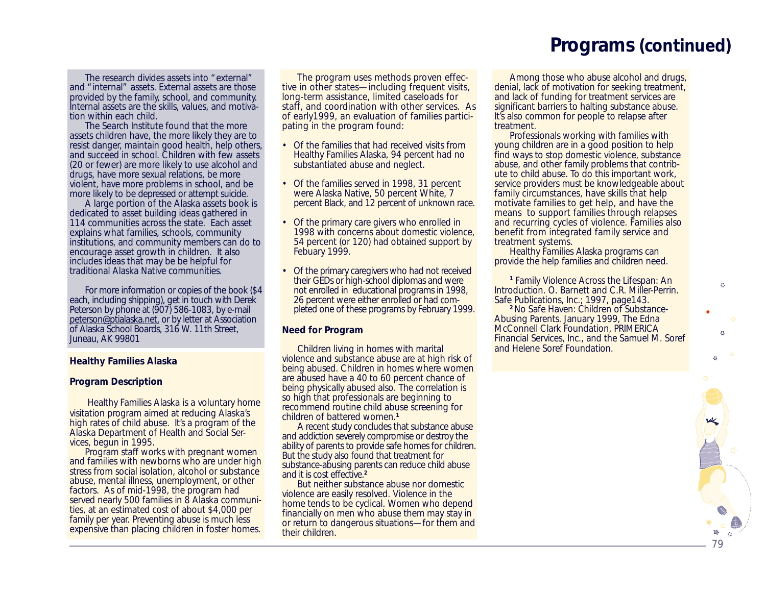# Programs (continued)

The research divides assets into "external" and "internal" assets. External assets are those provided by the family, school, and community. Internal assets are the skills, values, and motivation within each child.

The Search Institute found that the more assets children have, the more likely they are to resist danger, maintain good health, help others, and succeed in school. Children with few assets (20 or fewer) are more likely to use alcohol and drugs, have more sexual relations, be more violent, have more problems in school, and be more likely to be depressed or attempt suicide.

A large portion of the Alaska assets book is dedicated to asset building ideas gathered in 114 communities across the state. Each asset explains what families, schools, community institutions, and community members can do to encourage asset growth in children. It also includes ideas that may be helpful for traditional Alaska Native communities.

For more information or copies of the book ($4 each, including shipping), get in touch with Derek Peterson by phone at (907) 586-1083, by e-mail peterson@ptialaska.net, or by letter at Association of Alaska School Boards, 316 W. 11th Street, Juneau, AK 99801

**Healthy Families Alaska**

**Program Description**

Healthy Families Alaska is a voluntary home visitation program aimed at reducing Alaska's high rates of child abuse. It's a program of the Alaska Department of Health and Social Services, begun in 1995.

Program staff works with pregnant women and families with newborns who are under high stress from social isolation, alcohol or substance abuse, mental illness, unemployment, or other factors. As of mid-1998, the program had served nearly 500 families in 8 Alaska communities, at an estimated cost of about $4,000 per family per year. Preventing abuse is much less expensive than placing children in foster homes.

The program uses methods proven effective in other states—including frequent visits, long-term assistance, limited caseloads for staff, and coordination with other services. As of early1999, an evaluation of families participating in the program found:

- Of the families that had received visits from Healthy Families Alaska, 94 percent had no substantiated abuse and neglect.
- Of the families served in 1998, 31 percent were Alaska Native, 50 percent White, 7 percent Black, and 12 percent of unknown race.
- Of the primary care givers who enrolled in 1998 with concerns about domestic violence, 54 percent (or 120) had obtained support by Febuary 1999.
- Of the primary caregivers who had not received their GEDs or high-school diplomas and were not enrolled in educational programs in 1998, 26 percent were either enrolled or had completed one of these programs by February 1999.

**Need for Program**

Children living in homes with marital violence and substance abuse are at high risk of being abused. Children in homes where women are abused have a 40 to 60 percent chance of being physically abused also. The correlation is so high that professionals are beginning to recommend routine child abuse screening for children of battered women.[1]

A recent study concludes that substance abuse and addiction severely compromise or destroy the ability of parents to provide safe homes for children. But the study also found that treatment for substance-abusing parents can reduce child abuse and it is cost effective.[2]

But neither substance abuse nor domestic violence are easily resolved. Violence in the home tends to be cyclical. Women who depend financially on men who abuse them may stay in or return to dangerous situations—for them and their children.

Among those who abuse alcohol and drugs, denial, lack of motivation for seeking treatment, and lack of funding for treatment services are significant barriers to halting substance abuse. It's also common for people to relapse after treatment.

Professionals working with families with young children are in a good position to help find ways to stop domestic violence, substance abuse, and other family problems that contribute to child abuse. To do this important work, service providers must be knowledgeable about family circumstances, have skills that help motivate families to get help, and have the means to support families through relapses and recurring cycles of violence. Families also benefit from integrated family service and treatment systems.

Healthy Families Alaska programs can provide the help families and children need.

[1] Family Violence Across the Lifespan: An Introduction. O. Barnett and C.R. Miller-Perrin. Safe Publications, Inc.; 1997, page143.

[2] No Safe Haven: Children of Substance-Abusing Parents. January 1999, The Edna McConnell Clark Foundation, PRIMERICA Financial Services, Inc., and the Samuel M. Soref and Helene Soref Foundation.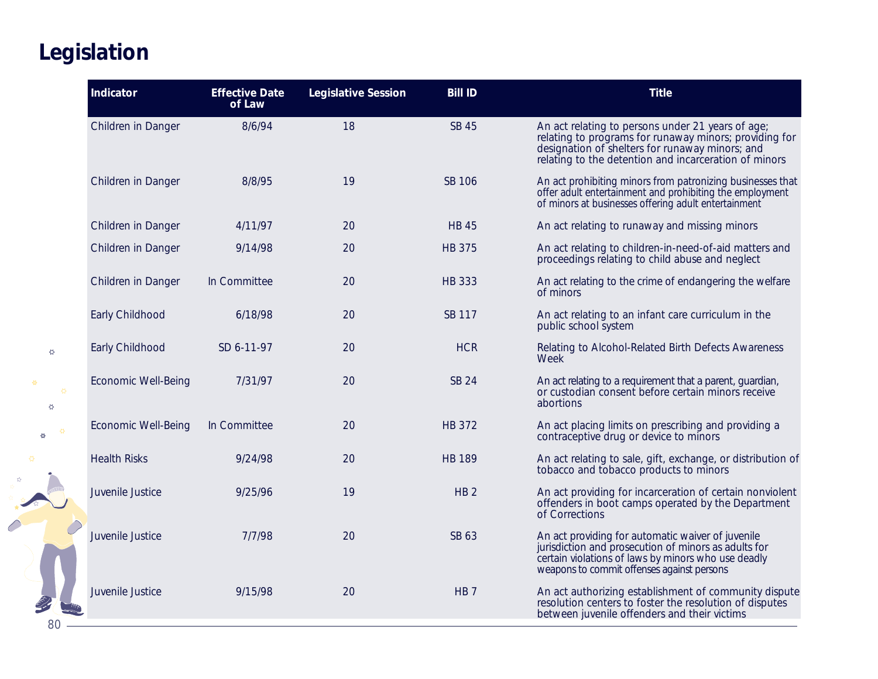# Legislation

| Indicator | Effective Date of Law | Legislative Session | Bill ID | Title |
|---|---|---|---|---|
| Children in Danger | 8/6/94 | 18 | SB 45 | An act relating to persons under 21 years of age; relating to programs for runaway minors; providing for designation of shelters for runaway minors; and relating to the detention and incarceration of minors |
| Children in Danger | 8/8/95 | 19 | SB 106 | An act prohibiting minors from patronizing businesses that offer adult entertainment and prohibiting the employment of minors at businesses offering adult entertainment |
| Children in Danger | 4/11/97 | 20 | HB 45 | An act relating to runaway and missing minors |
| Children in Danger | 9/14/98 | 20 | HB 375 | An act relating to children-in-need-of-aid matters and proceedings relating to child abuse and neglect |
| Children in Danger | In Committee | 20 | HB 333 | An act relating to the crime of endangering the welfare of minors |
| Early Childhood | 6/18/98 | 20 | SB 117 | An act relating to an infant care curriculum in the public school system |
| Early Childhood | SD 6-11-97 | 20 | HCR | Relating to Alcohol-Related Birth Defects Awareness Week |
| Economic Well-Being | 7/31/97 | 20 | SB 24 | An act relating to a requirement that a parent, guardian, or custodian consent before certain minors receive abortions |
| Economic Well-Being | In Committee | 20 | HB 372 | An act placing limits on prescribing and providing a contraceptive drug or device to minors |
| Health Risks | 9/24/98 | 20 | HB 189 | An act relating to sale, gift, exchange, or distribution of tobacco and tobacco products to minors |
| Juvenile Justice | 9/25/96 | 19 | HB 2 | An act providing for incarceration of certain nonviolent offenders in boot camps operated by the Department of Corrections |
| Juvenile Justice | 7/7/98 | 20 | SB 63 | An act providing for automatic waiver of juvenile jurisdiction and prosecution of minors as adults for certain violations of laws by minors who use deadly weapons to commit offenses against persons |
| Juvenile Justice | 9/15/98 | 20 | HB 7 | An act authorizing establishment of community dispute resolution centers to foster the resolution of disputes between juvenile offenders and their victims |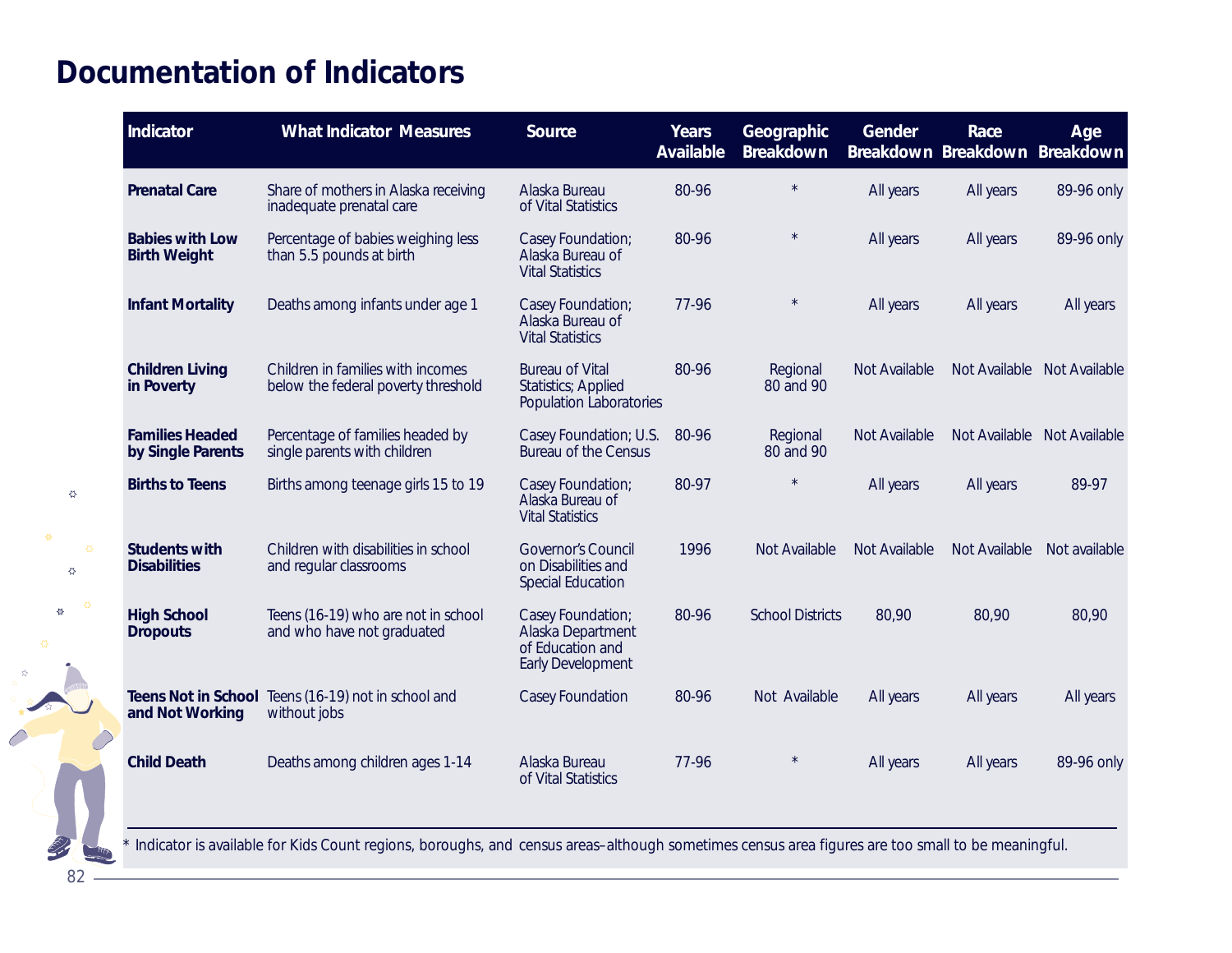# Documentation of Indicators

| Indicator | What Indicator Measures | Source | Years Available | Geographic Breakdown | Gender Breakdown | Race Breakdown | Age Breakdown |
|---|---|---|---|---|---|---|---|
| **Prenatal Care** | Share of mothers in Alaska receiving inadequate prenatal care | Alaska Bureau of Vital Statistics | 80-96 | * | All years | All years | 89-96 only |
| **Babies with Low Birth Weight** | Percentage of babies weighing less than 5.5 pounds at birth | Casey Foundation; Alaska Bureau of Vital Statistics | 80-96 | * | All years | All years | 89-96 only |
| **Infant Mortality** | Deaths among infants under age 1 | Casey Foundation; Alaska Bureau of Vital Statistics | 77-96 | * | All years | All years | All years |
| **Children Living in Poverty** | Children in families with incomes below the federal poverty threshold | Bureau of Vital Statistics; Applied Population Laboratories | 80-96 | Regional 80 and 90 | Not Available | Not Available | Not Available |
| **Families Headed by Single Parents** | Percentage of families headed by single parents with children | Casey Foundation; U.S. Bureau of the Census | 80-96 | Regional 80 and 90 | Not Available | Not Available | Not Available |
| **Births to Teens** | Births among teenage girls 15 to 19 | Casey Foundation; Alaska Bureau of Vital Statistics | 80-97 | * | All years | All years | 89-97 |
| **Students with Disabilities** | Children with disabilities in school and regular classrooms | Governor's Council on Disabilities and Special Education | 1996 | Not Available | Not Available | Not Available | Not available |
| **High School Dropouts** | Teens (16-19) who are not in school and who have not graduated | Casey Foundation; Alaska Department of Education and Early Development | 80-96 | School Districts | 80,90 | 80,90 | 80,90 |
| **Teens Not in School and Not Working** | Teens (16-19) not in school and without jobs | Casey Foundation | 80-96 | Not Available | All years | All years | All years |
| **Child Death** | Deaths among children ages 1-14 | Alaska Bureau of Vital Statistics | 77-96 | * | All years | All years | 89-96 only |

* Indicator is available for Kids Count regions, boroughs, and census areas–although sometimes census area figures are too small to be meaningful.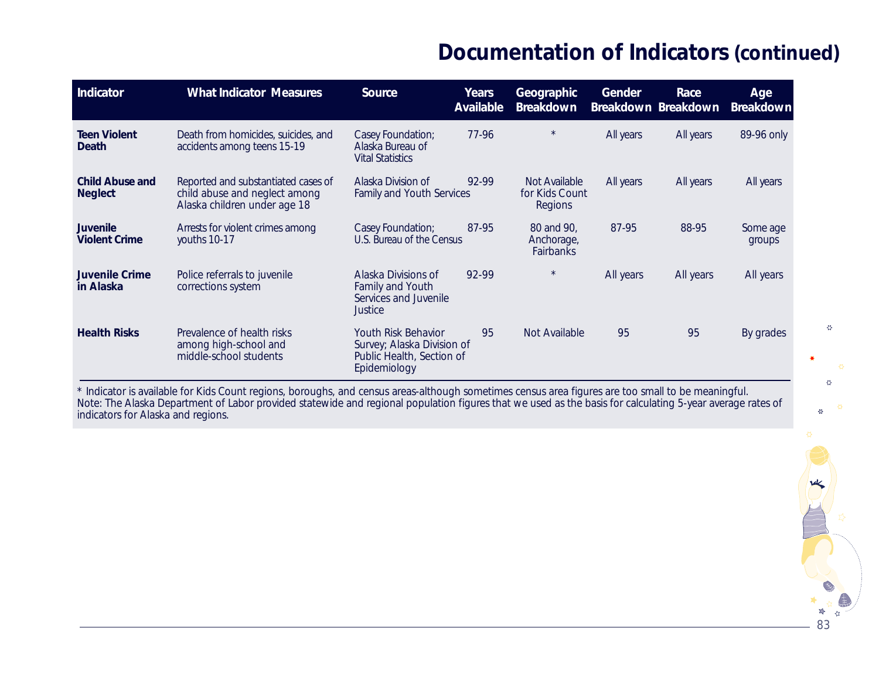# Documentation of Indicators (continued)

| Indicator | What Indicator Measures | Source | Years Available | Geographic Breakdown | Gender Breakdown | Race Breakdown | Age Breakdown |
|---|---|---|---|---|---|---|---|
| **Teen Violent Death** | Death from homicides, suicides, and accidents among teens 15-19 | Casey Foundation; Alaska Bureau of Vital Statistics | 77-96 | * | All years | All years | 89-96 only |
| **Child Abuse and Neglect** | Reported and substantiated cases of child abuse and neglect among Alaska children under age 18 | Alaska Division of Family and Youth Services | 92-99 | Not Available for Kids Count Regions | All years | All years | All years |
| **Juvenile Violent Crime** | Arrests for violent crimes among youths 10-17 | Casey Foundation; U.S. Bureau of the Census | 87-95 | 80 and 90, Anchorage, Fairbanks | 87-95 | 88-95 | Some age groups |
| **Juvenile Crime in Alaska** | Police referrals to juvenile corrections system | Alaska Divisions of Family and Youth Services and Juvenile Justice | 92-99 | * | All years | All years | All years |
| **Health Risks** | Prevalence of health risks among high-school and middle-school students | Youth Risk Behavior Survey; Alaska Division of Public Health, Section of Epidemiology | 95 | Not Available | 95 | 95 | By grades |

* Indicator is available for Kids Count regions, boroughs, and census areas-although sometimes census area figures are too small to be meaningful.
Note: The Alaska Department of Labor provided statewide and regional population figures that we used as the basis for calculating 5-year average rates of indicators for Alaska and regions.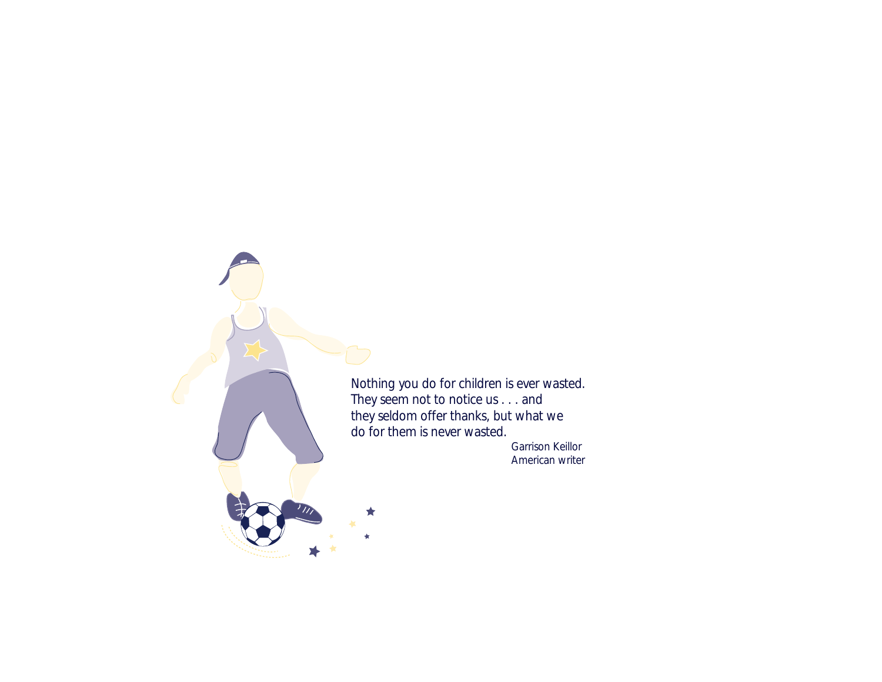Nothing you do for children is ever wasted.
They seem not to notice us . . . and
they seldom offer thanks, but what we
do for them is never wasted.

Garrison Keillor
American writer